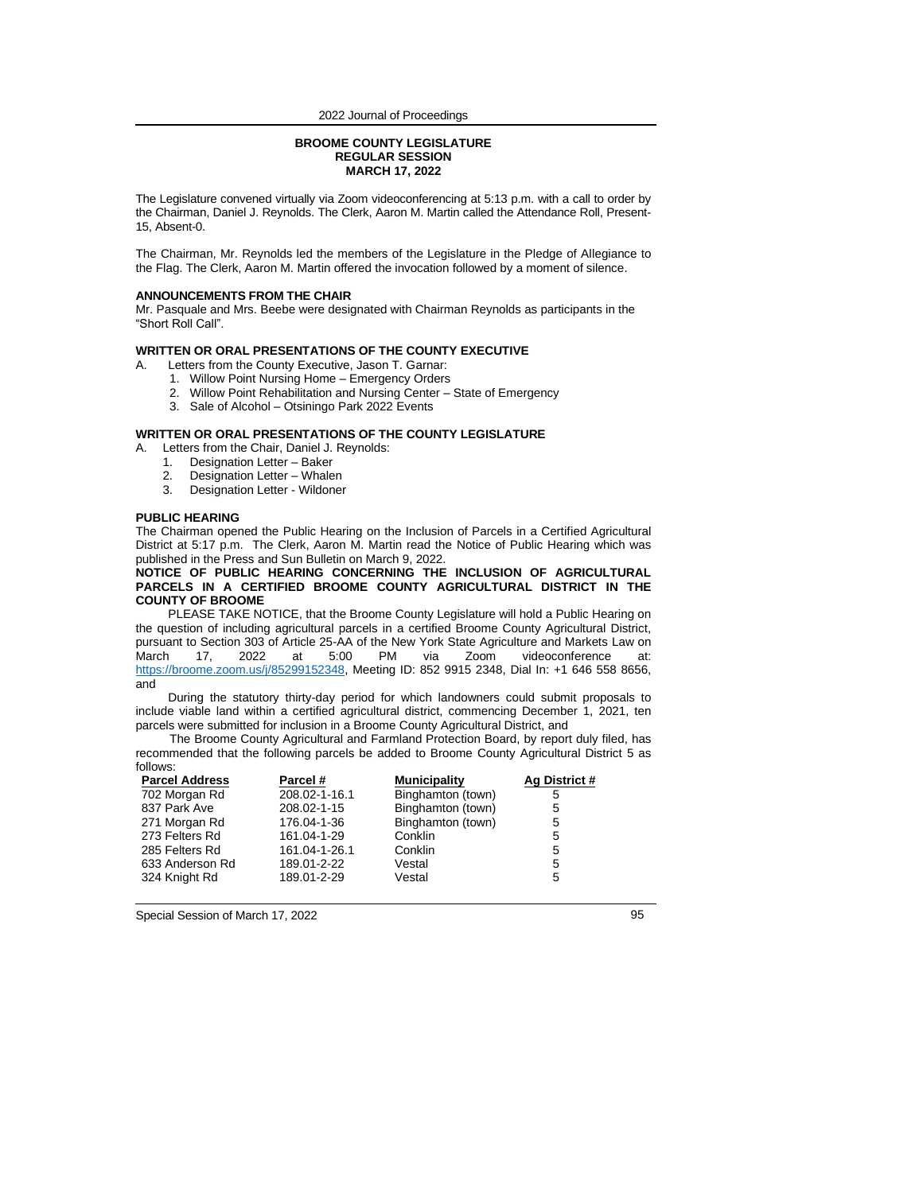**BROOME COUNTY LEGISLATURE**
**REGULAR SESSION**
**MARCH 17, 2022**

The Legislature convened virtually via Zoom videoconferencing at 5:13 p.m. with a call to order by the Chairman, Daniel J. Reynolds. The Clerk, Aaron M. Martin called the Attendance Roll, Present-15, Absent-0.

The Chairman, Mr. Reynolds led the members of the Legislature in the Pledge of Allegiance to the Flag. The Clerk, Aaron M. Martin offered the invocation followed by a moment of silence.

**ANNOUNCEMENTS FROM THE CHAIR**
Mr. Pasquale and Mrs. Beebe were designated with Chairman Reynolds as participants in the "Short Roll Call".

**WRITTEN OR ORAL PRESENTATIONS OF THE COUNTY EXECUTIVE**

A. Letters from the County Executive, Jason T. Garnar:
   1. Willow Point Nursing Home – Emergency Orders
   2. Willow Point Rehabilitation and Nursing Center – State of Emergency
   3. Sale of Alcohol – Otsiningo Park 2022 Events

**WRITTEN OR ORAL PRESENTATIONS OF THE COUNTY LEGISLATURE**

A. Letters from the Chair, Daniel J. Reynolds:
   1. Designation Letter – Baker
   2. Designation Letter – Whalen
   3. Designation Letter - Wildoner

**PUBLIC HEARING**
The Chairman opened the Public Hearing on the Inclusion of Parcels in a Certified Agricultural District at 5:17 p.m. The Clerk, Aaron M. Martin read the Notice of Public Hearing which was published in the Press and Sun Bulletin on March 9, 2022.

**NOTICE OF PUBLIC HEARING CONCERNING THE INCLUSION OF AGRICULTURAL PARCELS IN A CERTIFIED BROOME COUNTY AGRICULTURAL DISTRICT IN THE COUNTY OF BROOME**

PLEASE TAKE NOTICE, that the Broome County Legislature will hold a Public Hearing on the question of including agricultural parcels in a certified Broome County Agricultural District, pursuant to Section 303 of Article 25-AA of the New York State Agriculture and Markets Law on March 17, 2022 at 5:00 PM via Zoom videoconference at: https://broome.zoom.us/j/85299152348, Meeting ID: 852 9915 2348, Dial In: +1 646 558 8656, and

During the statutory thirty-day period for which landowners could submit proposals to include viable land within a certified agricultural district, commencing December 1, 2021, ten parcels were submitted for inclusion in a Broome County Agricultural District, and

The Broome County Agricultural and Farmland Protection Board, by report duly filed, has recommended that the following parcels be added to Broome County Agricultural District 5 as follows:

| Parcel Address | Parcel # | Municipality | Ag District # |
|---|---|---|---|
| 702 Morgan Rd | 208.02-1-16.1 | Binghamton (town) | 5 |
| 837 Park Ave | 208.02-1-15 | Binghamton (town) | 5 |
| 271 Morgan Rd | 176.04-1-36 | Binghamton (town) | 5 |
| 273 Felters Rd | 161.04-1-29 | Conklin | 5 |
| 285 Felters Rd | 161.04-1-26.1 | Conklin | 5 |
| 633 Anderson Rd | 189.01-2-22 | Vestal | 5 |
| 324 Knight Rd | 189.01-2-29 | Vestal | 5 |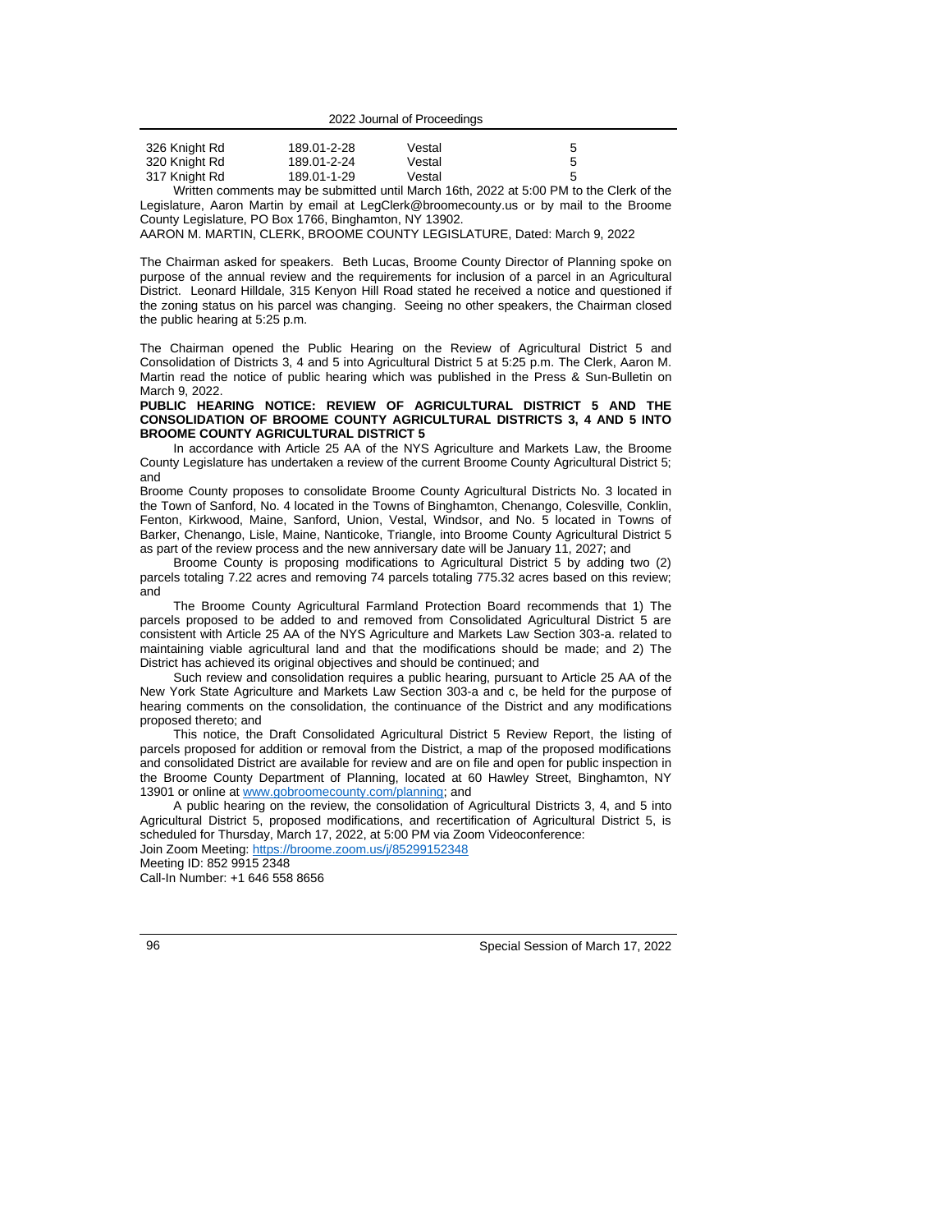| | | | |
|---|---|---|---|
| 326 Knight Rd | 189.01-2-28 | Vestal | 5 |
| 320 Knight Rd | 189.01-2-24 | Vestal | 5 |
| 317 Knight Rd | 189.01-1-29 | Vestal | 5 |

Written comments may be submitted until March 16th, 2022 at 5:00 PM to the Clerk of the Legislature, Aaron Martin by email at LegClerk@broomecounty.us or by mail to the Broome County Legislature, PO Box 1766, Binghamton, NY 13902.

AARON M. MARTIN, CLERK, BROOME COUNTY LEGISLATURE, Dated: March 9, 2022

The Chairman asked for speakers. Beth Lucas, Broome County Director of Planning spoke on purpose of the annual review and the requirements for inclusion of a parcel in an Agricultural District. Leonard Hilldale, 315 Kenyon Hill Road stated he received a notice and questioned if the zoning status on his parcel was changing. Seeing no other speakers, the Chairman closed the public hearing at 5:25 p.m.

The Chairman opened the Public Hearing on the Review of Agricultural District 5 and Consolidation of Districts 3, 4 and 5 into Agricultural District 5 at 5:25 p.m. The Clerk, Aaron M. Martin read the notice of public hearing which was published in the Press & Sun-Bulletin on March 9, 2022.

**PUBLIC HEARING NOTICE: REVIEW OF AGRICULTURAL DISTRICT 5 AND THE CONSOLIDATION OF BROOME COUNTY AGRICULTURAL DISTRICTS 3, 4 AND 5 INTO BROOME COUNTY AGRICULTURAL DISTRICT 5**

In accordance with Article 25 AA of the NYS Agriculture and Markets Law, the Broome County Legislature has undertaken a review of the current Broome County Agricultural District 5; and

Broome County proposes to consolidate Broome County Agricultural Districts No. 3 located in the Town of Sanford, No. 4 located in the Towns of Binghamton, Chenango, Colesville, Conklin, Fenton, Kirkwood, Maine, Sanford, Union, Vestal, Windsor, and No. 5 located in Towns of Barker, Chenango, Lisle, Maine, Nanticoke, Triangle, into Broome County Agricultural District 5 as part of the review process and the new anniversary date will be January 11, 2027; and

Broome County is proposing modifications to Agricultural District 5 by adding two (2) parcels totaling 7.22 acres and removing 74 parcels totaling 775.32 acres based on this review; and

The Broome County Agricultural Farmland Protection Board recommends that 1) The parcels proposed to be added to and removed from Consolidated Agricultural District 5 are consistent with Article 25 AA of the NYS Agriculture and Markets Law Section 303-a. related to maintaining viable agricultural land and that the modifications should be made; and 2) The District has achieved its original objectives and should be continued; and

Such review and consolidation requires a public hearing, pursuant to Article 25 AA of the New York State Agriculture and Markets Law Section 303-a and c, be held for the purpose of hearing comments on the consolidation, the continuance of the District and any modifications proposed thereto; and

This notice, the Draft Consolidated Agricultural District 5 Review Report, the listing of parcels proposed for addition or removal from the District, a map of the proposed modifications and consolidated District are available for review and are on file and open for public inspection in the Broome County Department of Planning, located at 60 Hawley Street, Binghamton, NY 13901 or online at www.gobroomecounty.com/planning; and

A public hearing on the review, the consolidation of Agricultural Districts 3, 4, and 5 into Agricultural District 5, proposed modifications, and recertification of Agricultural District 5, is scheduled for Thursday, March 17, 2022, at 5:00 PM via Zoom Videoconference:

Join Zoom Meeting: https://broome.zoom.us/j/85299152348

Meeting ID: 852 9915 2348

Call-In Number: +1 646 558 8656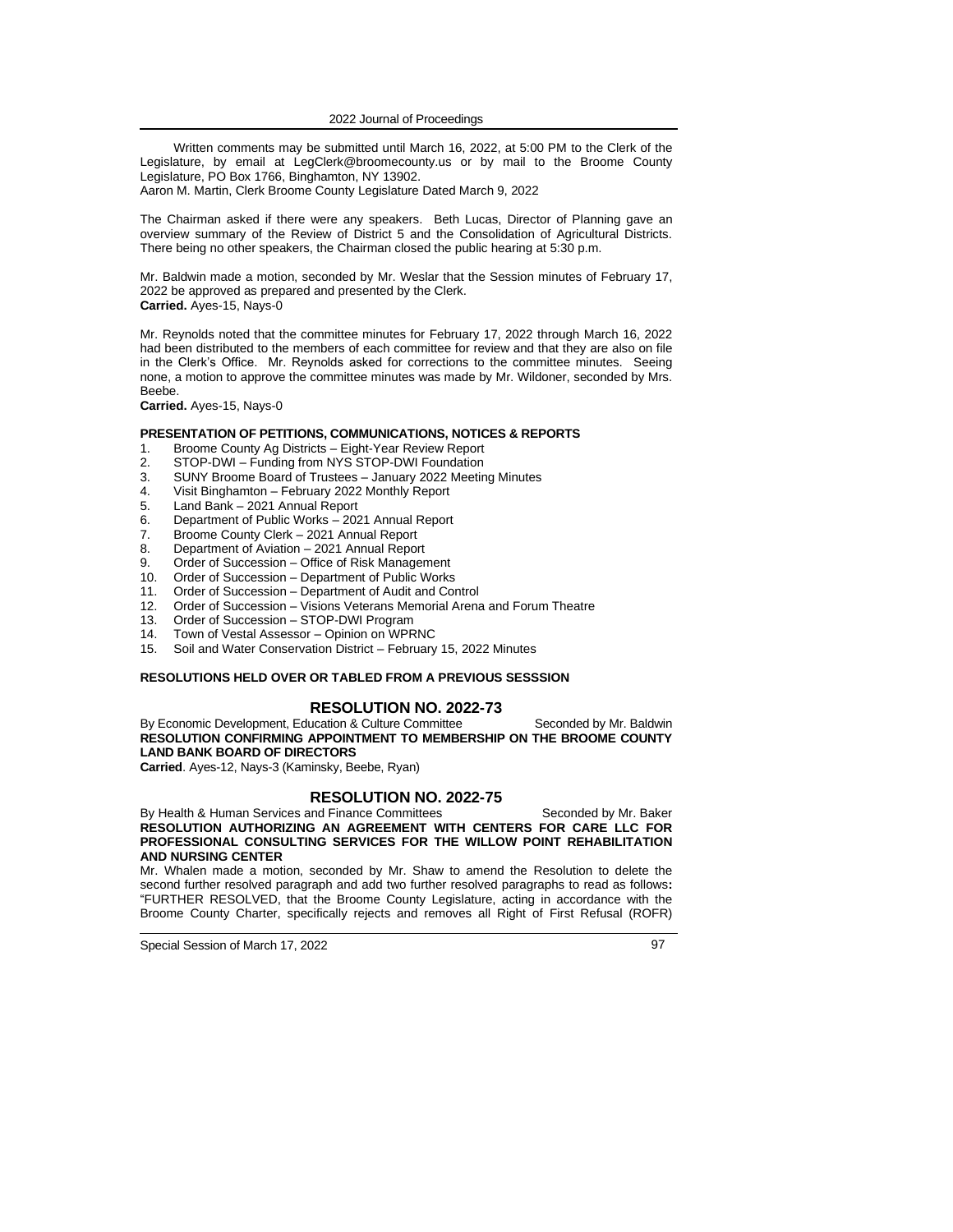Written comments may be submitted until March 16, 2022, at 5:00 PM to the Clerk of the Legislature, by email at LegClerk@broomecounty.us or by mail to the Broome County Legislature, PO Box 1766, Binghamton, NY 13902.
Aaron M. Martin, Clerk Broome County Legislature Dated March 9, 2022

The Chairman asked if there were any speakers. Beth Lucas, Director of Planning gave an overview summary of the Review of District 5 and the Consolidation of Agricultural Districts. There being no other speakers, the Chairman closed the public hearing at 5:30 p.m.

Mr. Baldwin made a motion, seconded by Mr. Weslar that the Session minutes of February 17, 2022 be approved as prepared and presented by the Clerk.
**Carried.** Ayes-15, Nays-0

Mr. Reynolds noted that the committee minutes for February 17, 2022 through March 16, 2022 had been distributed to the members of each committee for review and that they are also on file in the Clerk's Office. Mr. Reynolds asked for corrections to the committee minutes. Seeing none, a motion to approve the committee minutes was made by Mr. Wildoner, seconded by Mrs. Beebe.
**Carried.** Ayes-15, Nays-0

**PRESENTATION OF PETITIONS, COMMUNICATIONS, NOTICES & REPORTS**

1. Broome County Ag Districts – Eight-Year Review Report
2. STOP-DWI – Funding from NYS STOP-DWI Foundation
3. SUNY Broome Board of Trustees – January 2022 Meeting Minutes
4. Visit Binghamton – February 2022 Monthly Report
5. Land Bank – 2021 Annual Report
6. Department of Public Works – 2021 Annual Report
7. Broome County Clerk – 2021 Annual Report
8. Department of Aviation – 2021 Annual Report
9. Order of Succession – Office of Risk Management
10. Order of Succession – Department of Public Works
11. Order of Succession – Department of Audit and Control
12. Order of Succession – Visions Veterans Memorial Arena and Forum Theatre
13. Order of Succession – STOP-DWI Program
14. Town of Vestal Assessor – Opinion on WPRNC
15. Soil and Water Conservation District – February 15, 2022 Minutes

**RESOLUTIONS HELD OVER OR TABLED FROM A PREVIOUS SESSSION**

## RESOLUTION NO. 2022-73

By Economic Development, Education & Culture Committee Seconded by Mr. Baldwin
**RESOLUTION CONFIRMING APPOINTMENT TO MEMBERSHIP ON THE BROOME COUNTY LAND BANK BOARD OF DIRECTORS**
**Carried**. Ayes-12, Nays-3 (Kaminsky, Beebe, Ryan)

## RESOLUTION NO. 2022-75

By Health & Human Services and Finance Committees Seconded by Mr. Baker
**RESOLUTION AUTHORIZING AN AGREEMENT WITH CENTERS FOR CARE LLC FOR PROFESSIONAL CONSULTING SERVICES FOR THE WILLOW POINT REHABILITATION AND NURSING CENTER**

Mr. Whalen made a motion, seconded by Mr. Shaw to amend the Resolution to delete the second further resolved paragraph and add two further resolved paragraphs to read as follows**:** "FURTHER RESOLVED, that the Broome County Legislature, acting in accordance with the Broome County Charter, specifically rejects and removes all Right of First Refusal (ROFR)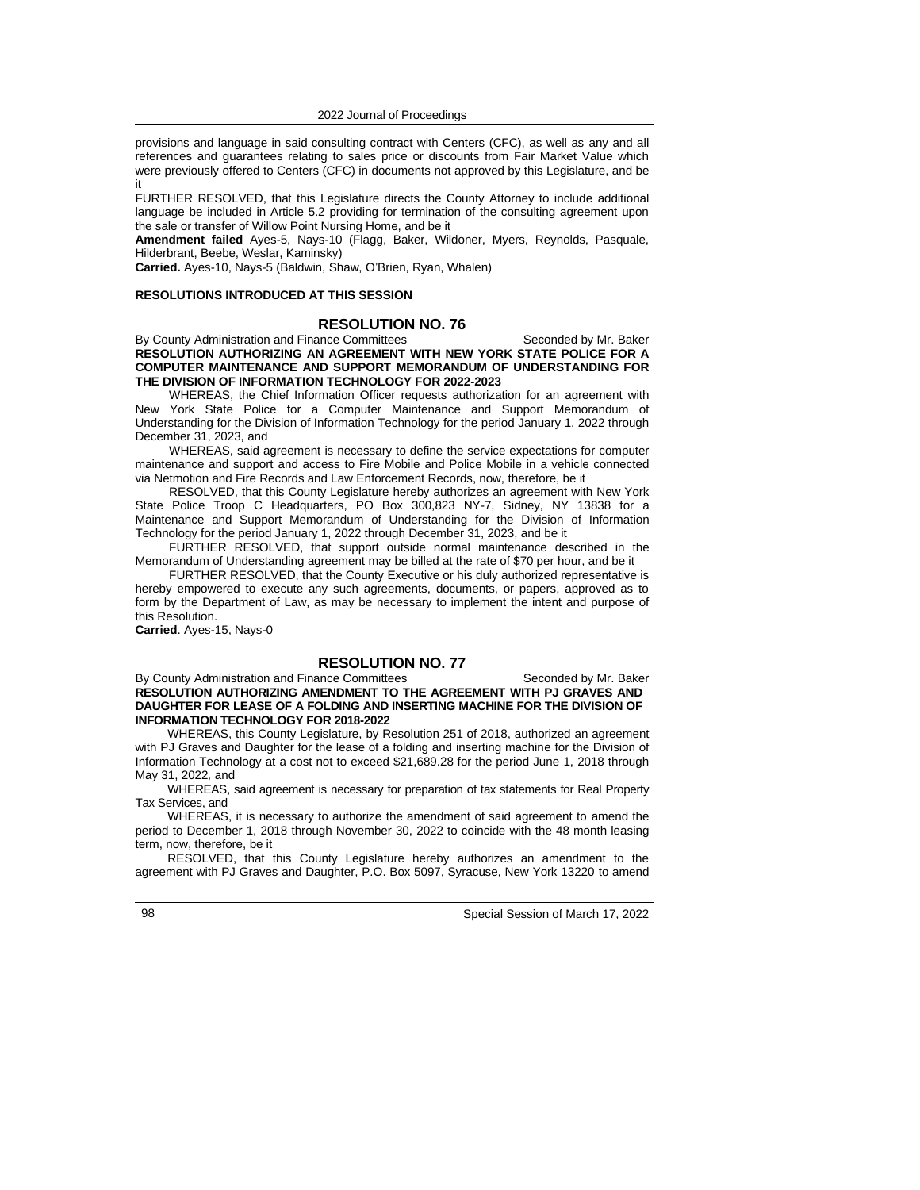provisions and language in said consulting contract with Centers (CFC), as well as any and all references and guarantees relating to sales price or discounts from Fair Market Value which were previously offered to Centers (CFC) in documents not approved by this Legislature, and be it

FURTHER RESOLVED, that this Legislature directs the County Attorney to include additional language be included in Article 5.2 providing for termination of the consulting agreement upon the sale or transfer of Willow Point Nursing Home, and be it

**Amendment failed** Ayes-5, Nays-10 (Flagg, Baker, Wildoner, Myers, Reynolds, Pasquale, Hilderbrant, Beebe, Weslar, Kaminsky)

**Carried.** Ayes-10, Nays-5 (Baldwin, Shaw, O'Brien, Ryan, Whalen)

**RESOLUTIONS INTRODUCED AT THIS SESSION**

## RESOLUTION NO. 76

By County Administration and Finance Committees  Seconded by Mr. Baker

**RESOLUTION AUTHORIZING AN AGREEMENT WITH NEW YORK STATE POLICE FOR A COMPUTER MAINTENANCE AND SUPPORT MEMORANDUM OF UNDERSTANDING FOR THE DIVISION OF INFORMATION TECHNOLOGY FOR 2022-2023**

WHEREAS, the Chief Information Officer requests authorization for an agreement with New York State Police for a Computer Maintenance and Support Memorandum of Understanding for the Division of Information Technology for the period January 1, 2022 through December 31, 2023, and

WHEREAS, said agreement is necessary to define the service expectations for computer maintenance and support and access to Fire Mobile and Police Mobile in a vehicle connected via Netmotion and Fire Records and Law Enforcement Records, now, therefore, be it

RESOLVED, that this County Legislature hereby authorizes an agreement with New York State Police Troop C Headquarters, PO Box 300,823 NY-7, Sidney, NY 13838 for a Maintenance and Support Memorandum of Understanding for the Division of Information Technology for the period January 1, 2022 through December 31, 2023, and be it

FURTHER RESOLVED, that support outside normal maintenance described in the Memorandum of Understanding agreement may be billed at the rate of $70 per hour, and be it

FURTHER RESOLVED, that the County Executive or his duly authorized representative is hereby empowered to execute any such agreements, documents, or papers, approved as to form by the Department of Law, as may be necessary to implement the intent and purpose of this Resolution.

**Carried**. Ayes-15, Nays-0

## RESOLUTION NO. 77

By County Administration and Finance Committees  Seconded by Mr. Baker

**RESOLUTION AUTHORIZING AMENDMENT TO THE AGREEMENT WITH PJ GRAVES AND DAUGHTER FOR LEASE OF A FOLDING AND INSERTING MACHINE FOR THE DIVISION OF INFORMATION TECHNOLOGY FOR 2018-2022**

WHEREAS, this County Legislature, by Resolution 251 of 2018, authorized an agreement with PJ Graves and Daughter for the lease of a folding and inserting machine for the Division of Information Technology at a cost not to exceed $21,689.28 for the period June 1, 2018 through May 31, 2022, and

WHEREAS, said agreement is necessary for preparation of tax statements for Real Property Tax Services, and

WHEREAS, it is necessary to authorize the amendment of said agreement to amend the period to December 1, 2018 through November 30, 2022 to coincide with the 48 month leasing term, now, therefore, be it

RESOLVED, that this County Legislature hereby authorizes an amendment to the agreement with PJ Graves and Daughter, P.O. Box 5097, Syracuse, New York 13220 to amend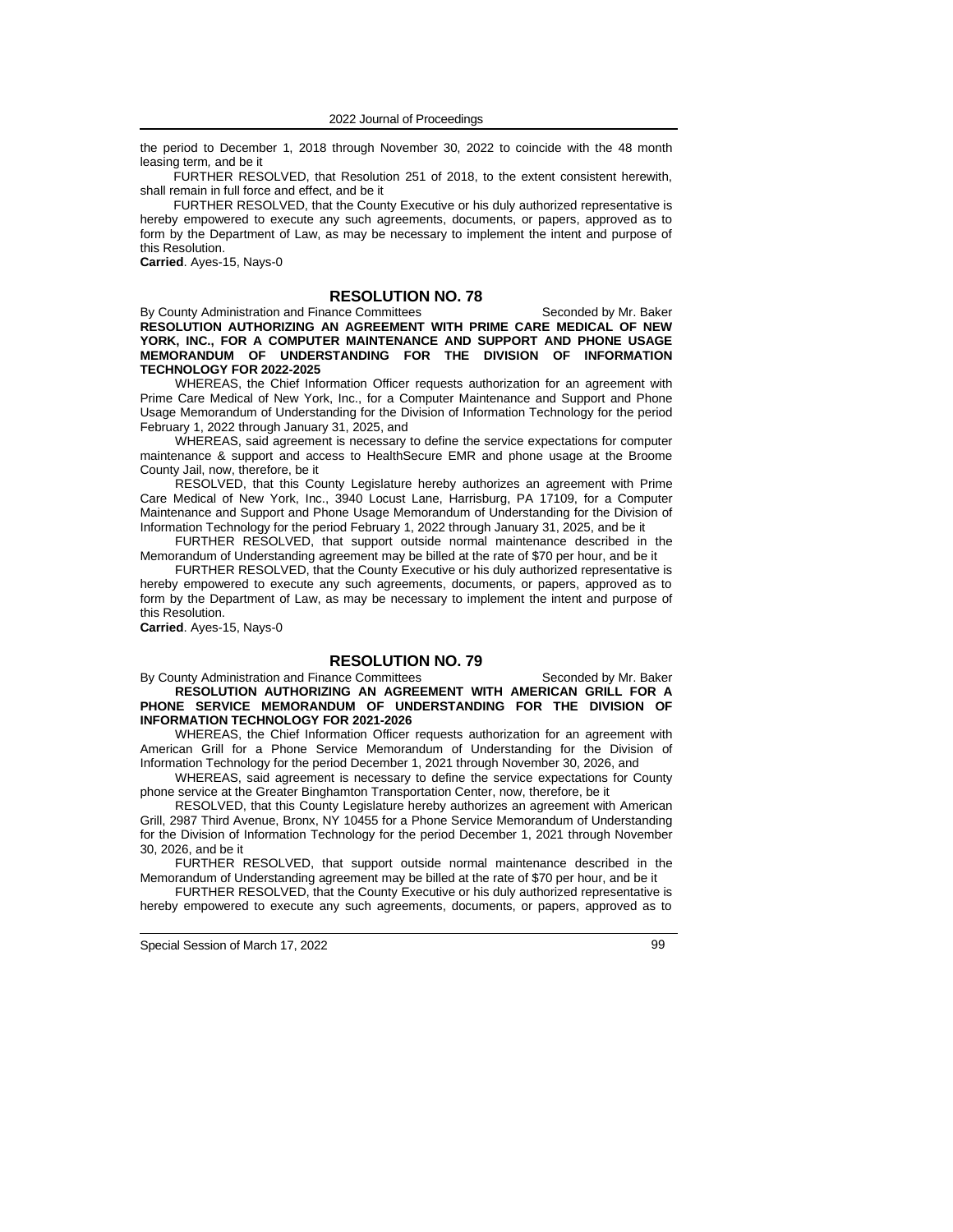the period to December 1, 2018 through November 30, 2022 to coincide with the 48 month leasing term, and be it

FURTHER RESOLVED, that Resolution 251 of 2018, to the extent consistent herewith, shall remain in full force and effect, and be it

FURTHER RESOLVED, that the County Executive or his duly authorized representative is hereby empowered to execute any such agreements, documents, or papers, approved as to form by the Department of Law, as may be necessary to implement the intent and purpose of this Resolution.

**Carried**. Ayes-15, Nays-0

## RESOLUTION NO. 78

By County Administration and Finance Committees Seconded by Mr. Baker

**RESOLUTION AUTHORIZING AN AGREEMENT WITH PRIME CARE MEDICAL OF NEW YORK, INC., FOR A COMPUTER MAINTENANCE AND SUPPORT AND PHONE USAGE MEMORANDUM OF UNDERSTANDING FOR THE DIVISION OF INFORMATION TECHNOLOGY FOR 2022-2025**

WHEREAS, the Chief Information Officer requests authorization for an agreement with Prime Care Medical of New York, Inc., for a Computer Maintenance and Support and Phone Usage Memorandum of Understanding for the Division of Information Technology for the period February 1, 2022 through January 31, 2025, and

WHEREAS, said agreement is necessary to define the service expectations for computer maintenance & support and access to HealthSecure EMR and phone usage at the Broome County Jail, now, therefore, be it

RESOLVED, that this County Legislature hereby authorizes an agreement with Prime Care Medical of New York, Inc., 3940 Locust Lane, Harrisburg, PA 17109, for a Computer Maintenance and Support and Phone Usage Memorandum of Understanding for the Division of Information Technology for the period February 1, 2022 through January 31, 2025, and be it

FURTHER RESOLVED, that support outside normal maintenance described in the Memorandum of Understanding agreement may be billed at the rate of $70 per hour, and be it

FURTHER RESOLVED, that the County Executive or his duly authorized representative is hereby empowered to execute any such agreements, documents, or papers, approved as to form by the Department of Law, as may be necessary to implement the intent and purpose of this Resolution.

**Carried**. Ayes-15, Nays-0

## RESOLUTION NO. 79

By County Administration and Finance Committees Seconded by Mr. Baker

**RESOLUTION AUTHORIZING AN AGREEMENT WITH AMERICAN GRILL FOR A PHONE SERVICE MEMORANDUM OF UNDERSTANDING FOR THE DIVISION OF INFORMATION TECHNOLOGY FOR 2021-2026**

WHEREAS, the Chief Information Officer requests authorization for an agreement with American Grill for a Phone Service Memorandum of Understanding for the Division of Information Technology for the period December 1, 2021 through November 30, 2026, and

WHEREAS, said agreement is necessary to define the service expectations for County phone service at the Greater Binghamton Transportation Center, now, therefore, be it

RESOLVED, that this County Legislature hereby authorizes an agreement with American Grill, 2987 Third Avenue, Bronx, NY 10455 for a Phone Service Memorandum of Understanding for the Division of Information Technology for the period December 1, 2021 through November 30, 2026, and be it

FURTHER RESOLVED, that support outside normal maintenance described in the Memorandum of Understanding agreement may be billed at the rate of $70 per hour, and be it

FURTHER RESOLVED, that the County Executive or his duly authorized representative is hereby empowered to execute any such agreements, documents, or papers, approved as to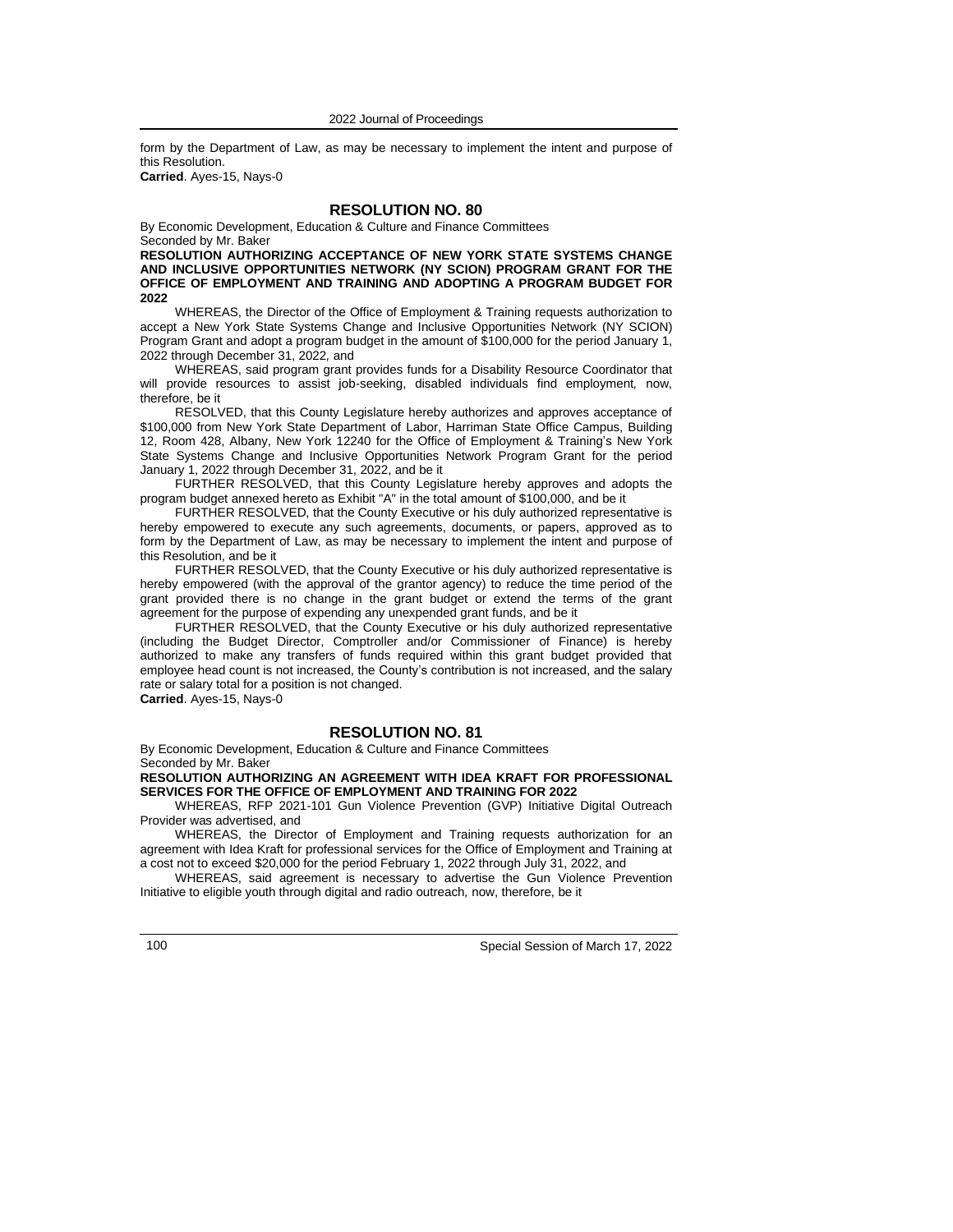form by the Department of Law, as may be necessary to implement the intent and purpose of this Resolution.
**Carried**. Ayes-15, Nays-0

## RESOLUTION NO. 80

By Economic Development, Education & Culture and Finance Committees
Seconded by Mr. Baker

**RESOLUTION AUTHORIZING ACCEPTANCE OF NEW YORK STATE SYSTEMS CHANGE AND INCLUSIVE OPPORTUNITIES NETWORK (NY SCION) PROGRAM GRANT FOR THE OFFICE OF EMPLOYMENT AND TRAINING AND ADOPTING A PROGRAM BUDGET FOR 2022**

WHEREAS, the Director of the Office of Employment & Training requests authorization to accept a New York State Systems Change and Inclusive Opportunities Network (NY SCION) Program Grant and adopt a program budget in the amount of $100,000 for the period January 1, 2022 through December 31, 2022, and

WHEREAS, said program grant provides funds for a Disability Resource Coordinator that will provide resources to assist job-seeking, disabled individuals find employment, now, therefore, be it

RESOLVED, that this County Legislature hereby authorizes and approves acceptance of $100,000 from New York State Department of Labor, Harriman State Office Campus, Building 12, Room 428, Albany, New York 12240 for the Office of Employment & Training's New York State Systems Change and Inclusive Opportunities Network Program Grant for the period January 1, 2022 through December 31, 2022, and be it

FURTHER RESOLVED, that this County Legislature hereby approves and adopts the program budget annexed hereto as Exhibit "A" in the total amount of $100,000, and be it

FURTHER RESOLVED, that the County Executive or his duly authorized representative is hereby empowered to execute any such agreements, documents, or papers, approved as to form by the Department of Law, as may be necessary to implement the intent and purpose of this Resolution, and be it

FURTHER RESOLVED, that the County Executive or his duly authorized representative is hereby empowered (with the approval of the grantor agency) to reduce the time period of the grant provided there is no change in the grant budget or extend the terms of the grant agreement for the purpose of expending any unexpended grant funds, and be it

FURTHER RESOLVED, that the County Executive or his duly authorized representative (including the Budget Director, Comptroller and/or Commissioner of Finance) is hereby authorized to make any transfers of funds required within this grant budget provided that employee head count is not increased, the County's contribution is not increased, and the salary rate or salary total for a position is not changed.
**Carried**. Ayes-15, Nays-0

## RESOLUTION NO. 81

By Economic Development, Education & Culture and Finance Committees
Seconded by Mr. Baker

**RESOLUTION AUTHORIZING AN AGREEMENT WITH IDEA KRAFT FOR PROFESSIONAL SERVICES FOR THE OFFICE OF EMPLOYMENT AND TRAINING FOR 2022**

WHEREAS, RFP 2021-101 Gun Violence Prevention (GVP) Initiative Digital Outreach Provider was advertised, and

WHEREAS, the Director of Employment and Training requests authorization for an agreement with Idea Kraft for professional services for the Office of Employment and Training at a cost not to exceed $20,000 for the period February 1, 2022 through July 31, 2022, and

WHEREAS, said agreement is necessary to advertise the Gun Violence Prevention Initiative to eligible youth through digital and radio outreach, now, therefore, be it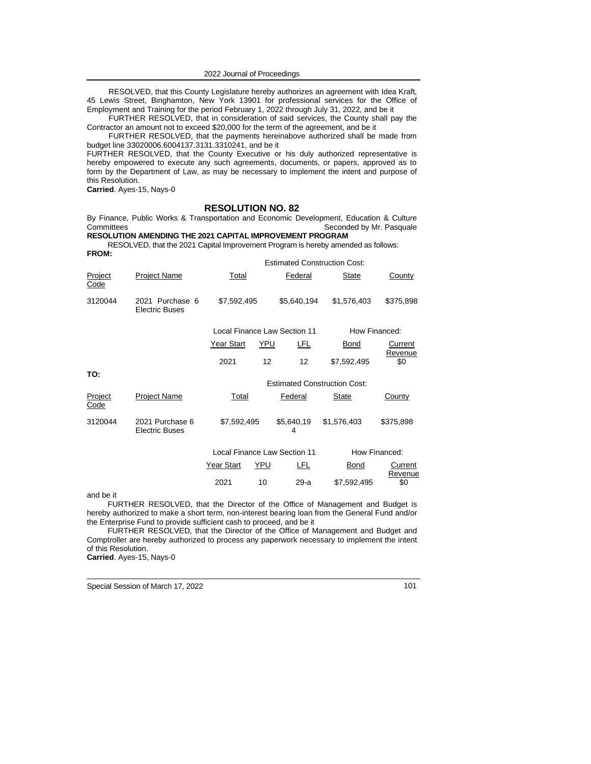RESOLVED, that this County Legislature hereby authorizes an agreement with Idea Kraft, 45 Lewis Street, Binghamton, New York 13901 for professional services for the Office of Employment and Training for the period February 1, 2022 through July 31, 2022, and be it

FURTHER RESOLVED, that in consideration of said services, the County shall pay the Contractor an amount not to exceed $20,000 for the term of the agreement, and be it

FURTHER RESOLVED, that the payments hereinabove authorized shall be made from budget line 33020006.6004137.3131.3310241, and be it

FURTHER RESOLVED, that the County Executive or his duly authorized representative is hereby empowered to execute any such agreements, documents, or papers, approved as to form by the Department of Law, as may be necessary to implement the intent and purpose of this Resolution.

**Carried**. Ayes-15, Nays-0

## RESOLUTION NO. 82

By Finance, Public Works & Transportation and Economic Development, Education & Culture Committees Seconded by Mr. Pasquale

**RESOLUTION AMENDING THE 2021 CAPITAL IMPROVEMENT PROGRAM**

RESOLVED, that the 2021 Capital Improvement Program is hereby amended as follows:

**FROM:**

| | | | Estimated Construction Cost: | | |
|---|---|---|---|---|---|
| Project Code | Project Name | Total | Federal | State | County |
| 3120044 | 2021 Purchase 6 Electric Buses | $7,592,495 | $5,640,194 | $1,576,403 | $375,898 |

| Local Finance Law Section 11 | | | How Financed: | |
|---|---|---|---|---|
| Year Start | YPU | LFL | Bond | Current Revenue |
| 2021 | 12 | 12 | $7,592,495 | $0 |

**TO:**

| | | | Estimated Construction Cost: | | |
|---|---|---|---|---|---|
| Project Code | Project Name | Total | Federal | State | County |
| 3120044 | 2021 Purchase 6 Electric Buses | $7,592,495 | $5,640,194 | $1,576,403 | $375,898 |

| Local Finance Law Section 11 | | | How Financed: | |
|---|---|---|---|---|
| Year Start | YPU | LFL | Bond | Current Revenue |
| 2021 | 10 | 29-a | $7,592,495 | $0 |

and be it

FURTHER RESOLVED, that the Director of the Office of Management and Budget is hereby authorized to make a short term, non-interest bearing loan from the General Fund and/or the Enterprise Fund to provide sufficient cash to proceed, and be it

FURTHER RESOLVED, that the Director of the Office of Management and Budget and Comptroller are hereby authorized to process any paperwork necessary to implement the intent of this Resolution.

**Carried**. Ayes-15, Nays-0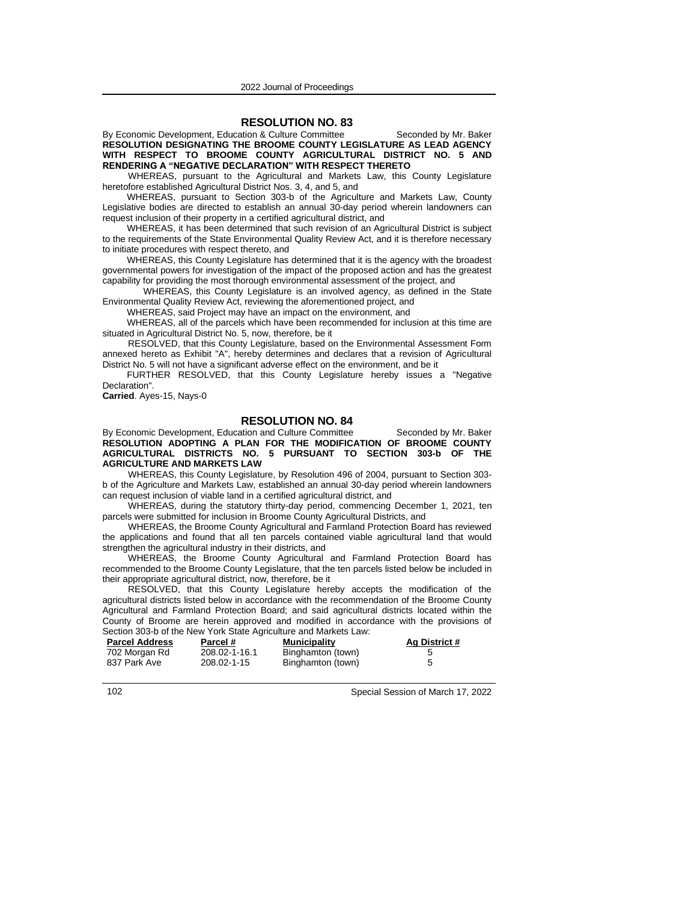## RESOLUTION NO. 83

By Economic Development, Education & Culture Committee Seconded by Mr. Baker

**RESOLUTION DESIGNATING THE BROOME COUNTY LEGISLATURE AS LEAD AGENCY WITH RESPECT TO BROOME COUNTY AGRICULTURAL DISTRICT NO. 5 AND RENDERING A "NEGATIVE DECLARATION" WITH RESPECT THERETO**

WHEREAS, pursuant to the Agricultural and Markets Law, this County Legislature heretofore established Agricultural District Nos. 3, 4, and 5, and

WHEREAS, pursuant to Section 303-b of the Agriculture and Markets Law, County Legislative bodies are directed to establish an annual 30-day period wherein landowners can request inclusion of their property in a certified agricultural district, and

WHEREAS, it has been determined that such revision of an Agricultural District is subject to the requirements of the State Environmental Quality Review Act, and it is therefore necessary to initiate procedures with respect thereto, and

WHEREAS, this County Legislature has determined that it is the agency with the broadest governmental powers for investigation of the impact of the proposed action and has the greatest capability for providing the most thorough environmental assessment of the project, and

WHEREAS, this County Legislature is an involved agency, as defined in the State Environmental Quality Review Act, reviewing the aforementioned project, and

WHEREAS, said Project may have an impact on the environment, and

WHEREAS, all of the parcels which have been recommended for inclusion at this time are situated in Agricultural District No. 5, now, therefore, be it

RESOLVED, that this County Legislature, based on the Environmental Assessment Form annexed hereto as Exhibit "A", hereby determines and declares that a revision of Agricultural District No. 5 will not have a significant adverse effect on the environment, and be it

FURTHER RESOLVED, that this County Legislature hereby issues a "Negative Declaration".

**Carried**. Ayes-15, Nays-0

## RESOLUTION NO. 84

By Economic Development, Education and Culture Committee Seconded by Mr. Baker

**RESOLUTION ADOPTING A PLAN FOR THE MODIFICATION OF BROOME COUNTY AGRICULTURAL DISTRICTS NO. 5 PURSUANT TO SECTION 303-b OF THE AGRICULTURE AND MARKETS LAW**

WHEREAS, this County Legislature, by Resolution 496 of 2004, pursuant to Section 303-b of the Agriculture and Markets Law, established an annual 30-day period wherein landowners can request inclusion of viable land in a certified agricultural district, and

WHEREAS, during the statutory thirty-day period, commencing December 1, 2021, ten parcels were submitted for inclusion in Broome County Agricultural Districts, and

WHEREAS, the Broome County Agricultural and Farmland Protection Board has reviewed the applications and found that all ten parcels contained viable agricultural land that would strengthen the agricultural industry in their districts, and

WHEREAS, the Broome County Agricultural and Farmland Protection Board has recommended to the Broome County Legislature, that the ten parcels listed below be included in their appropriate agricultural district, now, therefore, be it

RESOLVED, that this County Legislature hereby accepts the modification of the agricultural districts listed below in accordance with the recommendation of the Broome County Agricultural and Farmland Protection Board; and said agricultural districts located within the County of Broome are herein approved and modified in accordance with the provisions of Section 303-b of the New York State Agriculture and Markets Law:

| Parcel Address | Parcel # | Municipality | Ag District # |
|---|---|---|---|
| 702 Morgan Rd | 208.02-1-16.1 | Binghamton (town) | 5 |
| 837 Park Ave | 208.02-1-15 | Binghamton (town) | 5 |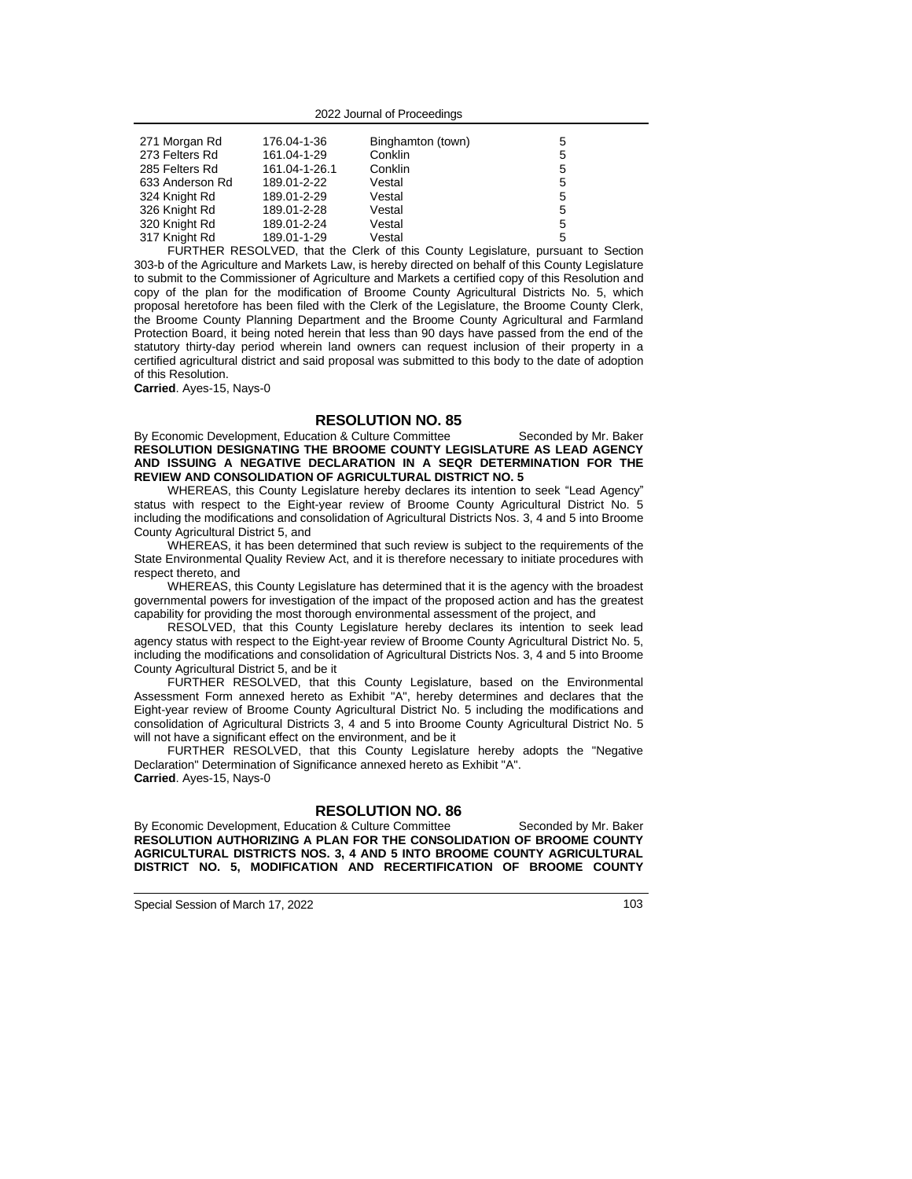| | | | |
|---|---|---|---|
| 271 Morgan Rd | 176.04-1-36 | Binghamton (town) | 5 |
| 273 Felters Rd | 161.04-1-29 | Conklin | 5 |
| 285 Felters Rd | 161.04-1-26.1 | Conklin | 5 |
| 633 Anderson Rd | 189.01-2-22 | Vestal | 5 |
| 324 Knight Rd | 189.01-2-29 | Vestal | 5 |
| 326 Knight Rd | 189.01-2-28 | Vestal | 5 |
| 320 Knight Rd | 189.01-2-24 | Vestal | 5 |
| 317 Knight Rd | 189.01-1-29 | Vestal | 5 |

FURTHER RESOLVED, that the Clerk of this County Legislature, pursuant to Section 303-b of the Agriculture and Markets Law, is hereby directed on behalf of this County Legislature to submit to the Commissioner of Agriculture and Markets a certified copy of this Resolution and copy of the plan for the modification of Broome County Agricultural Districts No. 5, which proposal heretofore has been filed with the Clerk of the Legislature, the Broome County Clerk, the Broome County Planning Department and the Broome County Agricultural and Farmland Protection Board, it being noted herein that less than 90 days have passed from the end of the statutory thirty-day period wherein land owners can request inclusion of their property in a certified agricultural district and said proposal was submitted to this body to the date of adoption of this Resolution.

**Carried**. Ayes-15, Nays-0

## RESOLUTION NO. 85

By Economic Development, Education & Culture Committee Seconded by Mr. Baker

**RESOLUTION DESIGNATING THE BROOME COUNTY LEGISLATURE AS LEAD AGENCY AND ISSUING A NEGATIVE DECLARATION IN A SEQR DETERMINATION FOR THE REVIEW AND CONSOLIDATION OF AGRICULTURAL DISTRICT NO. 5**

WHEREAS, this County Legislature hereby declares its intention to seek "Lead Agency" status with respect to the Eight-year review of Broome County Agricultural District No. 5 including the modifications and consolidation of Agricultural Districts Nos. 3, 4 and 5 into Broome County Agricultural District 5, and

WHEREAS, it has been determined that such review is subject to the requirements of the State Environmental Quality Review Act, and it is therefore necessary to initiate procedures with respect thereto, and

WHEREAS, this County Legislature has determined that it is the agency with the broadest governmental powers for investigation of the impact of the proposed action and has the greatest capability for providing the most thorough environmental assessment of the project, and

RESOLVED, that this County Legislature hereby declares its intention to seek lead agency status with respect to the Eight-year review of Broome County Agricultural District No. 5, including the modifications and consolidation of Agricultural Districts Nos. 3, 4 and 5 into Broome County Agricultural District 5, and be it

FURTHER RESOLVED, that this County Legislature, based on the Environmental Assessment Form annexed hereto as Exhibit "A", hereby determines and declares that the Eight-year review of Broome County Agricultural District No. 5 including the modifications and consolidation of Agricultural Districts 3, 4 and 5 into Broome County Agricultural District No. 5 will not have a significant effect on the environment, and be it

FURTHER RESOLVED, that this County Legislature hereby adopts the "Negative Declaration" Determination of Significance annexed hereto as Exhibit "A".

**Carried**. Ayes-15, Nays-0

## RESOLUTION NO. 86

By Economic Development, Education & Culture Committee Seconded by Mr. Baker

**RESOLUTION AUTHORIZING A PLAN FOR THE CONSOLIDATION OF BROOME COUNTY AGRICULTURAL DISTRICTS NOS. 3, 4 AND 5 INTO BROOME COUNTY AGRICULTURAL DISTRICT NO. 5, MODIFICATION AND RECERTIFICATION OF BROOME COUNTY**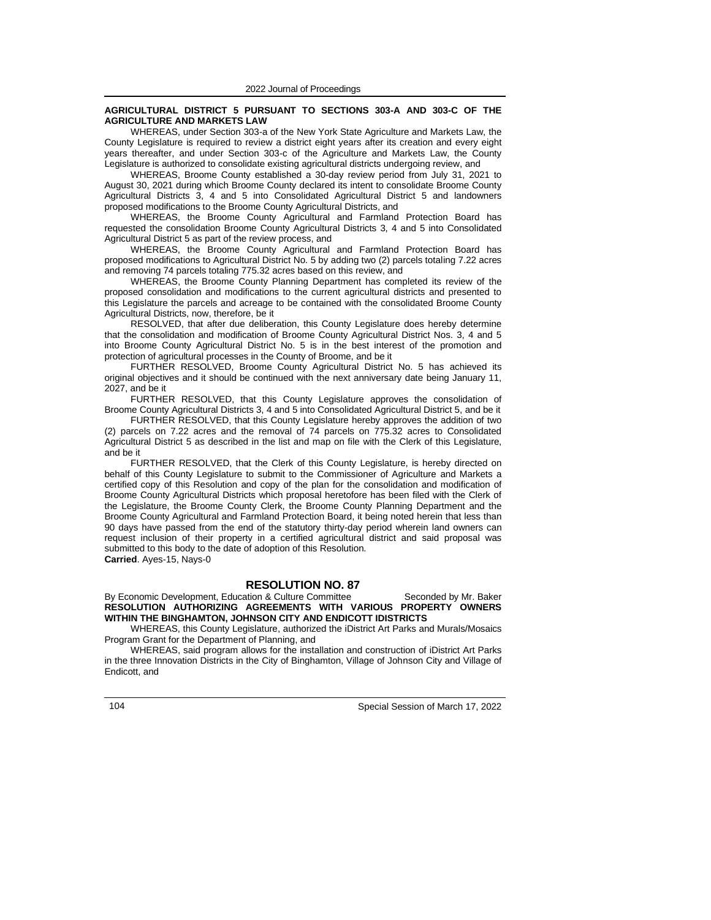**AGRICULTURAL DISTRICT 5 PURSUANT TO SECTIONS 303-A AND 303-C OF THE AGRICULTURE AND MARKETS LAW**

WHEREAS, under Section 303-a of the New York State Agriculture and Markets Law, the County Legislature is required to review a district eight years after its creation and every eight years thereafter, and under Section 303-c of the Agriculture and Markets Law, the County Legislature is authorized to consolidate existing agricultural districts undergoing review, and

WHEREAS, Broome County established a 30-day review period from July 31, 2021 to August 30, 2021 during which Broome County declared its intent to consolidate Broome County Agricultural Districts 3, 4 and 5 into Consolidated Agricultural District 5 and landowners proposed modifications to the Broome County Agricultural Districts, and

WHEREAS, the Broome County Agricultural and Farmland Protection Board has requested the consolidation Broome County Agricultural Districts 3, 4 and 5 into Consolidated Agricultural District 5 as part of the review process, and

WHEREAS, the Broome County Agricultural and Farmland Protection Board has proposed modifications to Agricultural District No. 5 by adding two (2) parcels totaling 7.22 acres and removing 74 parcels totaling 775.32 acres based on this review, and

WHEREAS, the Broome County Planning Department has completed its review of the proposed consolidation and modifications to the current agricultural districts and presented to this Legislature the parcels and acreage to be contained with the consolidated Broome County Agricultural Districts, now, therefore, be it

RESOLVED, that after due deliberation, this County Legislature does hereby determine that the consolidation and modification of Broome County Agricultural District Nos. 3, 4 and 5 into Broome County Agricultural District No. 5 is in the best interest of the promotion and protection of agricultural processes in the County of Broome, and be it

FURTHER RESOLVED, Broome County Agricultural District No. 5 has achieved its original objectives and it should be continued with the next anniversary date being January 11, 2027, and be it

FURTHER RESOLVED, that this County Legislature approves the consolidation of Broome County Agricultural Districts 3, 4 and 5 into Consolidated Agricultural District 5, and be it

FURTHER RESOLVED, that this County Legislature hereby approves the addition of two (2) parcels on 7.22 acres and the removal of 74 parcels on 775.32 acres to Consolidated Agricultural District 5 as described in the list and map on file with the Clerk of this Legislature, and be it

FURTHER RESOLVED, that the Clerk of this County Legislature, is hereby directed on behalf of this County Legislature to submit to the Commissioner of Agriculture and Markets a certified copy of this Resolution and copy of the plan for the consolidation and modification of Broome County Agricultural Districts which proposal heretofore has been filed with the Clerk of the Legislature, the Broome County Clerk, the Broome County Planning Department and the Broome County Agricultural and Farmland Protection Board, it being noted herein that less than 90 days have passed from the end of the statutory thirty-day period wherein land owners can request inclusion of their property in a certified agricultural district and said proposal was submitted to this body to the date of adoption of this Resolution.

**Carried**. Ayes-15, Nays-0

## RESOLUTION NO. 87

By Economic Development, Education & Culture Committee Seconded by Mr. Baker

**RESOLUTION AUTHORIZING AGREEMENTS WITH VARIOUS PROPERTY OWNERS WITHIN THE BINGHAMTON, JOHNSON CITY AND ENDICOTT IDISTRICTS**

WHEREAS, this County Legislature, authorized the iDistrict Art Parks and Murals/Mosaics Program Grant for the Department of Planning, and

WHEREAS, said program allows for the installation and construction of iDistrict Art Parks in the three Innovation Districts in the City of Binghamton, Village of Johnson City and Village of Endicott, and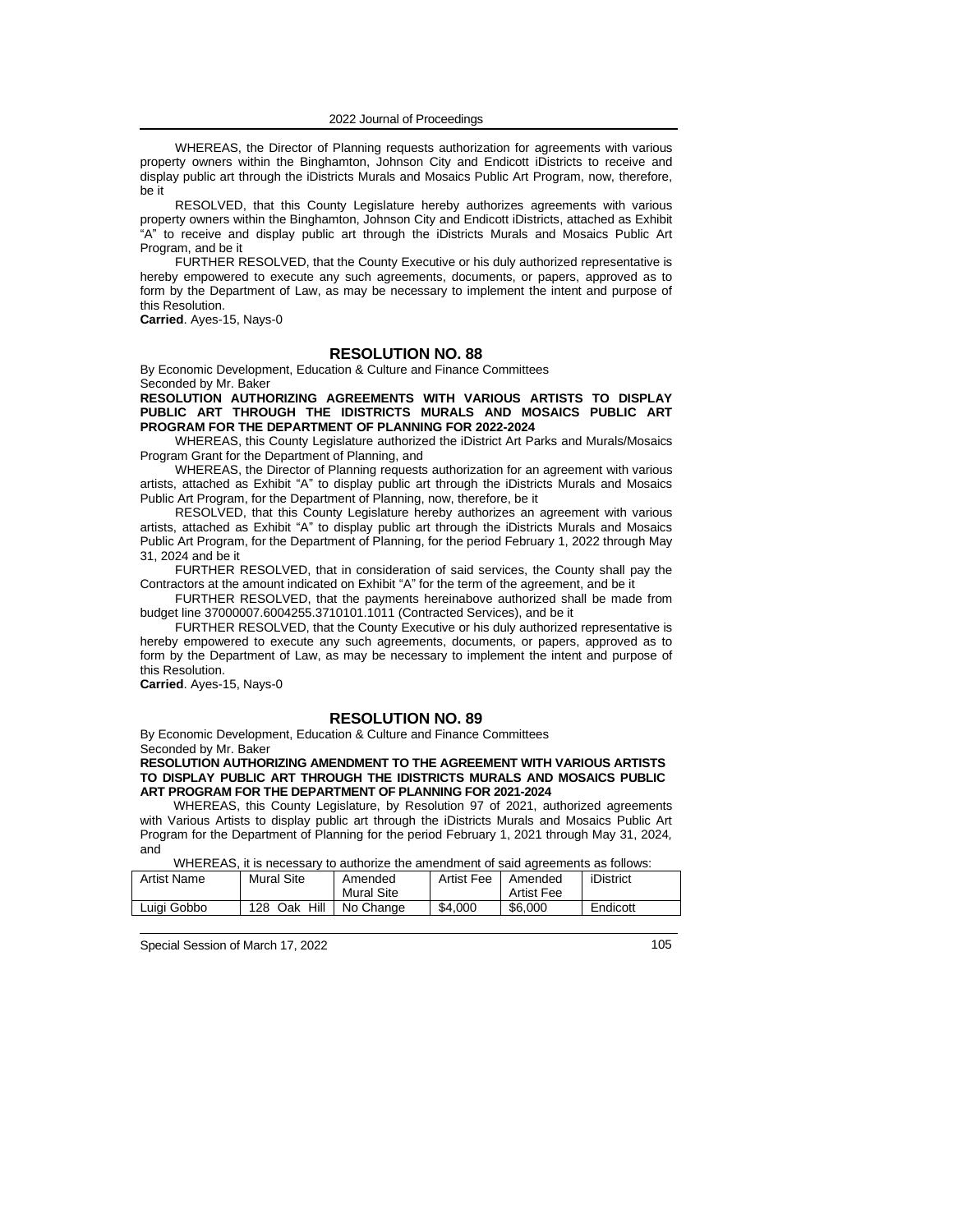WHEREAS, the Director of Planning requests authorization for agreements with various property owners within the Binghamton, Johnson City and Endicott iDistricts to receive and display public art through the iDistricts Murals and Mosaics Public Art Program, now, therefore, be it

RESOLVED, that this County Legislature hereby authorizes agreements with various property owners within the Binghamton, Johnson City and Endicott iDistricts, attached as Exhibit "A" to receive and display public art through the iDistricts Murals and Mosaics Public Art Program, and be it

FURTHER RESOLVED, that the County Executive or his duly authorized representative is hereby empowered to execute any such agreements, documents, or papers, approved as to form by the Department of Law, as may be necessary to implement the intent and purpose of this Resolution.

**Carried**. Ayes-15, Nays-0

## RESOLUTION NO. 88

By Economic Development, Education & Culture and Finance Committees
Seconded by Mr. Baker

**RESOLUTION AUTHORIZING AGREEMENTS WITH VARIOUS ARTISTS TO DISPLAY PUBLIC ART THROUGH THE IDISTRICTS MURALS AND MOSAICS PUBLIC ART PROGRAM FOR THE DEPARTMENT OF PLANNING FOR 2022-2024**

WHEREAS, this County Legislature authorized the iDistrict Art Parks and Murals/Mosaics Program Grant for the Department of Planning, and

WHEREAS, the Director of Planning requests authorization for an agreement with various artists, attached as Exhibit "A" to display public art through the iDistricts Murals and Mosaics Public Art Program, for the Department of Planning, now, therefore, be it

RESOLVED, that this County Legislature hereby authorizes an agreement with various artists, attached as Exhibit "A" to display public art through the iDistricts Murals and Mosaics Public Art Program, for the Department of Planning, for the period February 1, 2022 through May 31, 2024 and be it

FURTHER RESOLVED, that in consideration of said services, the County shall pay the Contractors at the amount indicated on Exhibit "A" for the term of the agreement, and be it

FURTHER RESOLVED, that the payments hereinabove authorized shall be made from budget line 37000007.6004255.3710101.1011 (Contracted Services), and be it

FURTHER RESOLVED, that the County Executive or his duly authorized representative is hereby empowered to execute any such agreements, documents, or papers, approved as to form by the Department of Law, as may be necessary to implement the intent and purpose of this Resolution.

**Carried**. Ayes-15, Nays-0

## RESOLUTION NO. 89

By Economic Development, Education & Culture and Finance Committees
Seconded by Mr. Baker

**RESOLUTION AUTHORIZING AMENDMENT TO THE AGREEMENT WITH VARIOUS ARTISTS TO DISPLAY PUBLIC ART THROUGH THE IDISTRICTS MURALS AND MOSAICS PUBLIC ART PROGRAM FOR THE DEPARTMENT OF PLANNING FOR 2021-2024**

WHEREAS, this County Legislature, by Resolution 97 of 2021, authorized agreements with Various Artists to display public art through the iDistricts Murals and Mosaics Public Art Program for the Department of Planning for the period February 1, 2021 through May 31, 2024, and

WHEREAS, it is necessary to authorize the amendment of said agreements as follows:

| Artist Name | Mural Site | Amended Mural Site | Artist Fee | Amended Artist Fee | iDistrict |
|---|---|---|---|---|---|
| Luigi Gobbo | 128 Oak Hill | No Change | $4,000 | $6,000 | Endicott |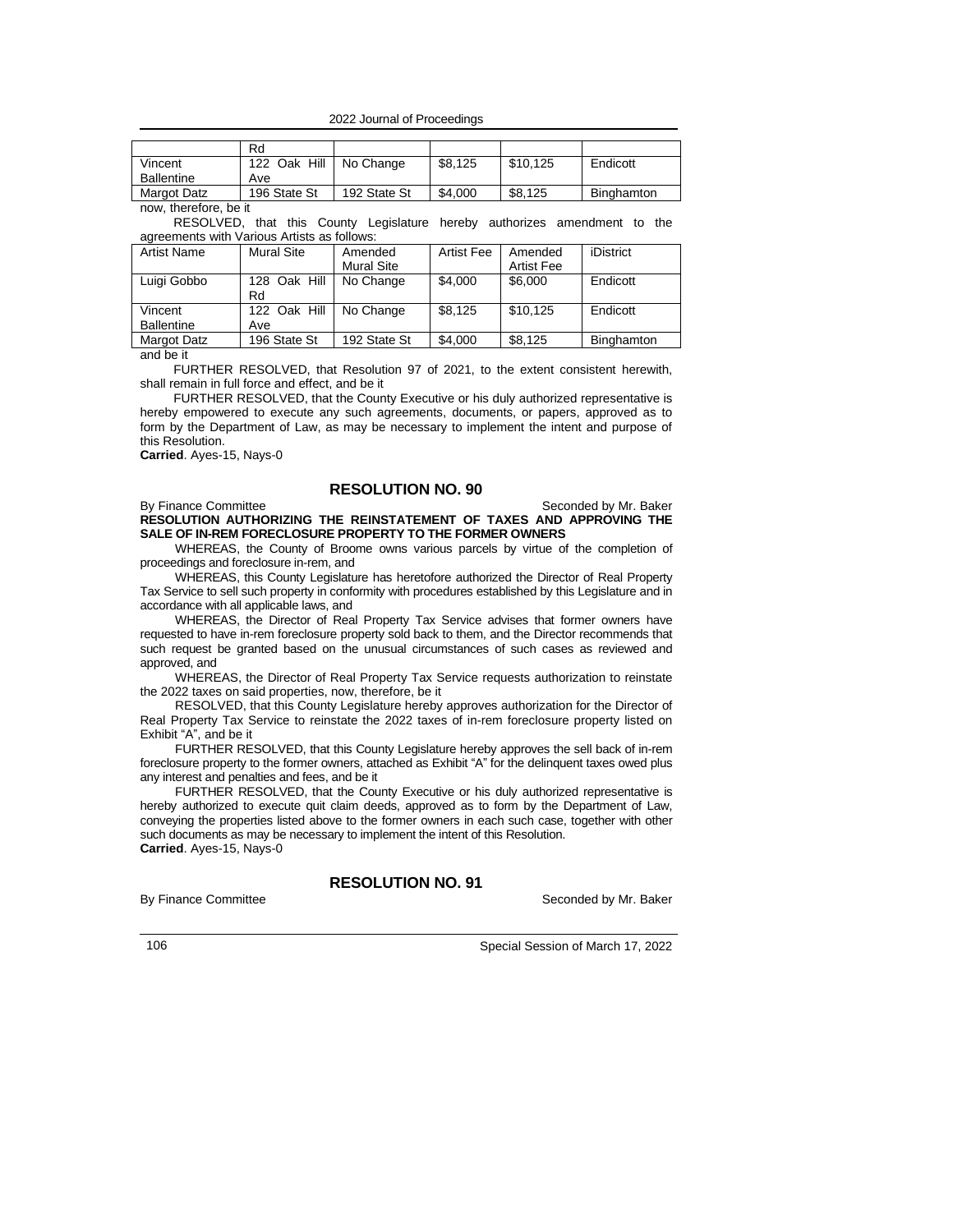| | Rd | | | | |
|---|---|---|---|---|---|
| Vincent Ballentine | 122 Oak Hill Ave | No Change | $8,125 | $10,125 | Endicott |
| Margot Datz | 196 State St | 192 State St | $4,000 | $8,125 | Binghamton |

now, therefore, be it

RESOLVED, that this County Legislature hereby authorizes amendment to the agreements with Various Artists as follows:

| Artist Name | Mural Site | Amended Mural Site | Artist Fee | Amended Artist Fee | iDistrict |
|---|---|---|---|---|---|
| Luigi Gobbo | 128 Oak Hill Rd | No Change | $4,000 | $6,000 | Endicott |
| Vincent Ballentine | 122 Oak Hill Ave | No Change | $8,125 | $10,125 | Endicott |
| Margot Datz | 196 State St | 192 State St | $4,000 | $8,125 | Binghamton |

and be it

FURTHER RESOLVED, that Resolution 97 of 2021, to the extent consistent herewith, shall remain in full force and effect, and be it

FURTHER RESOLVED, that the County Executive or his duly authorized representative is hereby empowered to execute any such agreements, documents, or papers, approved as to form by the Department of Law, as may be necessary to implement the intent and purpose of this Resolution.

**Carried**. Ayes-15, Nays-0

## RESOLUTION NO. 90

By Finance Committee Seconded by Mr. Baker

**RESOLUTION AUTHORIZING THE REINSTATEMENT OF TAXES AND APPROVING THE SALE OF IN-REM FORECLOSURE PROPERTY TO THE FORMER OWNERS**

WHEREAS, the County of Broome owns various parcels by virtue of the completion of proceedings and foreclosure in-rem, and

WHEREAS, this County Legislature has heretofore authorized the Director of Real Property Tax Service to sell such property in conformity with procedures established by this Legislature and in accordance with all applicable laws, and

WHEREAS, the Director of Real Property Tax Service advises that former owners have requested to have in-rem foreclosure property sold back to them, and the Director recommends that such request be granted based on the unusual circumstances of such cases as reviewed and approved, and

WHEREAS, the Director of Real Property Tax Service requests authorization to reinstate the 2022 taxes on said properties, now, therefore, be it

RESOLVED, that this County Legislature hereby approves authorization for the Director of Real Property Tax Service to reinstate the 2022 taxes of in-rem foreclosure property listed on Exhibit "A", and be it

FURTHER RESOLVED, that this County Legislature hereby approves the sell back of in-rem foreclosure property to the former owners, attached as Exhibit "A" for the delinquent taxes owed plus any interest and penalties and fees, and be it

FURTHER RESOLVED, that the County Executive or his duly authorized representative is hereby authorized to execute quit claim deeds, approved as to form by the Department of Law, conveying the properties listed above to the former owners in each such case, together with other such documents as may be necessary to implement the intent of this Resolution.

**Carried**. Ayes-15, Nays-0

## RESOLUTION NO. 91

By Finance Committee Seconded by Mr. Baker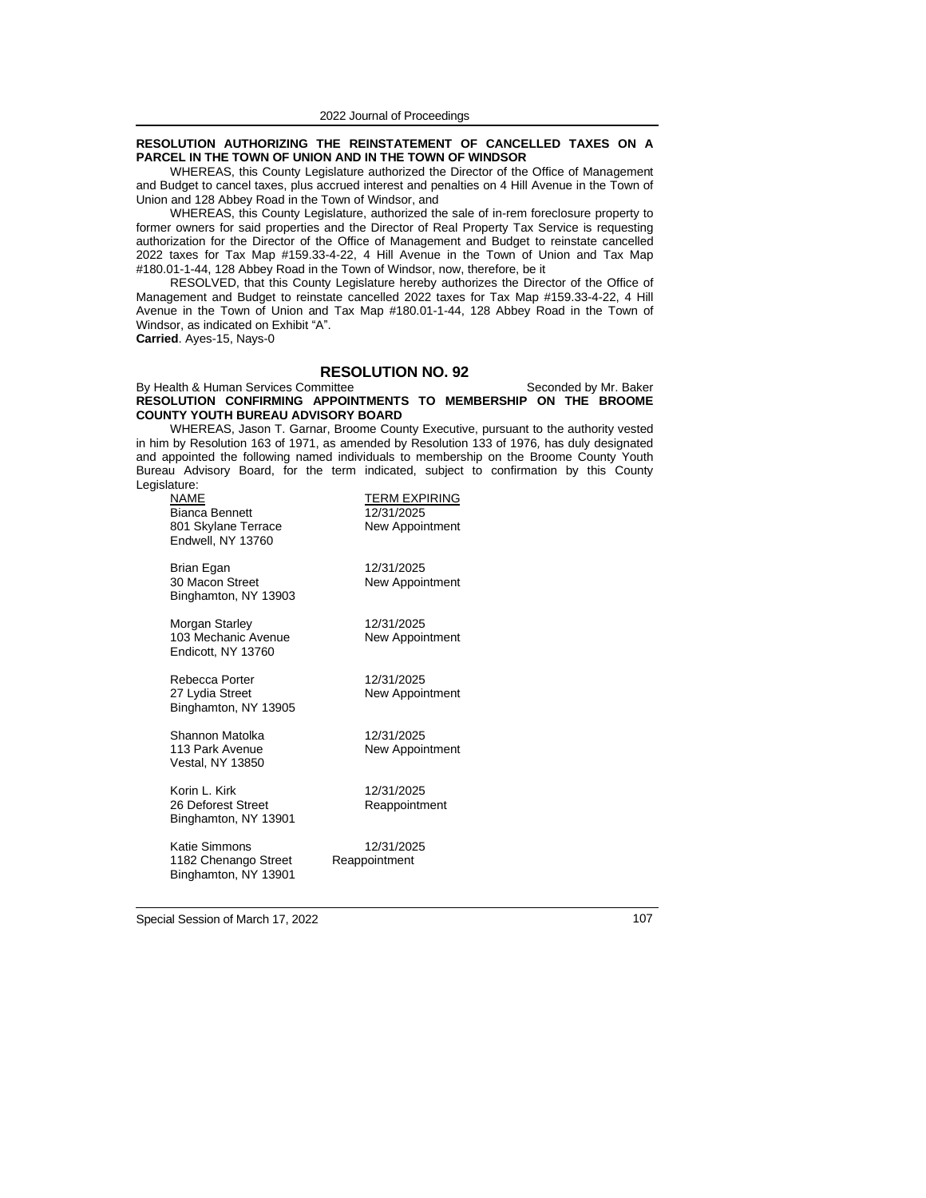**RESOLUTION AUTHORIZING THE REINSTATEMENT OF CANCELLED TAXES ON A PARCEL IN THE TOWN OF UNION AND IN THE TOWN OF WINDSOR**

WHEREAS, this County Legislature authorized the Director of the Office of Management and Budget to cancel taxes, plus accrued interest and penalties on 4 Hill Avenue in the Town of Union and 128 Abbey Road in the Town of Windsor, and

WHEREAS, this County Legislature, authorized the sale of in-rem foreclosure property to former owners for said properties and the Director of Real Property Tax Service is requesting authorization for the Director of the Office of Management and Budget to reinstate cancelled 2022 taxes for Tax Map #159.33-4-22, 4 Hill Avenue in the Town of Union and Tax Map #180.01-1-44, 128 Abbey Road in the Town of Windsor, now, therefore, be it

RESOLVED, that this County Legislature hereby authorizes the Director of the Office of Management and Budget to reinstate cancelled 2022 taxes for Tax Map #159.33-4-22, 4 Hill Avenue in the Town of Union and Tax Map #180.01-1-44, 128 Abbey Road in the Town of Windsor, as indicated on Exhibit "A".

**Carried**. Ayes-15, Nays-0

## RESOLUTION NO. 92

By Health & Human Services Committee  Seconded by Mr. Baker

**RESOLUTION CONFIRMING APPOINTMENTS TO MEMBERSHIP ON THE BROOME COUNTY YOUTH BUREAU ADVISORY BOARD**

WHEREAS, Jason T. Garnar, Broome County Executive, pursuant to the authority vested in him by Resolution 163 of 1971, as amended by Resolution 133 of 1976, has duly designated and appointed the following named individuals to membership on the Broome County Youth Bureau Advisory Board, for the term indicated, subject to confirmation by this County Legislature:

| NAME | TERM EXPIRING |
|---|---|
| Bianca Bennett<br>801 Skylane Terrace<br>Endwell, NY 13760 | 12/31/2025<br>New Appointment |
| Brian Egan<br>30 Macon Street<br>Binghamton, NY 13903 | 12/31/2025<br>New Appointment |
| Morgan Starley<br>103 Mechanic Avenue<br>Endicott, NY 13760 | 12/31/2025<br>New Appointment |
| Rebecca Porter<br>27 Lydia Street<br>Binghamton, NY 13905 | 12/31/2025<br>New Appointment |
| Shannon Matolka<br>113 Park Avenue<br>Vestal, NY 13850 | 12/31/2025<br>New Appointment |
| Korin L. Kirk<br>26 Deforest Street<br>Binghamton, NY 13901 | 12/31/2025<br>Reappointment |
| Katie Simmons<br>1182 Chenango Street<br>Binghamton, NY 13901 | 12/31/2025<br>Reappointment |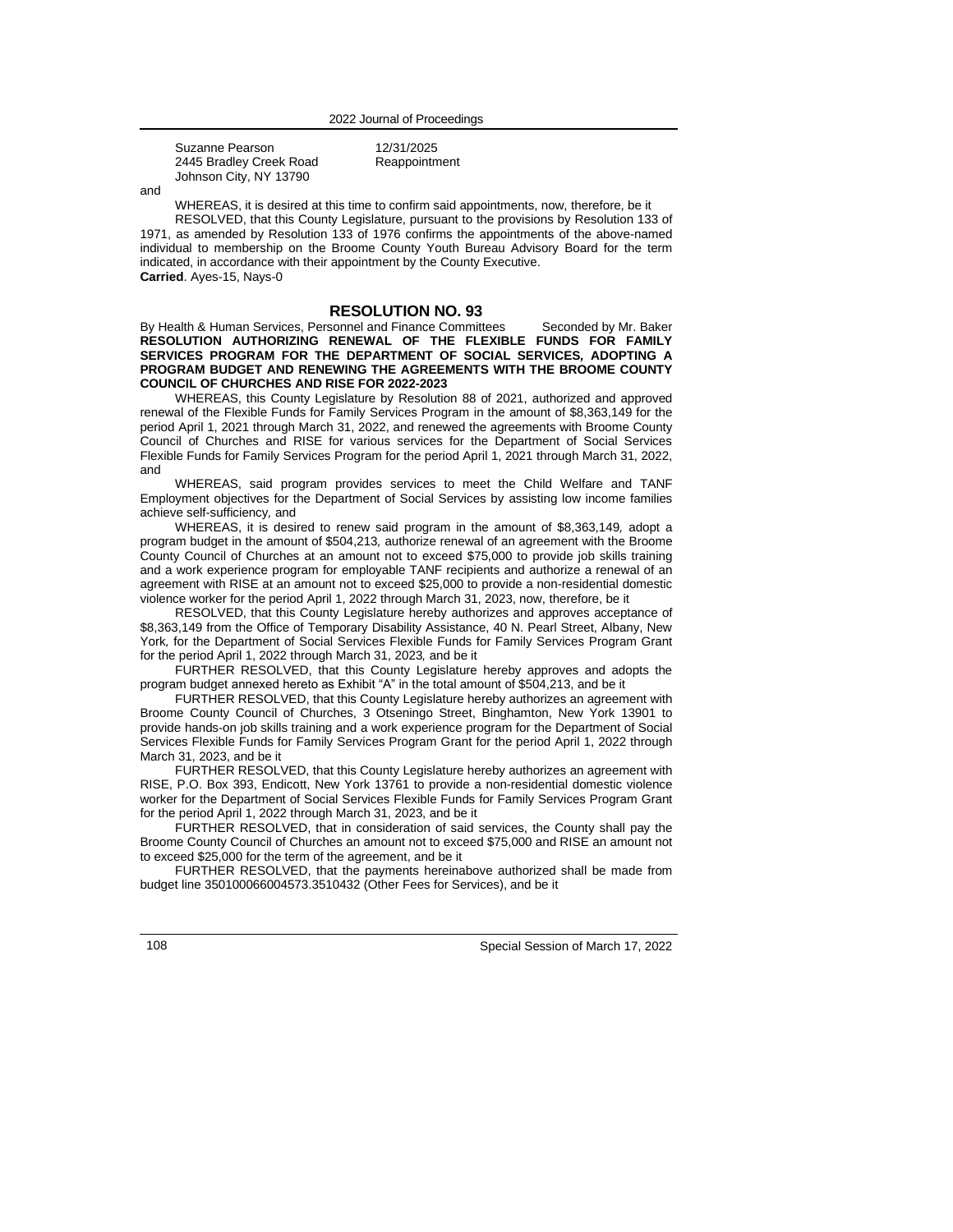Suzanne Pearson
2445 Bradley Creek Road
Johnson City, NY 13790

12/31/2025
Reappointment

and

WHEREAS, it is desired at this time to confirm said appointments, now, therefore, be it

RESOLVED, that this County Legislature, pursuant to the provisions by Resolution 133 of 1971, as amended by Resolution 133 of 1976 confirms the appointments of the above-named individual to membership on the Broome County Youth Bureau Advisory Board for the term indicated, in accordance with their appointment by the County Executive.

**Carried**. Ayes-15, Nays-0

## RESOLUTION NO. 93

By Health & Human Services, Personnel and Finance Committees     Seconded by Mr. Baker

**RESOLUTION AUTHORIZING RENEWAL OF THE FLEXIBLE FUNDS FOR FAMILY SERVICES PROGRAM FOR THE DEPARTMENT OF SOCIAL SERVICES, ADOPTING A PROGRAM BUDGET AND RENEWING THE AGREEMENTS WITH THE BROOME COUNTY COUNCIL OF CHURCHES AND RISE FOR 2022-2023**

WHEREAS, this County Legislature by Resolution 88 of 2021, authorized and approved renewal of the Flexible Funds for Family Services Program in the amount of $8,363,149 for the period April 1, 2021 through March 31, 2022, and renewed the agreements with Broome County Council of Churches and RISE for various services for the Department of Social Services Flexible Funds for Family Services Program for the period April 1, 2021 through March 31, 2022, and

WHEREAS, said program provides services to meet the Child Welfare and TANF Employment objectives for the Department of Social Services by assisting low income families achieve self-sufficiency, and

WHEREAS, it is desired to renew said program in the amount of $8,363,149, adopt a program budget in the amount of $504,213, authorize renewal of an agreement with the Broome County Council of Churches at an amount not to exceed $75,000 to provide job skills training and a work experience program for employable TANF recipients and authorize a renewal of an agreement with RISE at an amount not to exceed $25,000 to provide a non-residential domestic violence worker for the period April 1, 2022 through March 31, 2023, now, therefore, be it

RESOLVED, that this County Legislature hereby authorizes and approves acceptance of $8,363,149 from the Office of Temporary Disability Assistance, 40 N. Pearl Street, Albany, New York, for the Department of Social Services Flexible Funds for Family Services Program Grant for the period April 1, 2022 through March 31, 2023, and be it

FURTHER RESOLVED, that this County Legislature hereby approves and adopts the program budget annexed hereto as Exhibit "A" in the total amount of $504,213, and be it

FURTHER RESOLVED, that this County Legislature hereby authorizes an agreement with Broome County Council of Churches, 3 Otseningo Street, Binghamton, New York 13901 to provide hands-on job skills training and a work experience program for the Department of Social Services Flexible Funds for Family Services Program Grant for the period April 1, 2022 through March 31, 2023, and be it

FURTHER RESOLVED, that this County Legislature hereby authorizes an agreement with RISE, P.O. Box 393, Endicott, New York 13761 to provide a non-residential domestic violence worker for the Department of Social Services Flexible Funds for Family Services Program Grant for the period April 1, 2022 through March 31, 2023, and be it

FURTHER RESOLVED, that in consideration of said services, the County shall pay the Broome County Council of Churches an amount not to exceed $75,000 and RISE an amount not to exceed $25,000 for the term of the agreement, and be it

FURTHER RESOLVED, that the payments hereinabove authorized shall be made from budget line 350100066004573.3510432 (Other Fees for Services), and be it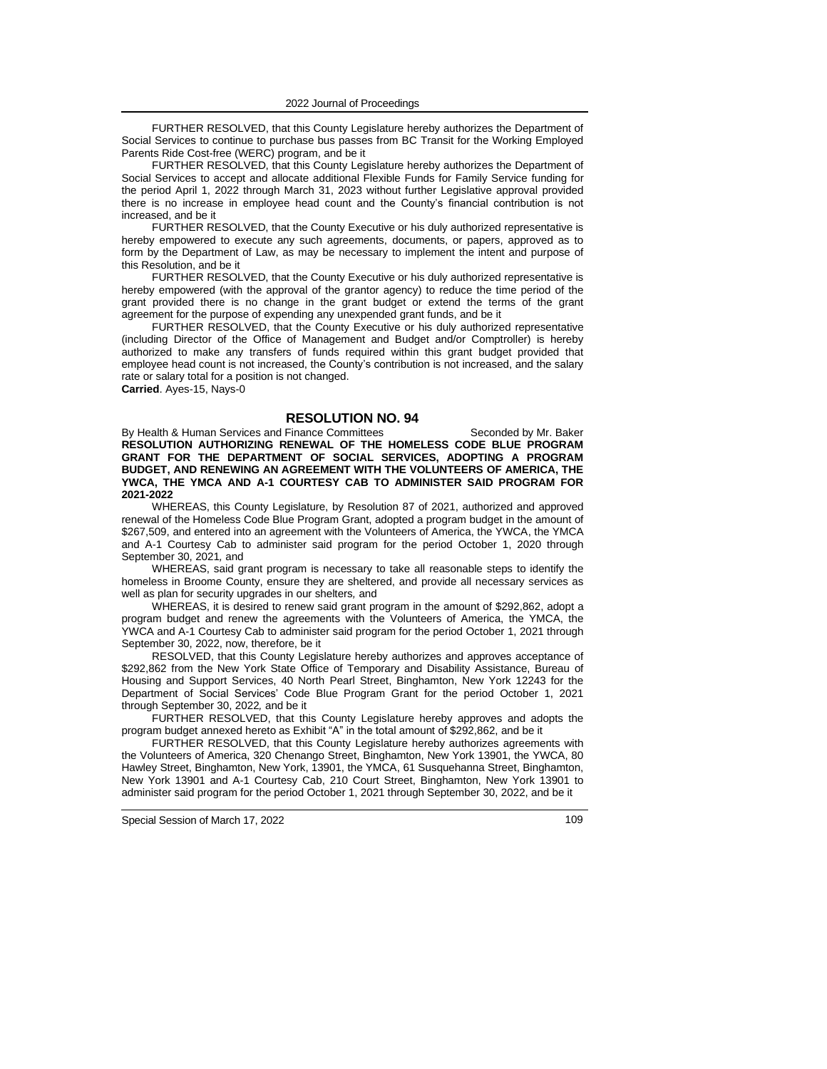FURTHER RESOLVED, that this County Legislature hereby authorizes the Department of Social Services to continue to purchase bus passes from BC Transit for the Working Employed Parents Ride Cost-free (WERC) program, and be it

FURTHER RESOLVED, that this County Legislature hereby authorizes the Department of Social Services to accept and allocate additional Flexible Funds for Family Service funding for the period April 1, 2022 through March 31, 2023 without further Legislative approval provided there is no increase in employee head count and the County's financial contribution is not increased, and be it

FURTHER RESOLVED, that the County Executive or his duly authorized representative is hereby empowered to execute any such agreements, documents, or papers, approved as to form by the Department of Law, as may be necessary to implement the intent and purpose of this Resolution, and be it

FURTHER RESOLVED, that the County Executive or his duly authorized representative is hereby empowered (with the approval of the grantor agency) to reduce the time period of the grant provided there is no change in the grant budget or extend the terms of the grant agreement for the purpose of expending any unexpended grant funds, and be it

FURTHER RESOLVED, that the County Executive or his duly authorized representative (including Director of the Office of Management and Budget and/or Comptroller) is hereby authorized to make any transfers of funds required within this grant budget provided that employee head count is not increased, the County's contribution is not increased, and the salary rate or salary total for a position is not changed.

**Carried**. Ayes-15, Nays-0

## RESOLUTION NO. 94

By Health & Human Services and Finance Committees Seconded by Mr. Baker

**RESOLUTION AUTHORIZING RENEWAL OF THE HOMELESS CODE BLUE PROGRAM GRANT FOR THE DEPARTMENT OF SOCIAL SERVICES, ADOPTING A PROGRAM BUDGET, AND RENEWING AN AGREEMENT WITH THE VOLUNTEERS OF AMERICA, THE YWCA, THE YMCA AND A-1 COURTESY CAB TO ADMINISTER SAID PROGRAM FOR 2021-2022**

WHEREAS, this County Legislature, by Resolution 87 of 2021, authorized and approved renewal of the Homeless Code Blue Program Grant, adopted a program budget in the amount of $267,509, and entered into an agreement with the Volunteers of America, the YWCA, the YMCA and A-1 Courtesy Cab to administer said program for the period October 1, 2020 through September 30, 2021, and

WHEREAS, said grant program is necessary to take all reasonable steps to identify the homeless in Broome County, ensure they are sheltered, and provide all necessary services as well as plan for security upgrades in our shelters, and

WHEREAS, it is desired to renew said grant program in the amount of $292,862, adopt a program budget and renew the agreements with the Volunteers of America, the YMCA, the YWCA and A-1 Courtesy Cab to administer said program for the period October 1, 2021 through September 30, 2022, now, therefore, be it

RESOLVED, that this County Legislature hereby authorizes and approves acceptance of $292,862 from the New York State Office of Temporary and Disability Assistance, Bureau of Housing and Support Services, 40 North Pearl Street, Binghamton, New York 12243 for the Department of Social Services' Code Blue Program Grant for the period October 1, 2021 through September 30, 2022, and be it

FURTHER RESOLVED, that this County Legislature hereby approves and adopts the program budget annexed hereto as Exhibit "A" in the total amount of $292,862, and be it

FURTHER RESOLVED, that this County Legislature hereby authorizes agreements with the Volunteers of America, 320 Chenango Street, Binghamton, New York 13901, the YWCA, 80 Hawley Street, Binghamton, New York, 13901, the YMCA, 61 Susquehanna Street, Binghamton, New York 13901 and A-1 Courtesy Cab, 210 Court Street, Binghamton, New York 13901 to administer said program for the period October 1, 2021 through September 30, 2022, and be it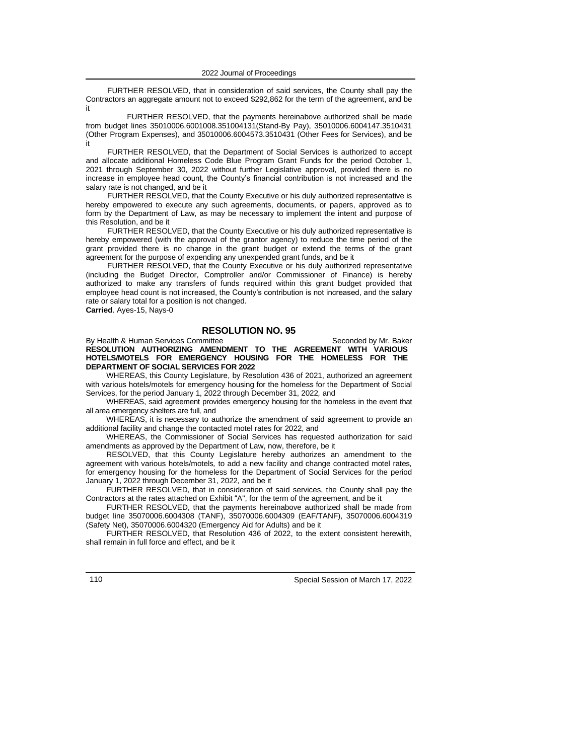FURTHER RESOLVED, that in consideration of said services, the County shall pay the Contractors an aggregate amount not to exceed $292,862 for the term of the agreement, and be it

FURTHER RESOLVED, that the payments hereinabove authorized shall be made from budget lines 35010006.6001008.351004131(Stand-By Pay), 35010006.6004147.3510431 (Other Program Expenses), and 35010006.6004573.3510431 (Other Fees for Services), and be it

FURTHER RESOLVED, that the Department of Social Services is authorized to accept and allocate additional Homeless Code Blue Program Grant Funds for the period October 1, 2021 through September 30, 2022 without further Legislative approval, provided there is no increase in employee head count, the County's financial contribution is not increased and the salary rate is not changed, and be it

FURTHER RESOLVED, that the County Executive or his duly authorized representative is hereby empowered to execute any such agreements, documents, or papers, approved as to form by the Department of Law, as may be necessary to implement the intent and purpose of this Resolution, and be it

FURTHER RESOLVED, that the County Executive or his duly authorized representative is hereby empowered (with the approval of the grantor agency) to reduce the time period of the grant provided there is no change in the grant budget or extend the terms of the grant agreement for the purpose of expending any unexpended grant funds, and be it

FURTHER RESOLVED, that the County Executive or his duly authorized representative (including the Budget Director, Comptroller and/or Commissioner of Finance) is hereby authorized to make any transfers of funds required within this grant budget provided that employee head count is not increased, the County's contribution is not increased, and the salary rate or salary total for a position is not changed.

**Carried**. Ayes-15, Nays-0

## RESOLUTION NO. 95

By Health & Human Services Committee Seconded by Mr. Baker

**RESOLUTION AUTHORIZING AMENDMENT TO THE AGREEMENT WITH VARIOUS HOTELS/MOTELS FOR EMERGENCY HOUSING FOR THE HOMELESS FOR THE DEPARTMENT OF SOCIAL SERVICES FOR 2022**

WHEREAS, this County Legislature, by Resolution 436 of 2021, authorized an agreement with various hotels/motels for emergency housing for the homeless for the Department of Social Services, for the period January 1, 2022 through December 31, 2022, and

WHEREAS, said agreement provides emergency housing for the homeless in the event that all area emergency shelters are full, and

WHEREAS, it is necessary to authorize the amendment of said agreement to provide an additional facility and change the contacted motel rates for 2022, and

WHEREAS, the Commissioner of Social Services has requested authorization for said amendments as approved by the Department of Law, now, therefore, be it

RESOLVED, that this County Legislature hereby authorizes an amendment to the agreement with various hotels/motels, to add a new facility and change contracted motel rates, for emergency housing for the homeless for the Department of Social Services for the period January 1, 2022 through December 31, 2022, and be it

FURTHER RESOLVED, that in consideration of said services, the County shall pay the Contractors at the rates attached on Exhibit "A", for the term of the agreement, and be it

FURTHER RESOLVED, that the payments hereinabove authorized shall be made from budget line 35070006.6004308 (TANF), 35070006.6004309 (EAF/TANF), 35070006.6004319 (Safety Net), 35070006.6004320 (Emergency Aid for Adults) and be it

FURTHER RESOLVED, that Resolution 436 of 2022, to the extent consistent herewith, shall remain in full force and effect, and be it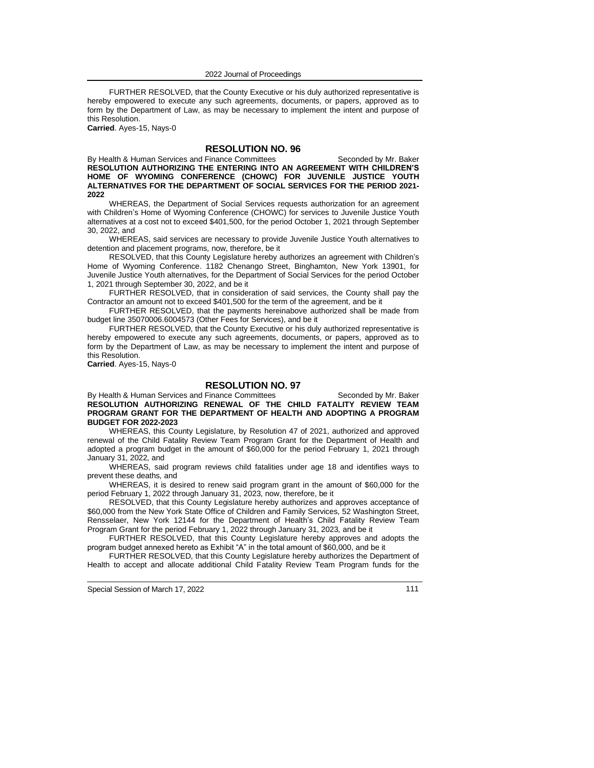FURTHER RESOLVED, that the County Executive or his duly authorized representative is hereby empowered to execute any such agreements, documents, or papers, approved as to form by the Department of Law, as may be necessary to implement the intent and purpose of this Resolution.

**Carried**. Ayes-15, Nays-0

## RESOLUTION NO. 96

By Health & Human Services and Finance Committees Seconded by Mr. Baker

**RESOLUTION AUTHORIZING THE ENTERING INTO AN AGREEMENT WITH CHILDREN'S HOME OF WYOMING CONFERENCE (CHOWC) FOR JUVENILE JUSTICE YOUTH ALTERNATIVES FOR THE DEPARTMENT OF SOCIAL SERVICES FOR THE PERIOD 2021-2022**

WHEREAS, the Department of Social Services requests authorization for an agreement with Children's Home of Wyoming Conference (CHOWC) for services to Juvenile Justice Youth alternatives at a cost not to exceed $401,500, for the period October 1, 2021 through September 30, 2022, and

WHEREAS, said services are necessary to provide Juvenile Justice Youth alternatives to detention and placement programs, now, therefore, be it

RESOLVED, that this County Legislature hereby authorizes an agreement with Children's Home of Wyoming Conference. 1182 Chenango Street, Binghamton, New York 13901, for Juvenile Justice Youth alternatives, for the Department of Social Services for the period October 1, 2021 through September 30, 2022, and be it

FURTHER RESOLVED, that in consideration of said services, the County shall pay the Contractor an amount not to exceed $401,500 for the term of the agreement, and be it

FURTHER RESOLVED, that the payments hereinabove authorized shall be made from budget line 35070006.6004573 (Other Fees for Services), and be it

FURTHER RESOLVED, that the County Executive or his duly authorized representative is hereby empowered to execute any such agreements, documents, or papers, approved as to form by the Department of Law, as may be necessary to implement the intent and purpose of this Resolution.

**Carried**. Ayes-15, Nays-0

## RESOLUTION NO. 97

By Health & Human Services and Finance Committees Seconded by Mr. Baker

**RESOLUTION AUTHORIZING RENEWAL OF THE CHILD FATALITY REVIEW TEAM PROGRAM GRANT FOR THE DEPARTMENT OF HEALTH AND ADOPTING A PROGRAM BUDGET FOR 2022-2023**

WHEREAS, this County Legislature, by Resolution 47 of 2021, authorized and approved renewal of the Child Fatality Review Team Program Grant for the Department of Health and adopted a program budget in the amount of $60,000 for the period February 1, 2021 through January 31, 2022, and

WHEREAS, said program reviews child fatalities under age 18 and identifies ways to prevent these deaths, and

WHEREAS, it is desired to renew said program grant in the amount of $60,000 for the period February 1, 2022 through January 31, 2023, now, therefore, be it

RESOLVED, that this County Legislature hereby authorizes and approves acceptance of $60,000 from the New York State Office of Children and Family Services, 52 Washington Street, Rensselaer, New York 12144 for the Department of Health's Child Fatality Review Team Program Grant for the period February 1, 2022 through January 31, 2023, and be it

FURTHER RESOLVED, that this County Legislature hereby approves and adopts the program budget annexed hereto as Exhibit "A" in the total amount of $60,000, and be it

FURTHER RESOLVED, that this County Legislature hereby authorizes the Department of Health to accept and allocate additional Child Fatality Review Team Program funds for the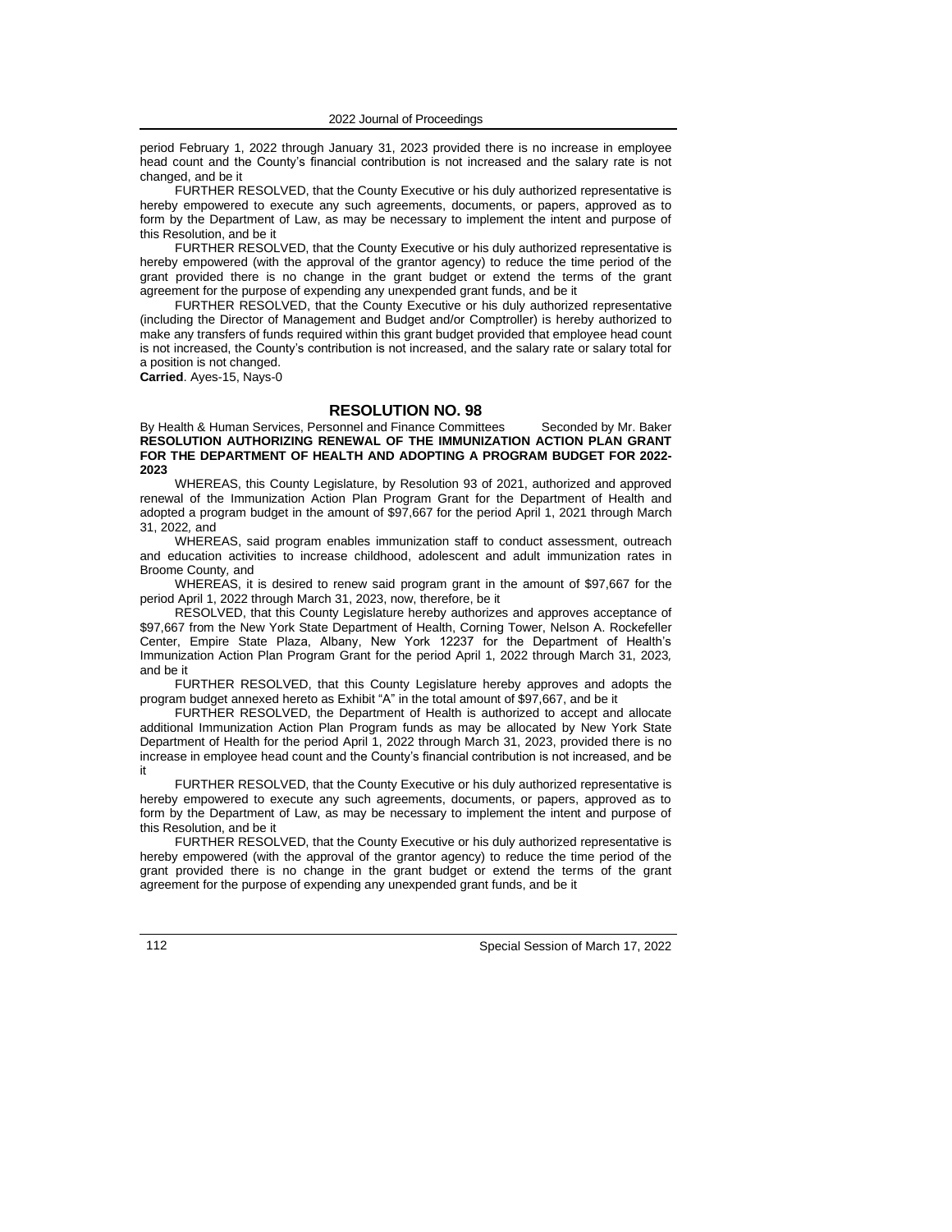period February 1, 2022 through January 31, 2023 provided there is no increase in employee head count and the County's financial contribution is not increased and the salary rate is not changed, and be it

FURTHER RESOLVED, that the County Executive or his duly authorized representative is hereby empowered to execute any such agreements, documents, or papers, approved as to form by the Department of Law, as may be necessary to implement the intent and purpose of this Resolution, and be it

FURTHER RESOLVED, that the County Executive or his duly authorized representative is hereby empowered (with the approval of the grantor agency) to reduce the time period of the grant provided there is no change in the grant budget or extend the terms of the grant agreement for the purpose of expending any unexpended grant funds, and be it

FURTHER RESOLVED, that the County Executive or his duly authorized representative (including the Director of Management and Budget and/or Comptroller) is hereby authorized to make any transfers of funds required within this grant budget provided that employee head count is not increased, the County's contribution is not increased, and the salary rate or salary total for a position is not changed.

**Carried**. Ayes-15, Nays-0

## RESOLUTION NO. 98

By Health & Human Services, Personnel and Finance Committees Seconded by Mr. Baker

**RESOLUTION AUTHORIZING RENEWAL OF THE IMMUNIZATION ACTION PLAN GRANT FOR THE DEPARTMENT OF HEALTH AND ADOPTING A PROGRAM BUDGET FOR 2022-2023**

WHEREAS, this County Legislature, by Resolution 93 of 2021, authorized and approved renewal of the Immunization Action Plan Program Grant for the Department of Health and adopted a program budget in the amount of $97,667 for the period April 1, 2021 through March 31, 2022*,* and

WHEREAS, said program enables immunization staff to conduct assessment, outreach and education activities to increase childhood, adolescent and adult immunization rates in Broome County, and

WHEREAS, it is desired to renew said program grant in the amount of $97,667 for the period April 1, 2022 through March 31, 2023, now, therefore, be it

RESOLVED, that this County Legislature hereby authorizes and approves acceptance of $97,667 from the New York State Department of Health, Corning Tower, Nelson A. Rockefeller Center, Empire State Plaza, Albany, New York 12237 for the Department of Health's Immunization Action Plan Program Grant for the period April 1, 2022 through March 31, 2023*,* and be it

FURTHER RESOLVED, that this County Legislature hereby approves and adopts the program budget annexed hereto as Exhibit "A" in the total amount of $97,667, and be it

FURTHER RESOLVED, the Department of Health is authorized to accept and allocate additional Immunization Action Plan Program funds as may be allocated by New York State Department of Health for the period April 1, 2022 through March 31, 2023, provided there is no increase in employee head count and the County's financial contribution is not increased, and be it

FURTHER RESOLVED, that the County Executive or his duly authorized representative is hereby empowered to execute any such agreements, documents, or papers, approved as to form by the Department of Law, as may be necessary to implement the intent and purpose of this Resolution, and be it

FURTHER RESOLVED, that the County Executive or his duly authorized representative is hereby empowered (with the approval of the grantor agency) to reduce the time period of the grant provided there is no change in the grant budget or extend the terms of the grant agreement for the purpose of expending any unexpended grant funds, and be it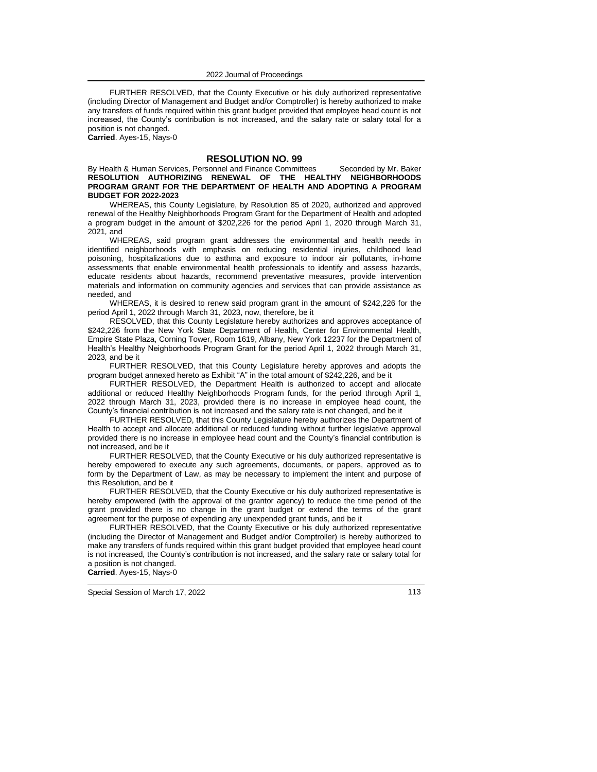FURTHER RESOLVED, that the County Executive or his duly authorized representative (including Director of Management and Budget and/or Comptroller) is hereby authorized to make any transfers of funds required within this grant budget provided that employee head count is not increased, the County's contribution is not increased, and the salary rate or salary total for a position is not changed.

**Carried**. Ayes-15, Nays-0

## RESOLUTION NO. 99

By Health & Human Services, Personnel and Finance Committees Seconded by Mr. Baker

**RESOLUTION AUTHORIZING RENEWAL OF THE HEALTHY NEIGHBORHOODS PROGRAM GRANT FOR THE DEPARTMENT OF HEALTH AND ADOPTING A PROGRAM BUDGET FOR 2022-2023**

WHEREAS, this County Legislature, by Resolution 85 of 2020, authorized and approved renewal of the Healthy Neighborhoods Program Grant for the Department of Health and adopted a program budget in the amount of $202,226 for the period April 1, 2020 through March 31, 2021, and

WHEREAS, said program grant addresses the environmental and health needs in identified neighborhoods with emphasis on reducing residential injuries, childhood lead poisoning, hospitalizations due to asthma and exposure to indoor air pollutants, in-home assessments that enable environmental health professionals to identify and assess hazards, educate residents about hazards, recommend preventative measures, provide intervention materials and information on community agencies and services that can provide assistance as needed, and

WHEREAS, it is desired to renew said program grant in the amount of $242,226 for the period April 1, 2022 through March 31, 2023, now, therefore, be it

RESOLVED, that this County Legislature hereby authorizes and approves acceptance of $242,226 from the New York State Department of Health, Center for Environmental Health, Empire State Plaza, Corning Tower, Room 1619, Albany, New York 12237 for the Department of Health's Healthy Neighborhoods Program Grant for the period April 1, 2022 through March 31, 2023, and be it

FURTHER RESOLVED, that this County Legislature hereby approves and adopts the program budget annexed hereto as Exhibit "A" in the total amount of $242,226, and be it

FURTHER RESOLVED, the Department Health is authorized to accept and allocate additional or reduced Healthy Neighborhoods Program funds, for the period through April 1, 2022 through March 31, 2023, provided there is no increase in employee head count, the County's financial contribution is not increased and the salary rate is not changed, and be it

FURTHER RESOLVED, that this County Legislature hereby authorizes the Department of Health to accept and allocate additional or reduced funding without further legislative approval provided there is no increase in employee head count and the County's financial contribution is not increased, and be it

FURTHER RESOLVED, that the County Executive or his duly authorized representative is hereby empowered to execute any such agreements, documents, or papers, approved as to form by the Department of Law, as may be necessary to implement the intent and purpose of this Resolution, and be it

FURTHER RESOLVED, that the County Executive or his duly authorized representative is hereby empowered (with the approval of the grantor agency) to reduce the time period of the grant provided there is no change in the grant budget or extend the terms of the grant agreement for the purpose of expending any unexpended grant funds, and be it

FURTHER RESOLVED, that the County Executive or his duly authorized representative (including the Director of Management and Budget and/or Comptroller) is hereby authorized to make any transfers of funds required within this grant budget provided that employee head count is not increased, the County's contribution is not increased, and the salary rate or salary total for a position is not changed.

**Carried**. Ayes-15, Nays-0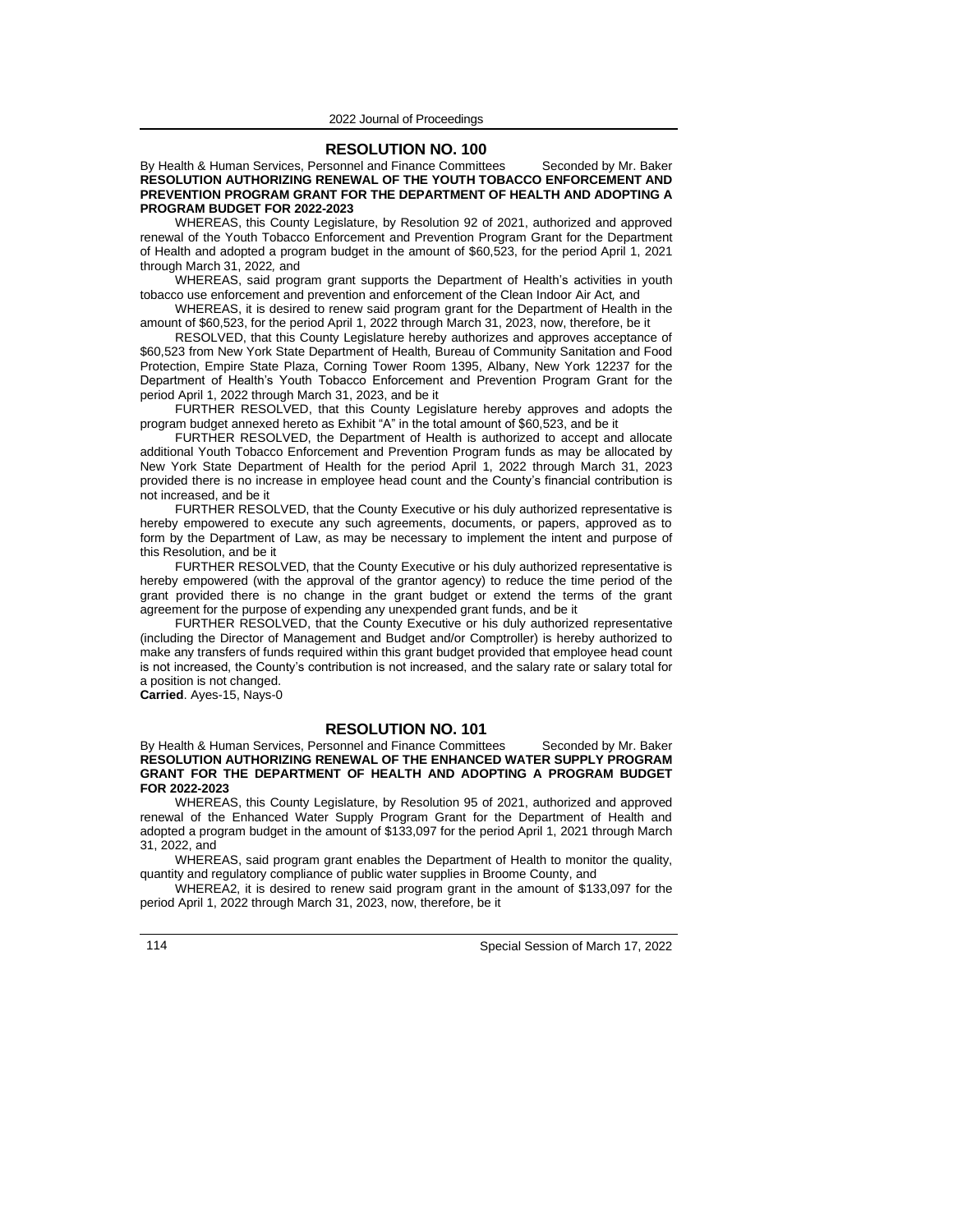## RESOLUTION NO. 100

By Health & Human Services, Personnel and Finance Committees Seconded by Mr. Baker

**RESOLUTION AUTHORIZING RENEWAL OF THE YOUTH TOBACCO ENFORCEMENT AND PREVENTION PROGRAM GRANT FOR THE DEPARTMENT OF HEALTH AND ADOPTING A PROGRAM BUDGET FOR 2022-2023**

WHEREAS, this County Legislature, by Resolution 92 of 2021, authorized and approved renewal of the Youth Tobacco Enforcement and Prevention Program Grant for the Department of Health and adopted a program budget in the amount of $60,523, for the period April 1, 2021 through March 31, 2022*,* and

WHEREAS, said program grant supports the Department of Health's activities in youth tobacco use enforcement and prevention and enforcement of the Clean Indoor Air Act*,* and

WHEREAS, it is desired to renew said program grant for the Department of Health in the amount of $60,523, for the period April 1, 2022 through March 31, 2023, now, therefore, be it

RESOLVED, that this County Legislature hereby authorizes and approves acceptance of $60,523 from New York State Department of Health*,* Bureau of Community Sanitation and Food Protection, Empire State Plaza, Corning Tower Room 1395, Albany, New York 12237 for the Department of Health's Youth Tobacco Enforcement and Prevention Program Grant for the period April 1, 2022 through March 31, 2023, and be it

FURTHER RESOLVED, that this County Legislature hereby approves and adopts the program budget annexed hereto as Exhibit "A" in the total amount of $60,523, and be it

FURTHER RESOLVED, the Department of Health is authorized to accept and allocate additional Youth Tobacco Enforcement and Prevention Program funds as may be allocated by New York State Department of Health for the period April 1, 2022 through March 31, 2023 provided there is no increase in employee head count and the County's financial contribution is not increased, and be it

FURTHER RESOLVED, that the County Executive or his duly authorized representative is hereby empowered to execute any such agreements, documents, or papers, approved as to form by the Department of Law, as may be necessary to implement the intent and purpose of this Resolution, and be it

FURTHER RESOLVED, that the County Executive or his duly authorized representative is hereby empowered (with the approval of the grantor agency) to reduce the time period of the grant provided there is no change in the grant budget or extend the terms of the grant agreement for the purpose of expending any unexpended grant funds, and be it

FURTHER RESOLVED, that the County Executive or his duly authorized representative (including the Director of Management and Budget and/or Comptroller) is hereby authorized to make any transfers of funds required within this grant budget provided that employee head count is not increased, the County's contribution is not increased, and the salary rate or salary total for a position is not changed.

**Carried**. Ayes-15, Nays-0

## RESOLUTION NO. 101

By Health & Human Services, Personnel and Finance Committees Seconded by Mr. Baker

**RESOLUTION AUTHORIZING RENEWAL OF THE ENHANCED WATER SUPPLY PROGRAM GRANT FOR THE DEPARTMENT OF HEALTH AND ADOPTING A PROGRAM BUDGET FOR 2022-2023**

WHEREAS, this County Legislature, by Resolution 95 of 2021, authorized and approved renewal of the Enhanced Water Supply Program Grant for the Department of Health and adopted a program budget in the amount of $133,097 for the period April 1, 2021 through March 31, 2022, and

WHEREAS, said program grant enables the Department of Health to monitor the quality, quantity and regulatory compliance of public water supplies in Broome County, and

WHEREA2, it is desired to renew said program grant in the amount of $133,097 for the period April 1, 2022 through March 31, 2023, now, therefore, be it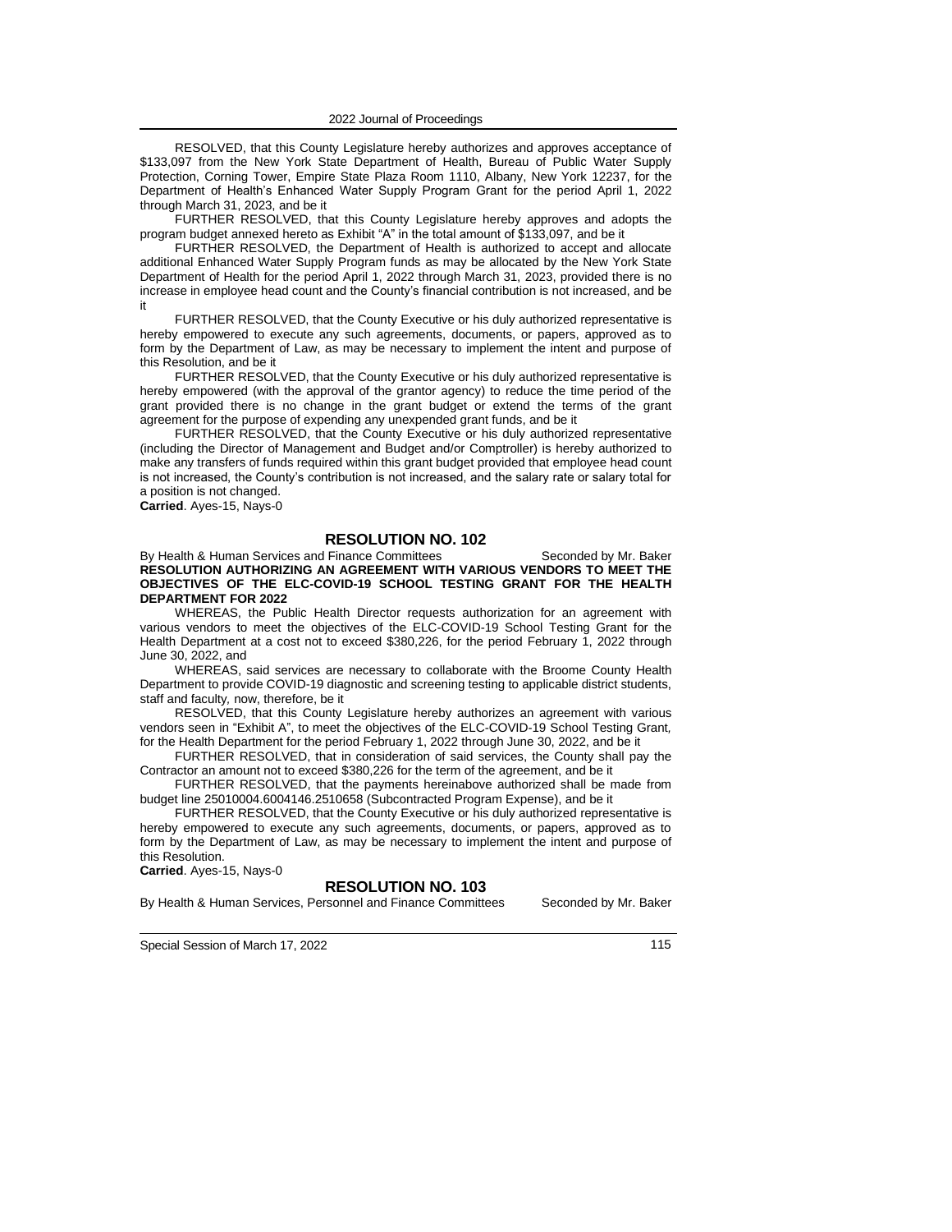RESOLVED, that this County Legislature hereby authorizes and approves acceptance of $133,097 from the New York State Department of Health, Bureau of Public Water Supply Protection, Corning Tower, Empire State Plaza Room 1110, Albany, New York 12237, for the Department of Health's Enhanced Water Supply Program Grant for the period April 1, 2022 through March 31, 2023, and be it

FURTHER RESOLVED, that this County Legislature hereby approves and adopts the program budget annexed hereto as Exhibit "A" in the total amount of $133,097, and be it

FURTHER RESOLVED, the Department of Health is authorized to accept and allocate additional Enhanced Water Supply Program funds as may be allocated by the New York State Department of Health for the period April 1, 2022 through March 31, 2023, provided there is no increase in employee head count and the County's financial contribution is not increased, and be it

FURTHER RESOLVED, that the County Executive or his duly authorized representative is hereby empowered to execute any such agreements, documents, or papers, approved as to form by the Department of Law, as may be necessary to implement the intent and purpose of this Resolution, and be it

FURTHER RESOLVED, that the County Executive or his duly authorized representative is hereby empowered (with the approval of the grantor agency) to reduce the time period of the grant provided there is no change in the grant budget or extend the terms of the grant agreement for the purpose of expending any unexpended grant funds, and be it

FURTHER RESOLVED, that the County Executive or his duly authorized representative (including the Director of Management and Budget and/or Comptroller) is hereby authorized to make any transfers of funds required within this grant budget provided that employee head count is not increased, the County's contribution is not increased, and the salary rate or salary total for a position is not changed.

**Carried**. Ayes-15, Nays-0

## RESOLUTION NO. 102

By Health & Human Services and Finance Committees    Seconded by Mr. Baker

**RESOLUTION AUTHORIZING AN AGREEMENT WITH VARIOUS VENDORS TO MEET THE OBJECTIVES OF THE ELC-COVID-19 SCHOOL TESTING GRANT FOR THE HEALTH DEPARTMENT FOR 2022**

WHEREAS, the Public Health Director requests authorization for an agreement with various vendors to meet the objectives of the ELC-COVID-19 School Testing Grant for the Health Department at a cost not to exceed $380,226, for the period February 1, 2022 through June 30, 2022, and

WHEREAS, said services are necessary to collaborate with the Broome County Health Department to provide COVID-19 diagnostic and screening testing to applicable district students, staff and faculty, now, therefore, be it

RESOLVED, that this County Legislature hereby authorizes an agreement with various vendors seen in "Exhibit A", to meet the objectives of the ELC-COVID-19 School Testing Grant, for the Health Department for the period February 1, 2022 through June 30, 2022, and be it

FURTHER RESOLVED, that in consideration of said services, the County shall pay the Contractor an amount not to exceed $380,226 for the term of the agreement, and be it

FURTHER RESOLVED, that the payments hereinabove authorized shall be made from budget line 25010004.6004146.2510658 (Subcontracted Program Expense), and be it

FURTHER RESOLVED, that the County Executive or his duly authorized representative is hereby empowered to execute any such agreements, documents, or papers, approved as to form by the Department of Law, as may be necessary to implement the intent and purpose of this Resolution.

**Carried**. Ayes-15, Nays-0

## RESOLUTION NO. 103

By Health & Human Services, Personnel and Finance Committees    Seconded by Mr. Baker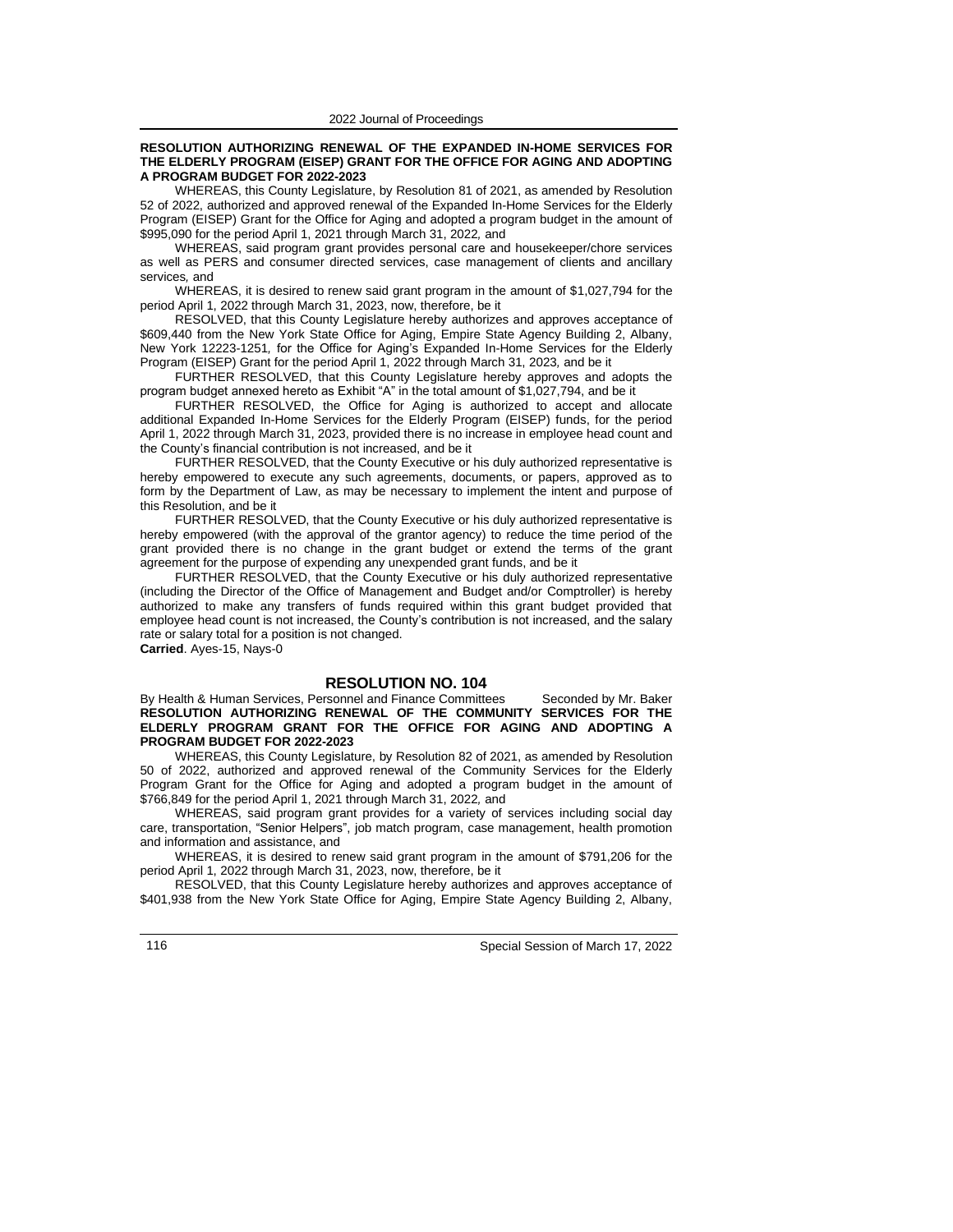**RESOLUTION AUTHORIZING RENEWAL OF THE EXPANDED IN-HOME SERVICES FOR THE ELDERLY PROGRAM (EISEP) GRANT FOR THE OFFICE FOR AGING AND ADOPTING A PROGRAM BUDGET FOR 2022-2023**

WHEREAS, this County Legislature, by Resolution 81 of 2021, as amended by Resolution 52 of 2022, authorized and approved renewal of the Expanded In-Home Services for the Elderly Program (EISEP) Grant for the Office for Aging and adopted a program budget in the amount of $995,090 for the period April 1, 2021 through March 31, 2022, and

WHEREAS, said program grant provides personal care and housekeeper/chore services as well as PERS and consumer directed services, case management of clients and ancillary services, and

WHEREAS, it is desired to renew said grant program in the amount of $1,027,794 for the period April 1, 2022 through March 31, 2023, now, therefore, be it

RESOLVED, that this County Legislature hereby authorizes and approves acceptance of $609,440 from the New York State Office for Aging, Empire State Agency Building 2, Albany, New York 12223-1251, for the Office for Aging's Expanded In-Home Services for the Elderly Program (EISEP) Grant for the period April 1, 2022 through March 31, 2023, and be it

FURTHER RESOLVED, that this County Legislature hereby approves and adopts the program budget annexed hereto as Exhibit "A" in the total amount of $1,027,794, and be it

FURTHER RESOLVED, the Office for Aging is authorized to accept and allocate additional Expanded In-Home Services for the Elderly Program (EISEP) funds, for the period April 1, 2022 through March 31, 2023, provided there is no increase in employee head count and the County's financial contribution is not increased, and be it

FURTHER RESOLVED, that the County Executive or his duly authorized representative is hereby empowered to execute any such agreements, documents, or papers, approved as to form by the Department of Law, as may be necessary to implement the intent and purpose of this Resolution, and be it

FURTHER RESOLVED, that the County Executive or his duly authorized representative is hereby empowered (with the approval of the grantor agency) to reduce the time period of the grant provided there is no change in the grant budget or extend the terms of the grant agreement for the purpose of expending any unexpended grant funds, and be it

FURTHER RESOLVED, that the County Executive or his duly authorized representative (including the Director of the Office of Management and Budget and/or Comptroller) is hereby authorized to make any transfers of funds required within this grant budget provided that employee head count is not increased, the County's contribution is not increased, and the salary rate or salary total for a position is not changed.

**Carried**. Ayes-15, Nays-0

## RESOLUTION NO. 104

By Health & Human Services, Personnel and Finance Committees Seconded by Mr. Baker

**RESOLUTION AUTHORIZING RENEWAL OF THE COMMUNITY SERVICES FOR THE ELDERLY PROGRAM GRANT FOR THE OFFICE FOR AGING AND ADOPTING A PROGRAM BUDGET FOR 2022-2023**

WHEREAS, this County Legislature, by Resolution 82 of 2021, as amended by Resolution 50 of 2022, authorized and approved renewal of the Community Services for the Elderly Program Grant for the Office for Aging and adopted a program budget in the amount of $766,849 for the period April 1, 2021 through March 31, 2022, and

WHEREAS, said program grant provides for a variety of services including social day care, transportation, "Senior Helpers", job match program, case management, health promotion and information and assistance, and

WHEREAS, it is desired to renew said grant program in the amount of $791,206 for the period April 1, 2022 through March 31, 2023, now, therefore, be it

RESOLVED, that this County Legislature hereby authorizes and approves acceptance of $401,938 from the New York State Office for Aging, Empire State Agency Building 2, Albany,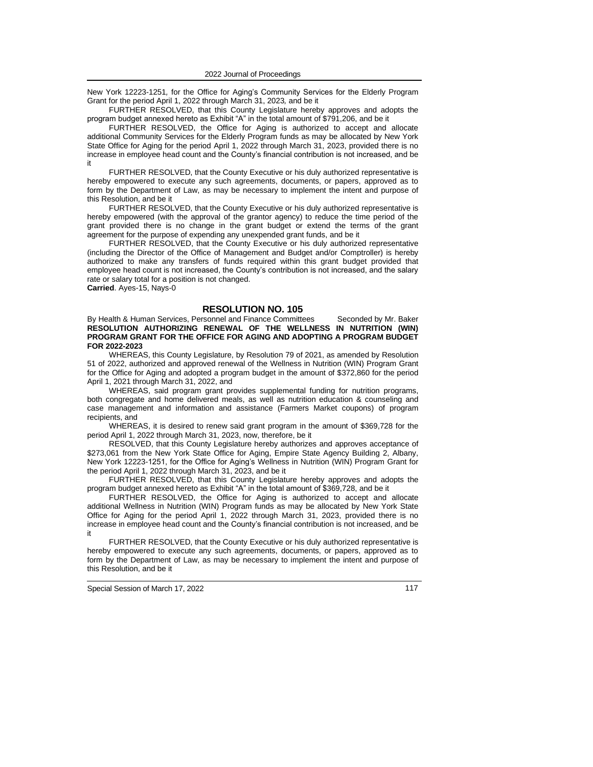New York 12223-1251, for the Office for Aging's Community Services for the Elderly Program Grant for the period April 1, 2022 through March 31, 2023, and be it

FURTHER RESOLVED, that this County Legislature hereby approves and adopts the program budget annexed hereto as Exhibit "A" in the total amount of $791,206, and be it

FURTHER RESOLVED, the Office for Aging is authorized to accept and allocate additional Community Services for the Elderly Program funds as may be allocated by New York State Office for Aging for the period April 1, 2022 through March 31, 2023, provided there is no increase in employee head count and the County's financial contribution is not increased, and be it

FURTHER RESOLVED, that the County Executive or his duly authorized representative is hereby empowered to execute any such agreements, documents, or papers, approved as to form by the Department of Law, as may be necessary to implement the intent and purpose of this Resolution, and be it

FURTHER RESOLVED, that the County Executive or his duly authorized representative is hereby empowered (with the approval of the grantor agency) to reduce the time period of the grant provided there is no change in the grant budget or extend the terms of the grant agreement for the purpose of expending any unexpended grant funds, and be it

FURTHER RESOLVED, that the County Executive or his duly authorized representative (including the Director of the Office of Management and Budget and/or Comptroller) is hereby authorized to make any transfers of funds required within this grant budget provided that employee head count is not increased, the County's contribution is not increased, and the salary rate or salary total for a position is not changed.

**Carried**. Ayes-15, Nays-0

## RESOLUTION NO. 105

By Health & Human Services, Personnel and Finance Committees Seconded by Mr. Baker

**RESOLUTION AUTHORIZING RENEWAL OF THE WELLNESS IN NUTRITION (WIN) PROGRAM GRANT FOR THE OFFICE FOR AGING AND ADOPTING A PROGRAM BUDGET FOR 2022-2023**

WHEREAS, this County Legislature, by Resolution 79 of 2021, as amended by Resolution 51 of 2022, authorized and approved renewal of the Wellness in Nutrition (WIN) Program Grant for the Office for Aging and adopted a program budget in the amount of $372,860 for the period April 1, 2021 through March 31, 2022, and

WHEREAS, said program grant provides supplemental funding for nutrition programs, both congregate and home delivered meals, as well as nutrition education & counseling and case management and information and assistance (Farmers Market coupons) of program recipients, and

WHEREAS, it is desired to renew said grant program in the amount of $369,728 for the period April 1, 2022 through March 31, 2023, now, therefore, be it

RESOLVED, that this County Legislature hereby authorizes and approves acceptance of $273,061 from the New York State Office for Aging, Empire State Agency Building 2, Albany, New York 12223-1251, for the Office for Aging's Wellness in Nutrition (WIN) Program Grant for the period April 1, 2022 through March 31, 2023, and be it

FURTHER RESOLVED, that this County Legislature hereby approves and adopts the program budget annexed hereto as Exhibit "A" in the total amount of $369,728, and be it

FURTHER RESOLVED, the Office for Aging is authorized to accept and allocate additional Wellness in Nutrition (WIN) Program funds as may be allocated by New York State Office for Aging for the period April 1, 2022 through March 31, 2023, provided there is no increase in employee head count and the County's financial contribution is not increased, and be it

FURTHER RESOLVED, that the County Executive or his duly authorized representative is hereby empowered to execute any such agreements, documents, or papers, approved as to form by the Department of Law, as may be necessary to implement the intent and purpose of this Resolution, and be it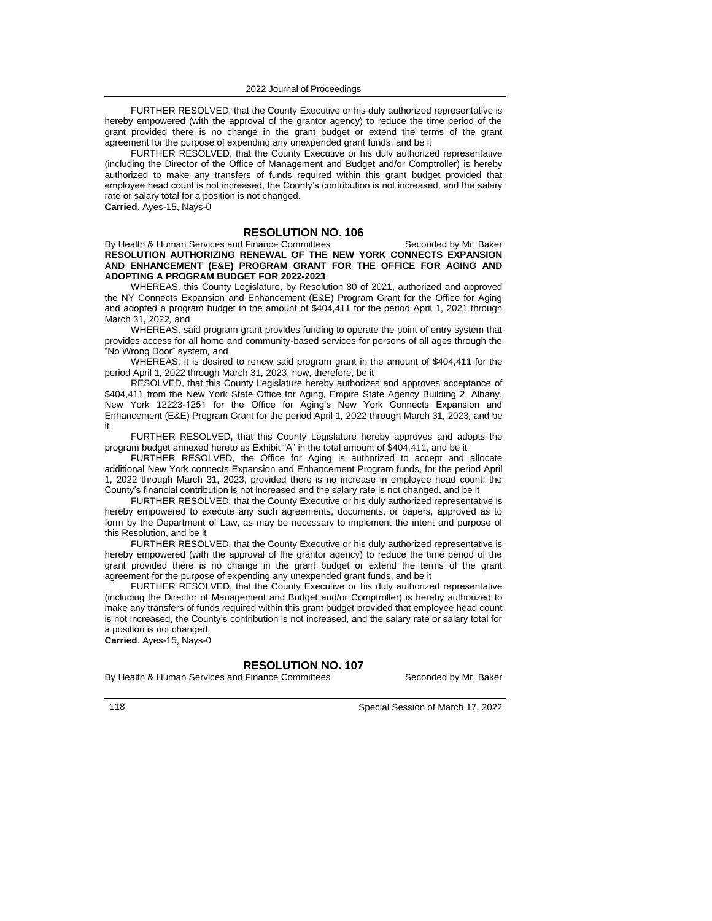FURTHER RESOLVED, that the County Executive or his duly authorized representative is hereby empowered (with the approval of the grantor agency) to reduce the time period of the grant provided there is no change in the grant budget or extend the terms of the grant agreement for the purpose of expending any unexpended grant funds, and be it

FURTHER RESOLVED, that the County Executive or his duly authorized representative (including the Director of the Office of Management and Budget and/or Comptroller) is hereby authorized to make any transfers of funds required within this grant budget provided that employee head count is not increased, the County's contribution is not increased, and the salary rate or salary total for a position is not changed.

**Carried**. Ayes-15, Nays-0

## RESOLUTION NO. 106

By Health & Human Services and Finance Committees　　　　Seconded by Mr. Baker

**RESOLUTION AUTHORIZING RENEWAL OF THE NEW YORK CONNECTS EXPANSION AND ENHANCEMENT (E&E) PROGRAM GRANT FOR THE OFFICE FOR AGING AND ADOPTING A PROGRAM BUDGET FOR 2022-2023**

WHEREAS, this County Legislature, by Resolution 80 of 2021, authorized and approved the NY Connects Expansion and Enhancement (E&E) Program Grant for the Office for Aging and adopted a program budget in the amount of $404,411 for the period April 1, 2021 through March 31, 2022, and

WHEREAS, said program grant provides funding to operate the point of entry system that provides access for all home and community-based services for persons of all ages through the "No Wrong Door" system, and

WHEREAS, it is desired to renew said program grant in the amount of $404,411 for the period April 1, 2022 through March 31, 2023, now, therefore, be it

RESOLVED, that this County Legislature hereby authorizes and approves acceptance of $404,411 from the New York State Office for Aging, Empire State Agency Building 2, Albany, New York 12223-1251 for the Office for Aging's New York Connects Expansion and Enhancement (E&E) Program Grant for the period April 1, 2022 through March 31, 2023, and be it

FURTHER RESOLVED, that this County Legislature hereby approves and adopts the program budget annexed hereto as Exhibit "A" in the total amount of $404,411, and be it

FURTHER RESOLVED, the Office for Aging is authorized to accept and allocate additional New York connects Expansion and Enhancement Program funds, for the period April 1, 2022 through March 31, 2023, provided there is no increase in employee head count, the County's financial contribution is not increased and the salary rate is not changed, and be it

FURTHER RESOLVED, that the County Executive or his duly authorized representative is hereby empowered to execute any such agreements, documents, or papers, approved as to form by the Department of Law, as may be necessary to implement the intent and purpose of this Resolution, and be it

FURTHER RESOLVED, that the County Executive or his duly authorized representative is hereby empowered (with the approval of the grantor agency) to reduce the time period of the grant provided there is no change in the grant budget or extend the terms of the grant agreement for the purpose of expending any unexpended grant funds, and be it

FURTHER RESOLVED, that the County Executive or his duly authorized representative (including the Director of Management and Budget and/or Comptroller) is hereby authorized to make any transfers of funds required within this grant budget provided that employee head count is not increased, the County's contribution is not increased, and the salary rate or salary total for a position is not changed.

**Carried**. Ayes-15, Nays-0

## RESOLUTION NO. 107

By Health & Human Services and Finance Committees　　　　Seconded by Mr. Baker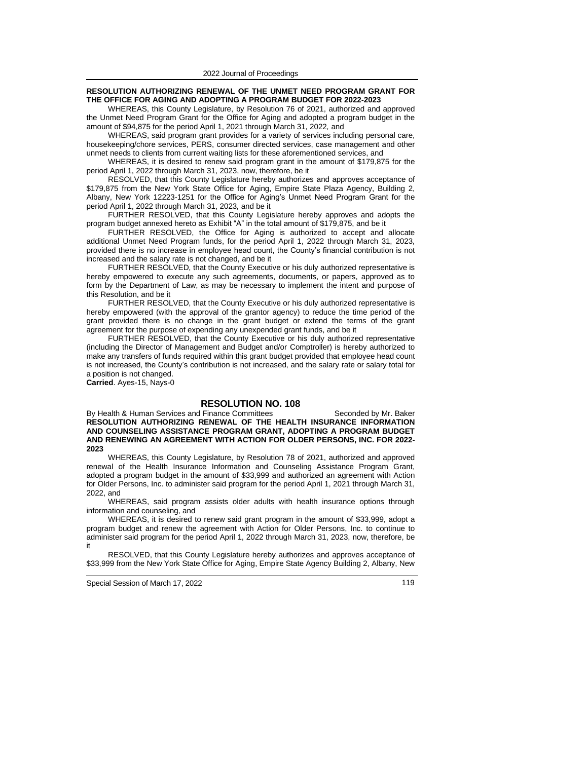**RESOLUTION AUTHORIZING RENEWAL OF THE UNMET NEED PROGRAM GRANT FOR THE OFFICE FOR AGING AND ADOPTING A PROGRAM BUDGET FOR 2022-2023**

WHEREAS, this County Legislature, by Resolution 76 of 2021, authorized and approved the Unmet Need Program Grant for the Office for Aging and adopted a program budget in the amount of $94,875 for the period April 1, 2021 through March 31, 2022, and

WHEREAS, said program grant provides for a variety of services including personal care, housekeeping/chore services, PERS, consumer directed services, case management and other unmet needs to clients from current waiting lists for these aforementioned services, and

WHEREAS, it is desired to renew said program grant in the amount of $179,875 for the period April 1, 2022 through March 31, 2023, now, therefore, be it

RESOLVED, that this County Legislature hereby authorizes and approves acceptance of $179,875 from the New York State Office for Aging, Empire State Plaza Agency, Building 2, Albany, New York 12223-1251 for the Office for Aging's Unmet Need Program Grant for the period April 1, 2022 through March 31, 2023, and be it

FURTHER RESOLVED, that this County Legislature hereby approves and adopts the program budget annexed hereto as Exhibit "A" in the total amount of $179,875, and be it

FURTHER RESOLVED, the Office for Aging is authorized to accept and allocate additional Unmet Need Program funds, for the period April 1, 2022 through March 31, 2023, provided there is no increase in employee head count, the County's financial contribution is not increased and the salary rate is not changed, and be it

FURTHER RESOLVED, that the County Executive or his duly authorized representative is hereby empowered to execute any such agreements, documents, or papers, approved as to form by the Department of Law, as may be necessary to implement the intent and purpose of this Resolution, and be it

FURTHER RESOLVED, that the County Executive or his duly authorized representative is hereby empowered (with the approval of the grantor agency) to reduce the time period of the grant provided there is no change in the grant budget or extend the terms of the grant agreement for the purpose of expending any unexpended grant funds, and be it

FURTHER RESOLVED, that the County Executive or his duly authorized representative (including the Director of Management and Budget and/or Comptroller) is hereby authorized to make any transfers of funds required within this grant budget provided that employee head count is not increased, the County's contribution is not increased, and the salary rate or salary total for a position is not changed.

**Carried**. Ayes-15, Nays-0

## RESOLUTION NO. 108

By Health & Human Services and Finance Committees — Seconded by Mr. Baker

**RESOLUTION AUTHORIZING RENEWAL OF THE HEALTH INSURANCE INFORMATION AND COUNSELING ASSISTANCE PROGRAM GRANT, ADOPTING A PROGRAM BUDGET AND RENEWING AN AGREEMENT WITH ACTION FOR OLDER PERSONS, INC. FOR 2022-2023**

WHEREAS, this County Legislature, by Resolution 78 of 2021, authorized and approved renewal of the Health Insurance Information and Counseling Assistance Program Grant, adopted a program budget in the amount of $33,999 and authorized an agreement with Action for Older Persons, Inc. to administer said program for the period April 1, 2021 through March 31, 2022, and

WHEREAS, said program assists older adults with health insurance options through information and counseling, and

WHEREAS, it is desired to renew said grant program in the amount of $33,999, adopt a program budget and renew the agreement with Action for Older Persons, Inc. to continue to administer said program for the period April 1, 2022 through March 31, 2023, now, therefore, be it

RESOLVED, that this County Legislature hereby authorizes and approves acceptance of $33,999 from the New York State Office for Aging, Empire State Agency Building 2, Albany, New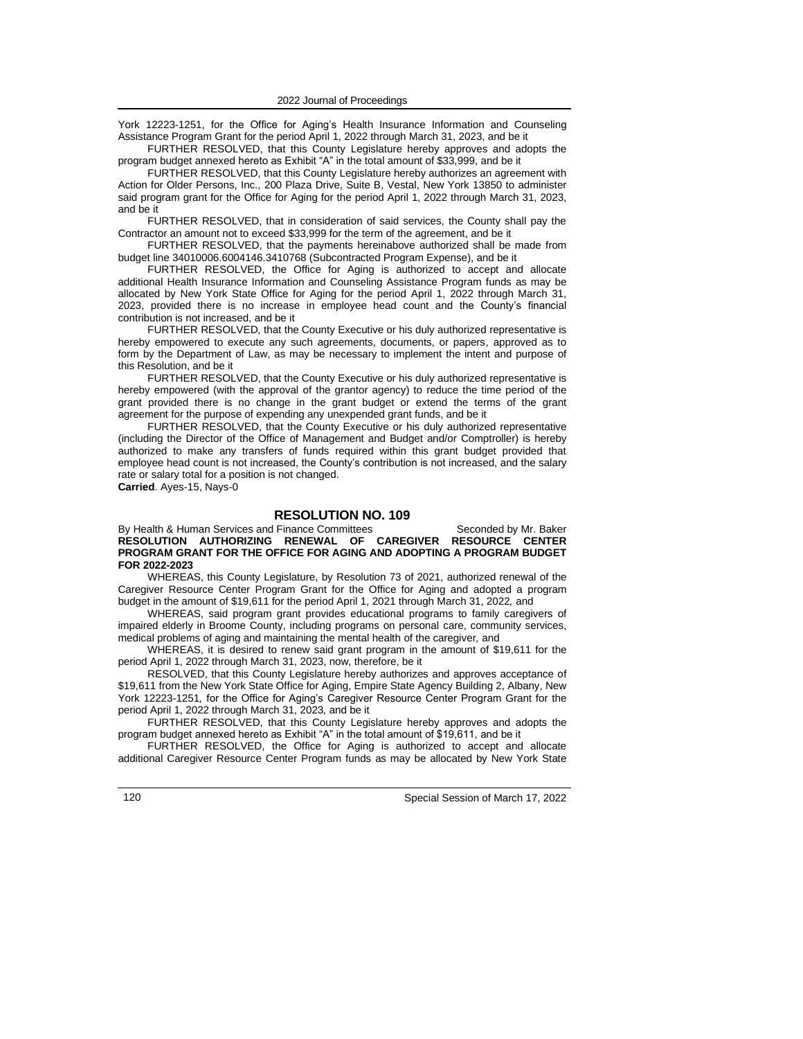York 12223-1251, for the Office for Aging's Health Insurance Information and Counseling Assistance Program Grant for the period April 1, 2022 through March 31, 2023, and be it

FURTHER RESOLVED, that this County Legislature hereby approves and adopts the program budget annexed hereto as Exhibit "A" in the total amount of $33,999, and be it

FURTHER RESOLVED, that this County Legislature hereby authorizes an agreement with Action for Older Persons, Inc., 200 Plaza Drive, Suite B, Vestal, New York 13850 to administer said program grant for the Office for Aging for the period April 1, 2022 through March 31, 2023, and be it

FURTHER RESOLVED, that in consideration of said services, the County shall pay the Contractor an amount not to exceed $33,999 for the term of the agreement, and be it

FURTHER RESOLVED, that the payments hereinabove authorized shall be made from budget line 34010006.6004146.3410768 (Subcontracted Program Expense), and be it

FURTHER RESOLVED, the Office for Aging is authorized to accept and allocate additional Health Insurance Information and Counseling Assistance Program funds as may be allocated by New York State Office for Aging for the period April 1, 2022 through March 31, 2023, provided there is no increase in employee head count and the County's financial contribution is not increased, and be it

FURTHER RESOLVED, that the County Executive or his duly authorized representative is hereby empowered to execute any such agreements, documents, or papers, approved as to form by the Department of Law, as may be necessary to implement the intent and purpose of this Resolution, and be it

FURTHER RESOLVED, that the County Executive or his duly authorized representative is hereby empowered (with the approval of the grantor agency) to reduce the time period of the grant provided there is no change in the grant budget or extend the terms of the grant agreement for the purpose of expending any unexpended grant funds, and be it

FURTHER RESOLVED, that the County Executive or his duly authorized representative (including the Director of the Office of Management and Budget and/or Comptroller) is hereby authorized to make any transfers of funds required within this grant budget provided that employee head count is not increased, the County's contribution is not increased, and the salary rate or salary total for a position is not changed.

**Carried**. Ayes-15, Nays-0

## RESOLUTION NO. 109

By Health & Human Services and Finance Committees Seconded by Mr. Baker

**RESOLUTION AUTHORIZING RENEWAL OF CAREGIVER RESOURCE CENTER PROGRAM GRANT FOR THE OFFICE FOR AGING AND ADOPTING A PROGRAM BUDGET FOR 2022-2023**

WHEREAS, this County Legislature, by Resolution 73 of 2021, authorized renewal of the Caregiver Resource Center Program Grant for the Office for Aging and adopted a program budget in the amount of $19,611 for the period April 1, 2021 through March 31, 2022*,* and

WHEREAS, said program grant provides educational programs to family caregivers of impaired elderly in Broome County, including programs on personal care, community services, medical problems of aging and maintaining the mental health of the caregiver*,* and

WHEREAS, it is desired to renew said grant program in the amount of $19,611 for the period April 1, 2022 through March 31, 2023, now, therefore, be it

RESOLVED, that this County Legislature hereby authorizes and approves acceptance of $19,611 from the New York State Office for Aging, Empire State Agency Building 2, Albany, New York 12223-1251*,* for the Office for Aging's Caregiver Resource Center Program Grant for the period April 1, 2022 through March 31, 2023*,* and be it

FURTHER RESOLVED, that this County Legislature hereby approves and adopts the program budget annexed hereto as Exhibit "A" in the total amount of $19,611, and be it

FURTHER RESOLVED, the Office for Aging is authorized to accept and allocate additional Caregiver Resource Center Program funds as may be allocated by New York State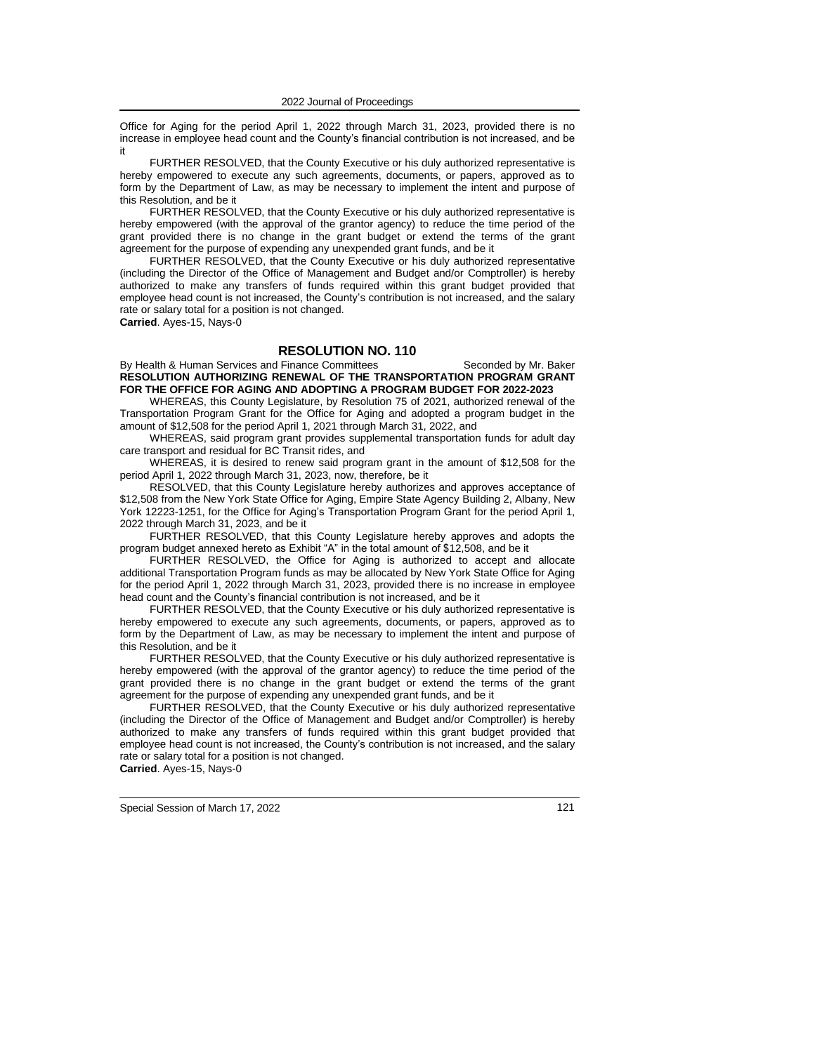Office for Aging for the period April 1, 2022 through March 31, 2023, provided there is no increase in employee head count and the County's financial contribution is not increased, and be it

FURTHER RESOLVED, that the County Executive or his duly authorized representative is hereby empowered to execute any such agreements, documents, or papers, approved as to form by the Department of Law, as may be necessary to implement the intent and purpose of this Resolution, and be it

FURTHER RESOLVED, that the County Executive or his duly authorized representative is hereby empowered (with the approval of the grantor agency) to reduce the time period of the grant provided there is no change in the grant budget or extend the terms of the grant agreement for the purpose of expending any unexpended grant funds, and be it

FURTHER RESOLVED, that the County Executive or his duly authorized representative (including the Director of the Office of Management and Budget and/or Comptroller) is hereby authorized to make any transfers of funds required within this grant budget provided that employee head count is not increased, the County's contribution is not increased, and the salary rate or salary total for a position is not changed.

**Carried**. Ayes-15, Nays-0

## RESOLUTION NO. 110

By Health & Human Services and Finance Committees — Seconded by Mr. Baker

**RESOLUTION AUTHORIZING RENEWAL OF THE TRANSPORTATION PROGRAM GRANT FOR THE OFFICE FOR AGING AND ADOPTING A PROGRAM BUDGET FOR 2022-2023**

WHEREAS, this County Legislature, by Resolution 75 of 2021, authorized renewal of the Transportation Program Grant for the Office for Aging and adopted a program budget in the amount of $12,508 for the period April 1, 2021 through March 31, 2022, and

WHEREAS, said program grant provides supplemental transportation funds for adult day care transport and residual for BC Transit rides, and

WHEREAS, it is desired to renew said program grant in the amount of $12,508 for the period April 1, 2022 through March 31, 2023, now, therefore, be it

RESOLVED, that this County Legislature hereby authorizes and approves acceptance of $12,508 from the New York State Office for Aging, Empire State Agency Building 2, Albany, New York 12223-1251, for the Office for Aging's Transportation Program Grant for the period April 1, 2022 through March 31, 2023, and be it

FURTHER RESOLVED, that this County Legislature hereby approves and adopts the program budget annexed hereto as Exhibit "A" in the total amount of $12,508, and be it

FURTHER RESOLVED, the Office for Aging is authorized to accept and allocate additional Transportation Program funds as may be allocated by New York State Office for Aging for the period April 1, 2022 through March 31, 2023, provided there is no increase in employee head count and the County's financial contribution is not increased, and be it

FURTHER RESOLVED, that the County Executive or his duly authorized representative is hereby empowered to execute any such agreements, documents, or papers, approved as to form by the Department of Law, as may be necessary to implement the intent and purpose of this Resolution, and be it

FURTHER RESOLVED, that the County Executive or his duly authorized representative is hereby empowered (with the approval of the grantor agency) to reduce the time period of the grant provided there is no change in the grant budget or extend the terms of the grant agreement for the purpose of expending any unexpended grant funds, and be it

FURTHER RESOLVED, that the County Executive or his duly authorized representative (including the Director of the Office of Management and Budget and/or Comptroller) is hereby authorized to make any transfers of funds required within this grant budget provided that employee head count is not increased, the County's contribution is not increased, and the salary rate or salary total for a position is not changed.

**Carried**. Ayes-15, Nays-0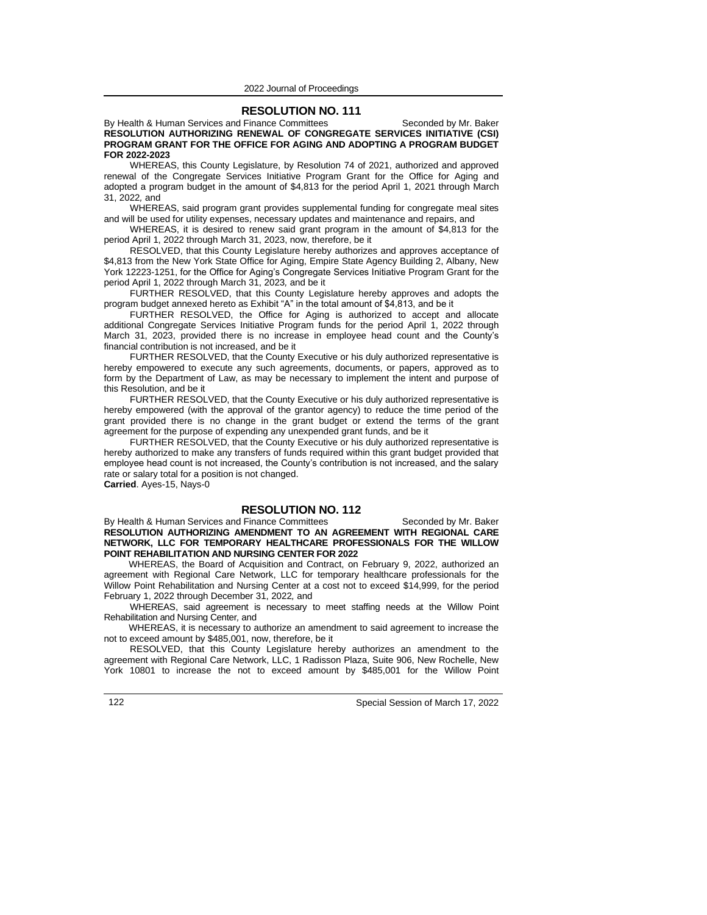## RESOLUTION NO. 111

By Health & Human Services and Finance Committees Seconded by Mr. Baker

**RESOLUTION AUTHORIZING RENEWAL OF CONGREGATE SERVICES INITIATIVE (CSI) PROGRAM GRANT FOR THE OFFICE FOR AGING AND ADOPTING A PROGRAM BUDGET FOR 2022-2023**

WHEREAS, this County Legislature, by Resolution 74 of 2021, authorized and approved renewal of the Congregate Services Initiative Program Grant for the Office for Aging and adopted a program budget in the amount of $4,813 for the period April 1, 2021 through March 31, 2022, and

WHEREAS, said program grant provides supplemental funding for congregate meal sites and will be used for utility expenses, necessary updates and maintenance and repairs, and

WHEREAS, it is desired to renew said grant program in the amount of $4,813 for the period April 1, 2022 through March 31, 2023, now, therefore, be it

RESOLVED, that this County Legislature hereby authorizes and approves acceptance of $4,813 from the New York State Office for Aging, Empire State Agency Building 2, Albany, New York 12223-1251, for the Office for Aging's Congregate Services Initiative Program Grant for the period April 1, 2022 through March 31, 2023, and be it

FURTHER RESOLVED, that this County Legislature hereby approves and adopts the program budget annexed hereto as Exhibit "A" in the total amount of $4,813, and be it

FURTHER RESOLVED, the Office for Aging is authorized to accept and allocate additional Congregate Services Initiative Program funds for the period April 1, 2022 through March 31, 2023, provided there is no increase in employee head count and the County's financial contribution is not increased, and be it

FURTHER RESOLVED, that the County Executive or his duly authorized representative is hereby empowered to execute any such agreements, documents, or papers, approved as to form by the Department of Law, as may be necessary to implement the intent and purpose of this Resolution, and be it

FURTHER RESOLVED, that the County Executive or his duly authorized representative is hereby empowered (with the approval of the grantor agency) to reduce the time period of the grant provided there is no change in the grant budget or extend the terms of the grant agreement for the purpose of expending any unexpended grant funds, and be it

FURTHER RESOLVED, that the County Executive or his duly authorized representative is hereby authorized to make any transfers of funds required within this grant budget provided that employee head count is not increased, the County's contribution is not increased, and the salary rate or salary total for a position is not changed.

**Carried**. Ayes-15, Nays-0

## RESOLUTION NO. 112

By Health & Human Services and Finance Committees Seconded by Mr. Baker

**RESOLUTION AUTHORIZING AMENDMENT TO AN AGREEMENT WITH REGIONAL CARE NETWORK, LLC FOR TEMPORARY HEALTHCARE PROFESSIONALS FOR THE WILLOW POINT REHABILITATION AND NURSING CENTER FOR 2022**

WHEREAS, the Board of Acquisition and Contract, on February 9, 2022, authorized an agreement with Regional Care Network, LLC for temporary healthcare professionals for the Willow Point Rehabilitation and Nursing Center at a cost not to exceed $14,999, for the period February 1, 2022 through December 31, 2022, and

WHEREAS, said agreement is necessary to meet staffing needs at the Willow Point Rehabilitation and Nursing Center, and

WHEREAS, it is necessary to authorize an amendment to said agreement to increase the not to exceed amount by $485,001, now, therefore, be it

RESOLVED, that this County Legislature hereby authorizes an amendment to the agreement with Regional Care Network, LLC, 1 Radisson Plaza, Suite 906, New Rochelle, New York 10801 to increase the not to exceed amount by $485,001 for the Willow Point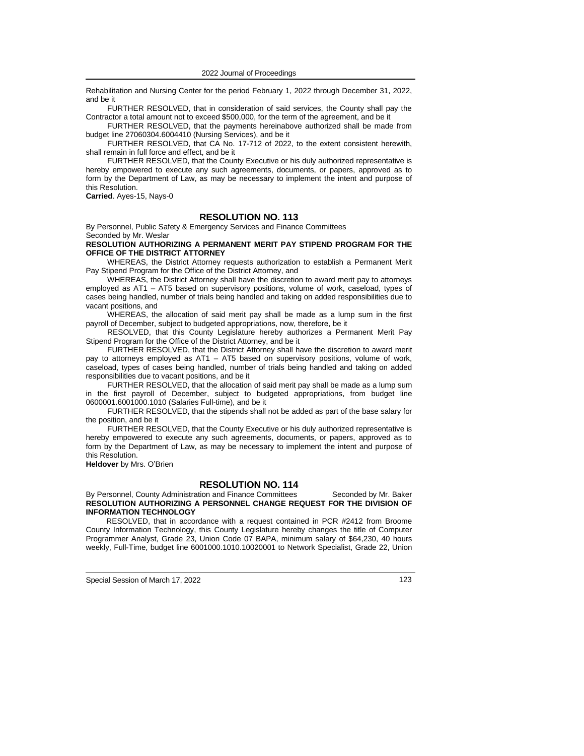Rehabilitation and Nursing Center for the period February 1, 2022 through December 31, 2022, and be it

FURTHER RESOLVED, that in consideration of said services, the County shall pay the Contractor a total amount not to exceed $500,000, for the term of the agreement, and be it

FURTHER RESOLVED, that the payments hereinabove authorized shall be made from budget line 27060304.6004410 (Nursing Services), and be it

FURTHER RESOLVED, that CA No. 17-712 of 2022, to the extent consistent herewith, shall remain in full force and effect, and be it

FURTHER RESOLVED, that the County Executive or his duly authorized representative is hereby empowered to execute any such agreements, documents, or papers, approved as to form by the Department of Law, as may be necessary to implement the intent and purpose of this Resolution.

**Carried**. Ayes-15, Nays-0

## RESOLUTION NO. 113

By Personnel, Public Safety & Emergency Services and Finance Committees
Seconded by Mr. Weslar

**RESOLUTION AUTHORIZING A PERMANENT MERIT PAY STIPEND PROGRAM FOR THE OFFICE OF THE DISTRICT ATTORNEY**

WHEREAS, the District Attorney requests authorization to establish a Permanent Merit Pay Stipend Program for the Office of the District Attorney, and

WHEREAS, the District Attorney shall have the discretion to award merit pay to attorneys employed as AT1 – AT5 based on supervisory positions, volume of work, caseload, types of cases being handled, number of trials being handled and taking on added responsibilities due to vacant positions, and

WHEREAS, the allocation of said merit pay shall be made as a lump sum in the first payroll of December, subject to budgeted appropriations, now, therefore, be it

RESOLVED, that this County Legislature hereby authorizes a Permanent Merit Pay Stipend Program for the Office of the District Attorney, and be it

FURTHER RESOLVED, that the District Attorney shall have the discretion to award merit pay to attorneys employed as AT1 – AT5 based on supervisory positions, volume of work, caseload, types of cases being handled, number of trials being handled and taking on added responsibilities due to vacant positions, and be it

FURTHER RESOLVED, that the allocation of said merit pay shall be made as a lump sum in the first payroll of December, subject to budgeted appropriations, from budget line 0600001.6001000.1010 (Salaries Full-time), and be it

FURTHER RESOLVED, that the stipends shall not be added as part of the base salary for the position, and be it

FURTHER RESOLVED, that the County Executive or his duly authorized representative is hereby empowered to execute any such agreements, documents, or papers, approved as to form by the Department of Law, as may be necessary to implement the intent and purpose of this Resolution.

**Heldover** by Mrs. O'Brien

## RESOLUTION NO. 114

By Personnel, County Administration and Finance Committees Seconded by Mr. Baker

**RESOLUTION AUTHORIZING A PERSONNEL CHANGE REQUEST FOR THE DIVISION OF INFORMATION TECHNOLOGY**

RESOLVED, that in accordance with a request contained in PCR #2412 from Broome County Information Technology, this County Legislature hereby changes the title of Computer Programmer Analyst, Grade 23, Union Code 07 BAPA, minimum salary of $64,230, 40 hours weekly, Full-Time, budget line 6001000.1010.10020001 to Network Specialist, Grade 22, Union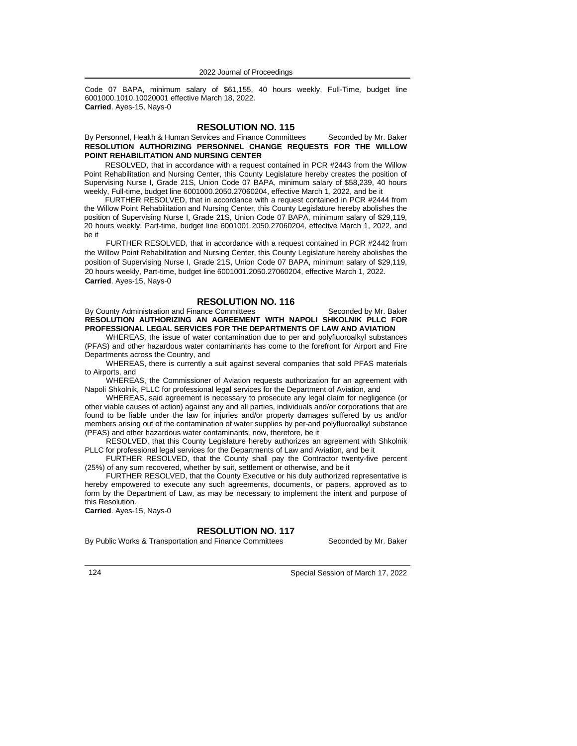Code 07 BAPA, minimum salary of $61,155, 40 hours weekly, Full-Time, budget line 6001000.1010.10020001 effective March 18, 2022.
**Carried**. Ayes-15, Nays-0

## RESOLUTION NO. 115

By Personnel, Health & Human Services and Finance Committees Seconded by Mr. Baker

**RESOLUTION AUTHORIZING PERSONNEL CHANGE REQUESTS FOR THE WILLOW POINT REHABILITATION AND NURSING CENTER**

RESOLVED, that in accordance with a request contained in PCR #2443 from the Willow Point Rehabilitation and Nursing Center, this County Legislature hereby creates the position of Supervising Nurse I, Grade 21S, Union Code 07 BAPA, minimum salary of $58,239, 40 hours weekly, Full-time, budget line 6001000.2050.27060204, effective March 1, 2022, and be it

FURTHER RESOLVED, that in accordance with a request contained in PCR #2444 from the Willow Point Rehabilitation and Nursing Center, this County Legislature hereby abolishes the position of Supervising Nurse I, Grade 21S, Union Code 07 BAPA, minimum salary of $29,119, 20 hours weekly, Part-time, budget line 6001001.2050.27060204, effective March 1, 2022, and be it

FURTHER RESOLVED, that in accordance with a request contained in PCR #2442 from the Willow Point Rehabilitation and Nursing Center, this County Legislature hereby abolishes the position of Supervising Nurse I, Grade 21S, Union Code 07 BAPA, minimum salary of $29,119, 20 hours weekly, Part-time, budget line 6001001.2050.27060204, effective March 1, 2022.
**Carried**. Ayes-15, Nays-0

## RESOLUTION NO. 116

By County Administration and Finance Committees Seconded by Mr. Baker

**RESOLUTION AUTHORIZING AN AGREEMENT WITH NAPOLI SHKOLNIK PLLC FOR PROFESSIONAL LEGAL SERVICES FOR THE DEPARTMENTS OF LAW AND AVIATION**

WHEREAS, the issue of water contamination due to per and polyfluoroalkyl substances (PFAS) and other hazardous water contaminants has come to the forefront for Airport and Fire Departments across the Country, and

WHEREAS, there is currently a suit against several companies that sold PFAS materials to Airports, and

WHEREAS, the Commissioner of Aviation requests authorization for an agreement with Napoli Shkolnik, PLLC for professional legal services for the Department of Aviation, and

WHEREAS, said agreement is necessary to prosecute any legal claim for negligence (or other viable causes of action) against any and all parties, individuals and/or corporations that are found to be liable under the law for injuries and/or property damages suffered by us and/or members arising out of the contamination of water supplies by per-and polyfluoroalkyl substance (PFAS) and other hazardous water contaminants, now, therefore, be it

RESOLVED, that this County Legislature hereby authorizes an agreement with Shkolnik PLLC for professional legal services for the Departments of Law and Aviation, and be it

FURTHER RESOLVED, that the County shall pay the Contractor twenty-five percent (25%) of any sum recovered, whether by suit, settlement or otherwise, and be it

FURTHER RESOLVED, that the County Executive or his duly authorized representative is hereby empowered to execute any such agreements, documents, or papers, approved as to form by the Department of Law, as may be necessary to implement the intent and purpose of this Resolution.
**Carried**. Ayes-15, Nays-0

## RESOLUTION NO. 117

By Public Works & Transportation and Finance Committees Seconded by Mr. Baker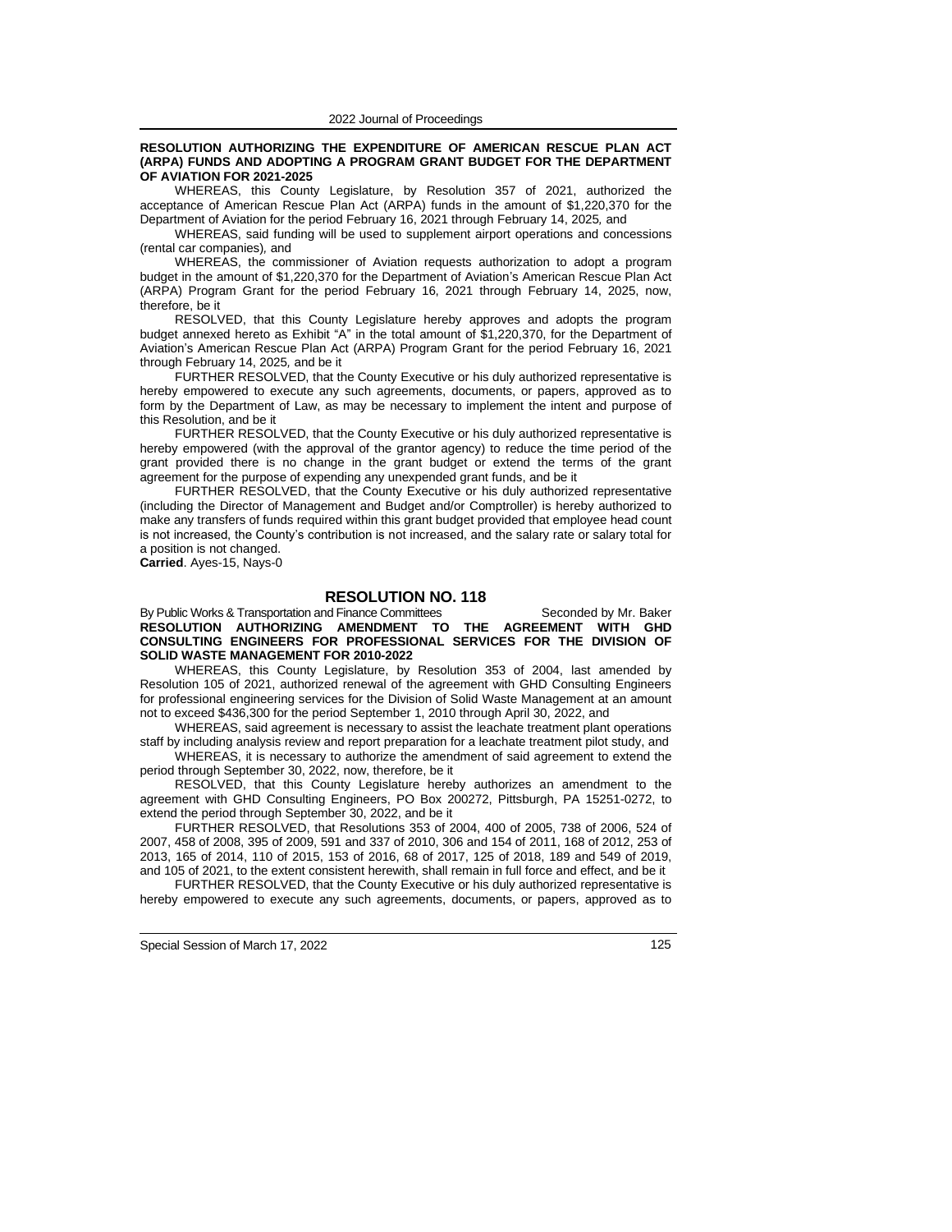**RESOLUTION AUTHORIZING THE EXPENDITURE OF AMERICAN RESCUE PLAN ACT (ARPA) FUNDS AND ADOPTING A PROGRAM GRANT BUDGET FOR THE DEPARTMENT OF AVIATION FOR 2021-2025**

WHEREAS, this County Legislature, by Resolution 357 of 2021, authorized the acceptance of American Rescue Plan Act (ARPA) funds in the amount of $1,220,370 for the Department of Aviation for the period February 16, 2021 through February 14, 2025, and

WHEREAS, said funding will be used to supplement airport operations and concessions (rental car companies), and

WHEREAS, the commissioner of Aviation requests authorization to adopt a program budget in the amount of $1,220,370 for the Department of Aviation's American Rescue Plan Act (ARPA) Program Grant for the period February 16, 2021 through February 14, 2025, now, therefore, be it

RESOLVED, that this County Legislature hereby approves and adopts the program budget annexed hereto as Exhibit "A" in the total amount of $1,220,370, for the Department of Aviation's American Rescue Plan Act (ARPA) Program Grant for the period February 16, 2021 through February 14, 2025, and be it

FURTHER RESOLVED, that the County Executive or his duly authorized representative is hereby empowered to execute any such agreements, documents, or papers, approved as to form by the Department of Law, as may be necessary to implement the intent and purpose of this Resolution, and be it

FURTHER RESOLVED, that the County Executive or his duly authorized representative is hereby empowered (with the approval of the grantor agency) to reduce the time period of the grant provided there is no change in the grant budget or extend the terms of the grant agreement for the purpose of expending any unexpended grant funds, and be it

FURTHER RESOLVED, that the County Executive or his duly authorized representative (including the Director of Management and Budget and/or Comptroller) is hereby authorized to make any transfers of funds required within this grant budget provided that employee head count is not increased, the County's contribution is not increased, and the salary rate or salary total for a position is not changed.

**Carried**. Ayes-15, Nays-0

## RESOLUTION NO. 118

By Public Works & Transportation and Finance Committees Seconded by Mr. Baker

**RESOLUTION AUTHORIZING AMENDMENT TO THE AGREEMENT WITH GHD CONSULTING ENGINEERS FOR PROFESSIONAL SERVICES FOR THE DIVISION OF SOLID WASTE MANAGEMENT FOR 2010-2022**

WHEREAS, this County Legislature, by Resolution 353 of 2004, last amended by Resolution 105 of 2021, authorized renewal of the agreement with GHD Consulting Engineers for professional engineering services for the Division of Solid Waste Management at an amount not to exceed $436,300 for the period September 1, 2010 through April 30, 2022, and

WHEREAS, said agreement is necessary to assist the leachate treatment plant operations staff by including analysis review and report preparation for a leachate treatment pilot study, and

WHEREAS, it is necessary to authorize the amendment of said agreement to extend the period through September 30, 2022, now, therefore, be it

RESOLVED, that this County Legislature hereby authorizes an amendment to the agreement with GHD Consulting Engineers, PO Box 200272, Pittsburgh, PA 15251-0272, to extend the period through September 30, 2022, and be it

FURTHER RESOLVED, that Resolutions 353 of 2004, 400 of 2005, 738 of 2006, 524 of 2007, 458 of 2008, 395 of 2009, 591 and 337 of 2010, 306 and 154 of 2011, 168 of 2012, 253 of 2013, 165 of 2014, 110 of 2015, 153 of 2016, 68 of 2017, 125 of 2018, 189 and 549 of 2019, and 105 of 2021, to the extent consistent herewith, shall remain in full force and effect, and be it

FURTHER RESOLVED, that the County Executive or his duly authorized representative is hereby empowered to execute any such agreements, documents, or papers, approved as to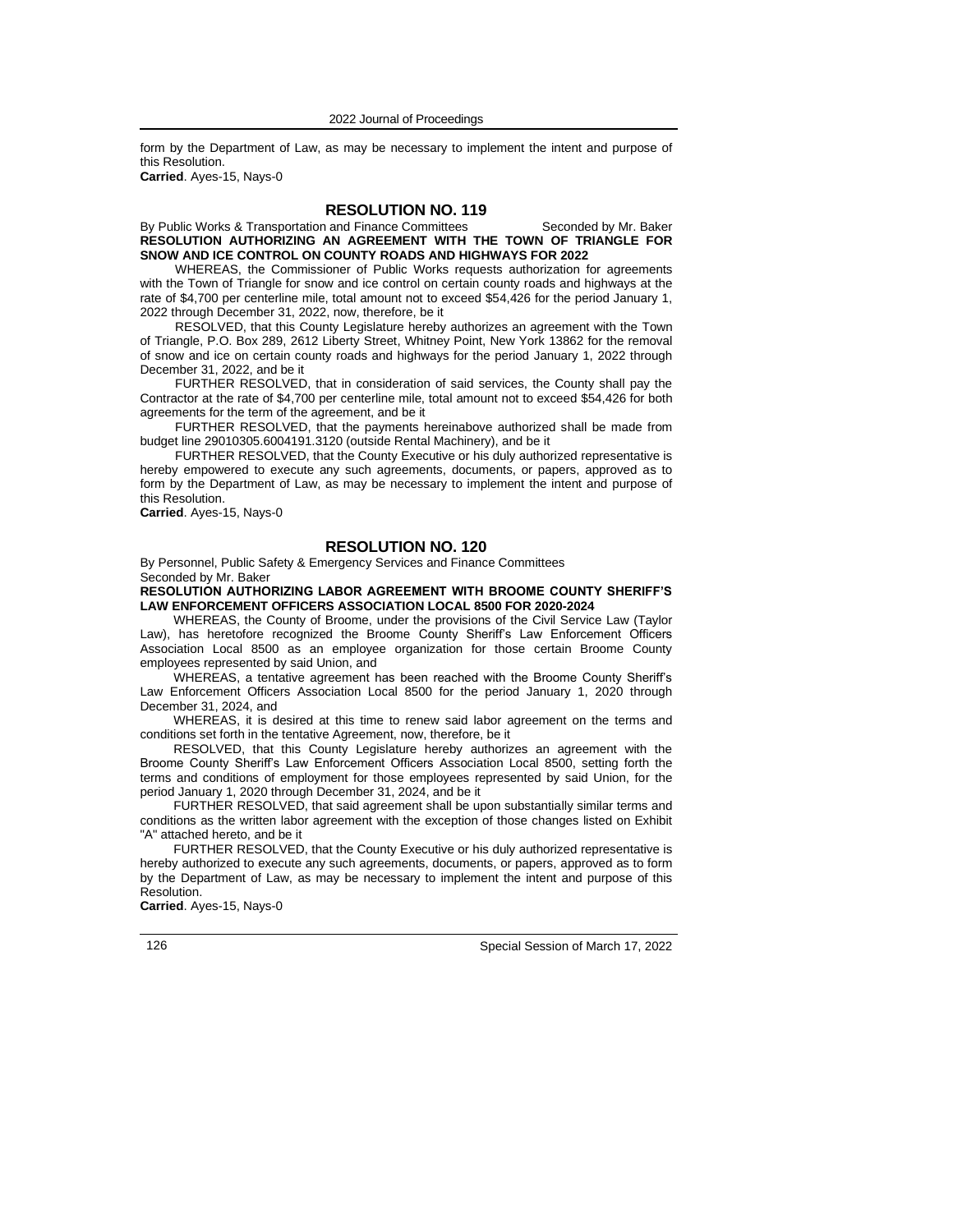form by the Department of Law, as may be necessary to implement the intent and purpose of this Resolution.

**Carried**. Ayes-15, Nays-0

## RESOLUTION NO. 119

By Public Works & Transportation and Finance Committees Seconded by Mr. Baker

**RESOLUTION AUTHORIZING AN AGREEMENT WITH THE TOWN OF TRIANGLE FOR SNOW AND ICE CONTROL ON COUNTY ROADS AND HIGHWAYS FOR 2022**

WHEREAS, the Commissioner of Public Works requests authorization for agreements with the Town of Triangle for snow and ice control on certain county roads and highways at the rate of $4,700 per centerline mile, total amount not to exceed $54,426 for the period January 1, 2022 through December 31, 2022, now, therefore, be it

RESOLVED, that this County Legislature hereby authorizes an agreement with the Town of Triangle, P.O. Box 289, 2612 Liberty Street, Whitney Point, New York 13862 for the removal of snow and ice on certain county roads and highways for the period January 1, 2022 through December 31, 2022, and be it

FURTHER RESOLVED, that in consideration of said services, the County shall pay the Contractor at the rate of $4,700 per centerline mile, total amount not to exceed $54,426 for both agreements for the term of the agreement, and be it

FURTHER RESOLVED, that the payments hereinabove authorized shall be made from budget line 29010305.6004191.3120 (outside Rental Machinery), and be it

FURTHER RESOLVED, that the County Executive or his duly authorized representative is hereby empowered to execute any such agreements, documents, or papers, approved as to form by the Department of Law, as may be necessary to implement the intent and purpose of this Resolution.

**Carried**. Ayes-15, Nays-0

## RESOLUTION NO. 120

By Personnel, Public Safety & Emergency Services and Finance Committees
Seconded by Mr. Baker

**RESOLUTION AUTHORIZING LABOR AGREEMENT WITH BROOME COUNTY SHERIFF'S LAW ENFORCEMENT OFFICERS ASSOCIATION LOCAL 8500 FOR 2020-2024**

WHEREAS, the County of Broome, under the provisions of the Civil Service Law (Taylor Law), has heretofore recognized the Broome County Sheriff's Law Enforcement Officers Association Local 8500 as an employee organization for those certain Broome County employees represented by said Union, and

WHEREAS, a tentative agreement has been reached with the Broome County Sheriff's Law Enforcement Officers Association Local 8500 for the period January 1, 2020 through December 31, 2024, and

WHEREAS, it is desired at this time to renew said labor agreement on the terms and conditions set forth in the tentative Agreement, now, therefore, be it

RESOLVED, that this County Legislature hereby authorizes an agreement with the Broome County Sheriff's Law Enforcement Officers Association Local 8500, setting forth the terms and conditions of employment for those employees represented by said Union, for the period January 1, 2020 through December 31, 2024, and be it

FURTHER RESOLVED, that said agreement shall be upon substantially similar terms and conditions as the written labor agreement with the exception of those changes listed on Exhibit "A" attached hereto, and be it

FURTHER RESOLVED, that the County Executive or his duly authorized representative is hereby authorized to execute any such agreements, documents, or papers, approved as to form by the Department of Law, as may be necessary to implement the intent and purpose of this Resolution.

**Carried**. Ayes-15, Nays-0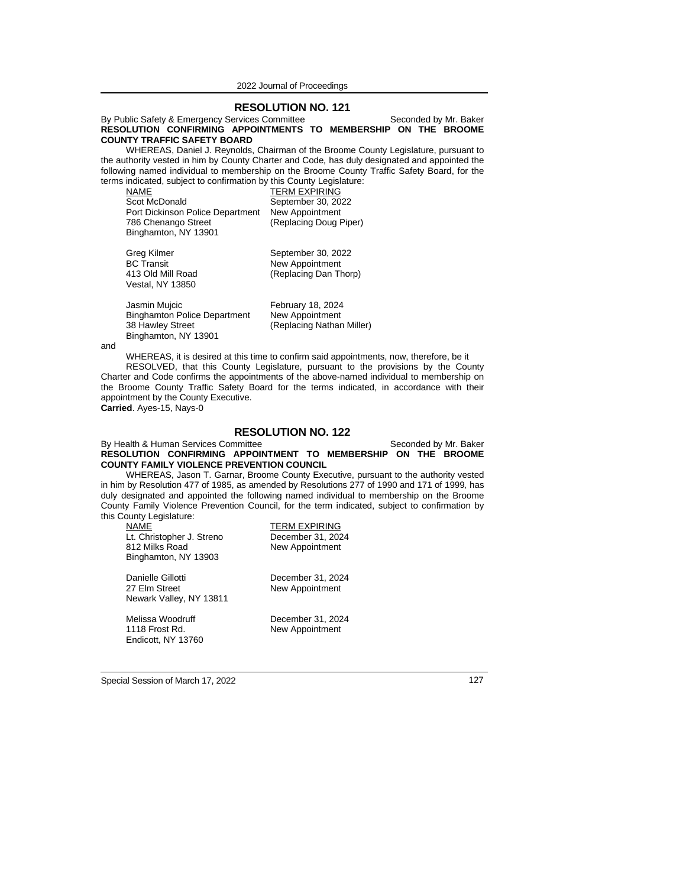## RESOLUTION NO. 121

By Public Safety & Emergency Services Committee Seconded by Mr. Baker

**RESOLUTION CONFIRMING APPOINTMENTS TO MEMBERSHIP ON THE BROOME COUNTY TRAFFIC SAFETY BOARD**

WHEREAS, Daniel J. Reynolds, Chairman of the Broome County Legislature, pursuant to the authority vested in him by County Charter and Code, has duly designated and appointed the following named individual to membership on the Broome County Traffic Safety Board, for the terms indicated, subject to confirmation by this County Legislature:

| NAME | TERM EXPIRING |
|---|---|
| Scot McDonald<br>Port Dickinson Police Department<br>786 Chenango Street<br>Binghamton, NY 13901 | September 30, 2022<br>New Appointment<br>(Replacing Doug Piper) |
| Greg Kilmer<br>BC Transit<br>413 Old Mill Road<br>Vestal, NY 13850 | September 30, 2022<br>New Appointment<br>(Replacing Dan Thorp) |
| Jasmin Mujcic<br>Binghamton Police Department<br>38 Hawley Street<br>Binghamton, NY 13901 | February 18, 2024<br>New Appointment<br>(Replacing Nathan Miller) |

and

WHEREAS, it is desired at this time to confirm said appointments, now, therefore, be it

RESOLVED, that this County Legislature, pursuant to the provisions by the County Charter and Code confirms the appointments of the above-named individual to membership on the Broome County Traffic Safety Board for the terms indicated, in accordance with their appointment by the County Executive.

**Carried**. Ayes-15, Nays-0

## RESOLUTION NO. 122

By Health & Human Services Committee Seconded by Mr. Baker

**RESOLUTION CONFIRMING APPOINTMENT TO MEMBERSHIP ON THE BROOME COUNTY FAMILY VIOLENCE PREVENTION COUNCIL**

WHEREAS, Jason T. Garnar, Broome County Executive, pursuant to the authority vested in him by Resolution 477 of 1985, as amended by Resolutions 277 of 1990 and 171 of 1999, has duly designated and appointed the following named individual to membership on the Broome County Family Violence Prevention Council, for the term indicated, subject to confirmation by this County Legislature:

| NAME | TERM EXPIRING |
|---|---|
| Lt. Christopher J. Streno<br>812 Milks Road<br>Binghamton, NY 13903 | December 31, 2024<br>New Appointment |
| Danielle Gillotti<br>27 Elm Street<br>Newark Valley, NY 13811 | December 31, 2024<br>New Appointment |
| Melissa Woodruff<br>1118 Frost Rd.<br>Endicott, NY 13760 | December 31, 2024<br>New Appointment |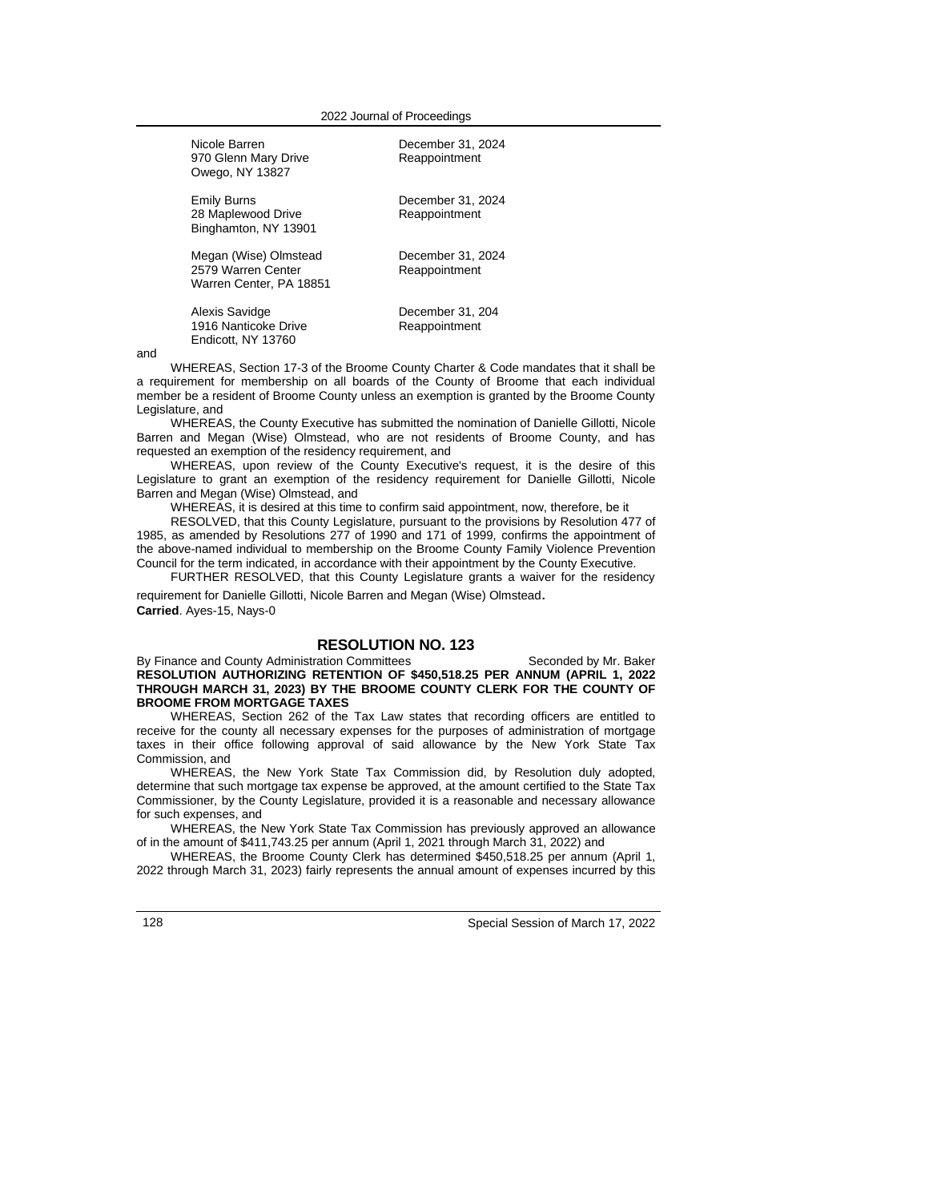| | |
|---|---|
| Nicole Barren<br>970 Glenn Mary Drive<br>Owego, NY 13827 | December 31, 2024<br>Reappointment |
| Emily Burns<br>28 Maplewood Drive<br>Binghamton, NY 13901 | December 31, 2024<br>Reappointment |
| Megan (Wise) Olmstead<br>2579 Warren Center<br>Warren Center, PA 18851 | December 31, 2024<br>Reappointment |
| Alexis Savidge<br>1916 Nanticoke Drive<br>Endicott, NY 13760 | December 31, 204<br>Reappointment |

and

WHEREAS, Section 17-3 of the Broome County Charter & Code mandates that it shall be a requirement for membership on all boards of the County of Broome that each individual member be a resident of Broome County unless an exemption is granted by the Broome County Legislature, and

WHEREAS, the County Executive has submitted the nomination of Danielle Gillotti, Nicole Barren and Megan (Wise) Olmstead, who are not residents of Broome County, and has requested an exemption of the residency requirement, and

WHEREAS, upon review of the County Executive's request, it is the desire of this Legislature to grant an exemption of the residency requirement for Danielle Gillotti, Nicole Barren and Megan (Wise) Olmstead, and

WHEREAS, it is desired at this time to confirm said appointment, now, therefore, be it

RESOLVED, that this County Legislature, pursuant to the provisions by Resolution 477 of 1985, as amended by Resolutions 277 of 1990 and 171 of 1999, confirms the appointment of the above-named individual to membership on the Broome County Family Violence Prevention Council for the term indicated, in accordance with their appointment by the County Executive.

FURTHER RESOLVED, that this County Legislature grants a waiver for the residency requirement for Danielle Gillotti, Nicole Barren and Megan (Wise) Olmstead.

**Carried**. Ayes-15, Nays-0

## RESOLUTION NO. 123

By Finance and County Administration Committees Seconded by Mr. Baker

**RESOLUTION AUTHORIZING RETENTION OF $450,518.25 PER ANNUM (APRIL 1, 2022 THROUGH MARCH 31, 2023) BY THE BROOME COUNTY CLERK FOR THE COUNTY OF BROOME FROM MORTGAGE TAXES**

WHEREAS, Section 262 of the Tax Law states that recording officers are entitled to receive for the county all necessary expenses for the purposes of administration of mortgage taxes in their office following approval of said allowance by the New York State Tax Commission, and

WHEREAS, the New York State Tax Commission did, by Resolution duly adopted, determine that such mortgage tax expense be approved, at the amount certified to the State Tax Commissioner, by the County Legislature, provided it is a reasonable and necessary allowance for such expenses, and

WHEREAS, the New York State Tax Commission has previously approved an allowance of in the amount of $411,743.25 per annum (April 1, 2021 through March 31, 2022) and

WHEREAS, the Broome County Clerk has determined $450,518.25 per annum (April 1, 2022 through March 31, 2023) fairly represents the annual amount of expenses incurred by this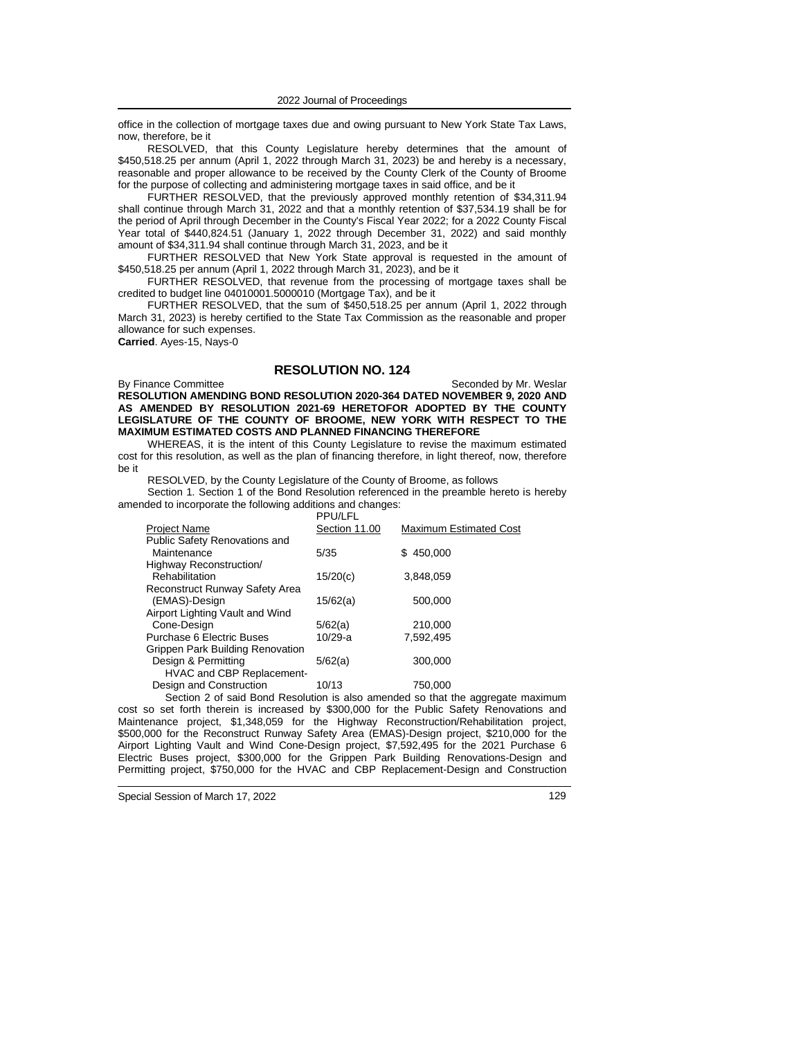office in the collection of mortgage taxes due and owing pursuant to New York State Tax Laws, now, therefore, be it

RESOLVED, that this County Legislature hereby determines that the amount of \$450,518.25 per annum (April 1, 2022 through March 31, 2023) be and hereby is a necessary, reasonable and proper allowance to be received by the County Clerk of the County of Broome for the purpose of collecting and administering mortgage taxes in said office, and be it

FURTHER RESOLVED, that the previously approved monthly retention of \$34,311.94 shall continue through March 31, 2022 and that a monthly retention of \$37,534.19 shall be for the period of April through December in the County's Fiscal Year 2022; for a 2022 County Fiscal Year total of \$440,824.51 (January 1, 2022 through December 31, 2022) and said monthly amount of \$34,311.94 shall continue through March 31, 2023, and be it

FURTHER RESOLVED that New York State approval is requested in the amount of \$450,518.25 per annum (April 1, 2022 through March 31, 2023), and be it

FURTHER RESOLVED, that revenue from the processing of mortgage taxes shall be credited to budget line 04010001.5000010 (Mortgage Tax), and be it

FURTHER RESOLVED, that the sum of \$450,518.25 per annum (April 1, 2022 through March 31, 2023) is hereby certified to the State Tax Commission as the reasonable and proper allowance for such expenses.

**Carried**. Ayes-15, Nays-0

## RESOLUTION NO. 124

By Finance Committee — Seconded by Mr. Weslar

**RESOLUTION AMENDING BOND RESOLUTION 2020-364 DATED NOVEMBER 9, 2020 AND AS AMENDED BY RESOLUTION 2021-69 HERETOFOR ADOPTED BY THE COUNTY LEGISLATURE OF THE COUNTY OF BROOME, NEW YORK WITH RESPECT TO THE MAXIMUM ESTIMATED COSTS AND PLANNED FINANCING THEREFORE**

WHEREAS, it is the intent of this County Legislature to revise the maximum estimated cost for this resolution, as well as the plan of financing therefore, in light thereof, now, therefore be it

RESOLVED, by the County Legislature of the County of Broome, as follows

Section 1. Section 1 of the Bond Resolution referenced in the preamble hereto is hereby amended to incorporate the following additions and changes:

| Project Name | PPU/LFL Section 11.00 | Maximum Estimated Cost |
|---|---|---|
| Public Safety Renovations and Maintenance | 5/35 | \$ 450,000 |
| Highway Reconstruction/ Rehabilitation | 15/20(c) | 3,848,059 |
| Reconstruct Runway Safety Area (EMAS)-Design | 15/62(a) | 500,000 |
| Airport Lighting Vault and Wind Cone-Design | 5/62(a) | 210,000 |
| Purchase 6 Electric Buses | 10/29-a | 7,592,495 |
| Grippen Park Building Renovation Design & Permitting | 5/62(a) | 300,000 |
| HVAC and CBP Replacement-Design and Construction | 10/13 | 750,000 |

Section 2 of said Bond Resolution is also amended so that the aggregate maximum cost so set forth therein is increased by \$300,000 for the Public Safety Renovations and Maintenance project, \$1,348,059 for the Highway Reconstruction/Rehabilitation project, \$500,000 for the Reconstruct Runway Safety Area (EMAS)-Design project, \$210,000 for the Airport Lighting Vault and Wind Cone-Design project, \$7,592,495 for the 2021 Purchase 6 Electric Buses project, \$300,000 for the Grippen Park Building Renovations-Design and Permitting project, \$750,000 for the HVAC and CBP Replacement-Design and Construction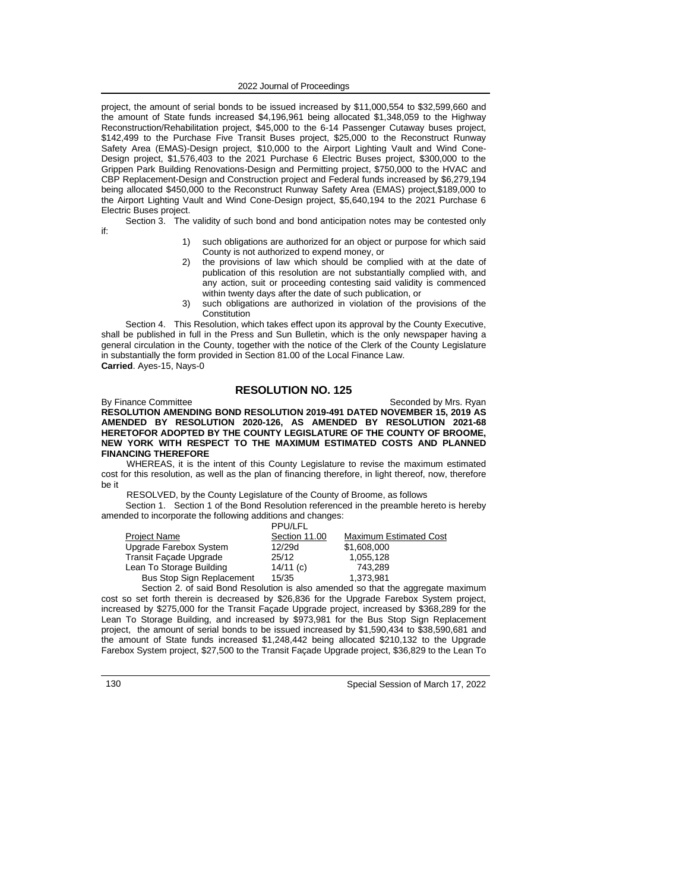project, the amount of serial bonds to be issued increased by $11,000,554 to $32,599,660 and the amount of State funds increased $4,196,961 being allocated $1,348,059 to the Highway Reconstruction/Rehabilitation project, $45,000 to the 6-14 Passenger Cutaway buses project, $142,499 to the Purchase Five Transit Buses project, $25,000 to the Reconstruct Runway Safety Area (EMAS)-Design project, $10,000 to the Airport Lighting Vault and Wind Cone-Design project, $1,576,403 to the 2021 Purchase 6 Electric Buses project, $300,000 to the Grippen Park Building Renovations-Design and Permitting project, $750,000 to the HVAC and CBP Replacement-Design and Construction project and Federal funds increased by $6,279,194 being allocated $450,000 to the Reconstruct Runway Safety Area (EMAS) project,$189,000 to the Airport Lighting Vault and Wind Cone-Design project, $5,640,194 to the 2021 Purchase 6 Electric Buses project.

Section 3. The validity of such bond and bond anticipation notes may be contested only if:

1) such obligations are authorized for an object or purpose for which said County is not authorized to expend money, or
2) the provisions of law which should be complied with at the date of publication of this resolution are not substantially complied with, and any action, suit or proceeding contesting said validity is commenced within twenty days after the date of such publication, or
3) such obligations are authorized in violation of the provisions of the Constitution

Section 4. This Resolution, which takes effect upon its approval by the County Executive, shall be published in full in the Press and Sun Bulletin, which is the only newspaper having a general circulation in the County, together with the notice of the Clerk of the County Legislature in substantially the form provided in Section 81.00 of the Local Finance Law.

**Carried**. Ayes-15, Nays-0

## RESOLUTION NO. 125

By Finance Committee Seconded by Mrs. Ryan

**RESOLUTION AMENDING BOND RESOLUTION 2019-491 DATED NOVEMBER 15, 2019 AS AMENDED BY RESOLUTION 2020-126, AS AMENDED BY RESOLUTION 2021-68 HERETOFOR ADOPTED BY THE COUNTY LEGISLATURE OF THE COUNTY OF BROOME, NEW YORK WITH RESPECT TO THE MAXIMUM ESTIMATED COSTS AND PLANNED FINANCING THEREFORE**

WHEREAS, it is the intent of this County Legislature to revise the maximum estimated cost for this resolution, as well as the plan of financing therefore, in light thereof, now, therefore be it

RESOLVED, by the County Legislature of the County of Broome, as follows

Section 1. Section 1 of the Bond Resolution referenced in the preamble hereto is hereby amended to incorporate the following additions and changes:

| Project Name | PPU/LFL Section 11.00 | Maximum Estimated Cost |
|---|---|---|
| Upgrade Farebox System | 12/29d | $1,608,000 |
| Transit Façade Upgrade | 25/12 | 1,055,128 |
| Lean To Storage Building | 14/11 (c) | 743,289 |
| Bus Stop Sign Replacement | 15/35 | 1,373,981 |

Section 2. of said Bond Resolution is also amended so that the aggregate maximum cost so set forth therein is decreased by $26,836 for the Upgrade Farebox System project, increased by $275,000 for the Transit Façade Upgrade project, increased by $368,289 for the Lean To Storage Building, and increased by $973,981 for the Bus Stop Sign Replacement project, the amount of serial bonds to be issued increased by $1,590,434 to $38,590,681 and the amount of State funds increased $1,248,442 being allocated $210,132 to the Upgrade Farebox System project, $27,500 to the Transit Façade Upgrade project, $36,829 to the Lean To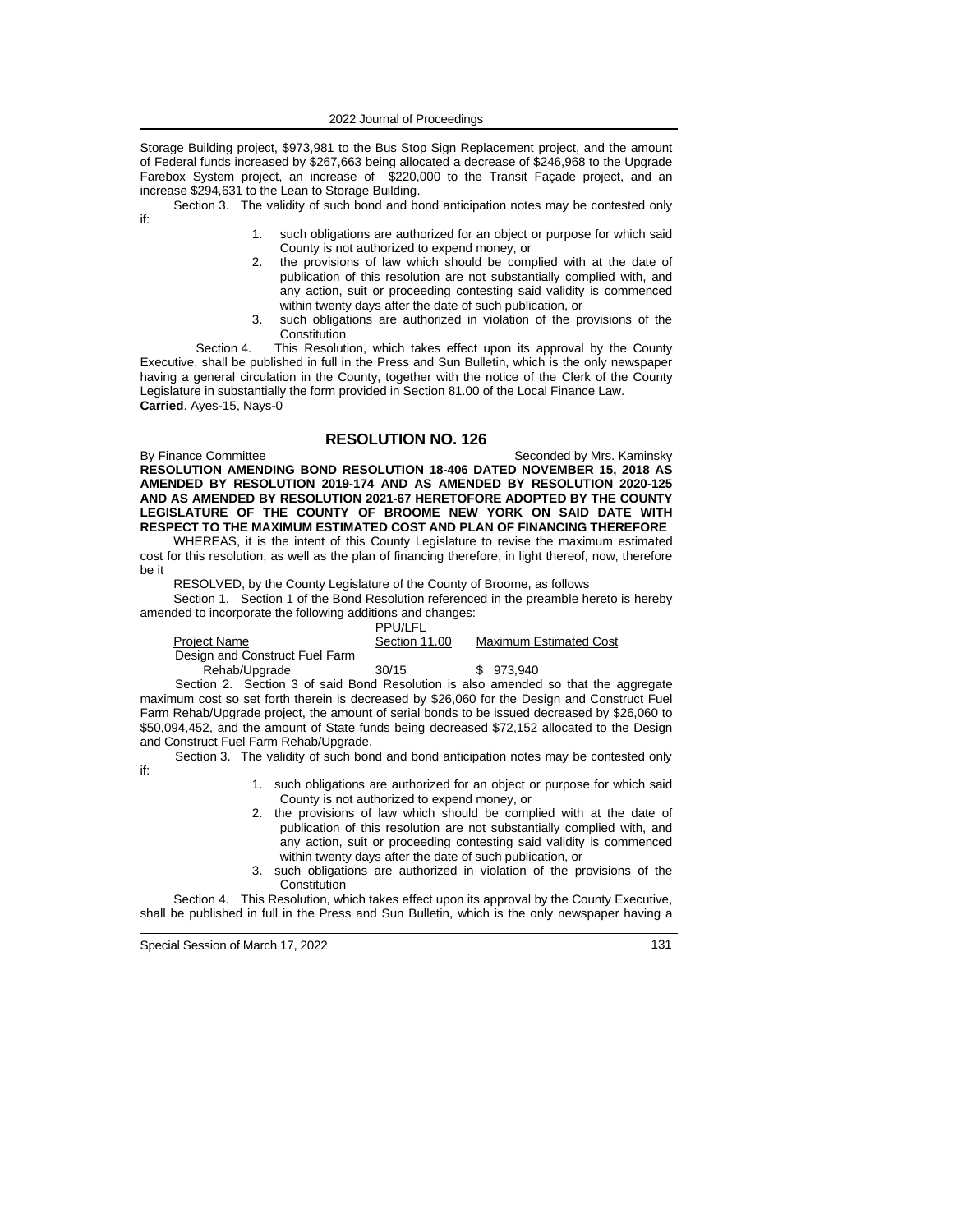Storage Building project, $973,981 to the Bus Stop Sign Replacement project, and the amount of Federal funds increased by $267,663 being allocated a decrease of $246,968 to the Upgrade Farebox System project, an increase of $220,000 to the Transit Façade project, and an increase $294,631 to the Lean to Storage Building.

Section 3. The validity of such bond and bond anticipation notes may be contested only if:

1. such obligations are authorized for an object or purpose for which said County is not authorized to expend money, or
2. the provisions of law which should be complied with at the date of publication of this resolution are not substantially complied with, and any action, suit or proceeding contesting said validity is commenced within twenty days after the date of such publication, or
3. such obligations are authorized in violation of the provisions of the Constitution

Section 4. This Resolution, which takes effect upon its approval by the County Executive, shall be published in full in the Press and Sun Bulletin, which is the only newspaper having a general circulation in the County, together with the notice of the Clerk of the County Legislature in substantially the form provided in Section 81.00 of the Local Finance Law.

**Carried**. Ayes-15, Nays-0

## RESOLUTION NO. 126

By Finance Committee Seconded by Mrs. Kaminsky

**RESOLUTION AMENDING BOND RESOLUTION 18-406 DATED NOVEMBER 15, 2018 AS AMENDED BY RESOLUTION 2019-174 AND AS AMENDED BY RESOLUTION 2020-125 AND AS AMENDED BY RESOLUTION 2021-67 HERETOFORE ADOPTED BY THE COUNTY LEGISLATURE OF THE COUNTY OF BROOME NEW YORK ON SAID DATE WITH RESPECT TO THE MAXIMUM ESTIMATED COST AND PLAN OF FINANCING THEREFORE**

WHEREAS, it is the intent of this County Legislature to revise the maximum estimated cost for this resolution, as well as the plan of financing therefore, in light thereof, now, therefore be it

RESOLVED, by the County Legislature of the County of Broome, as follows

Section 1. Section 1 of the Bond Resolution referenced in the preamble hereto is hereby amended to incorporate the following additions and changes:

| Project Name | PPU/LFL Section 11.00 | Maximum Estimated Cost |
|---|---|---|
| Design and Construct Fuel Farm Rehab/Upgrade | 30/15 | $ 973,940 |

Section 2. Section 3 of said Bond Resolution is also amended so that the aggregate maximum cost so set forth therein is decreased by $26,060 for the Design and Construct Fuel Farm Rehab/Upgrade project, the amount of serial bonds to be issued decreased by $26,060 to $50,094,452, and the amount of State funds being decreased $72,152 allocated to the Design and Construct Fuel Farm Rehab/Upgrade.

Section 3. The validity of such bond and bond anticipation notes may be contested only if:

1. such obligations are authorized for an object or purpose for which said County is not authorized to expend money, or
2. the provisions of law which should be complied with at the date of publication of this resolution are not substantially complied with, and any action, suit or proceeding contesting said validity is commenced within twenty days after the date of such publication, or
3. such obligations are authorized in violation of the provisions of the Constitution

Section 4. This Resolution, which takes effect upon its approval by the County Executive, shall be published in full in the Press and Sun Bulletin, which is the only newspaper having a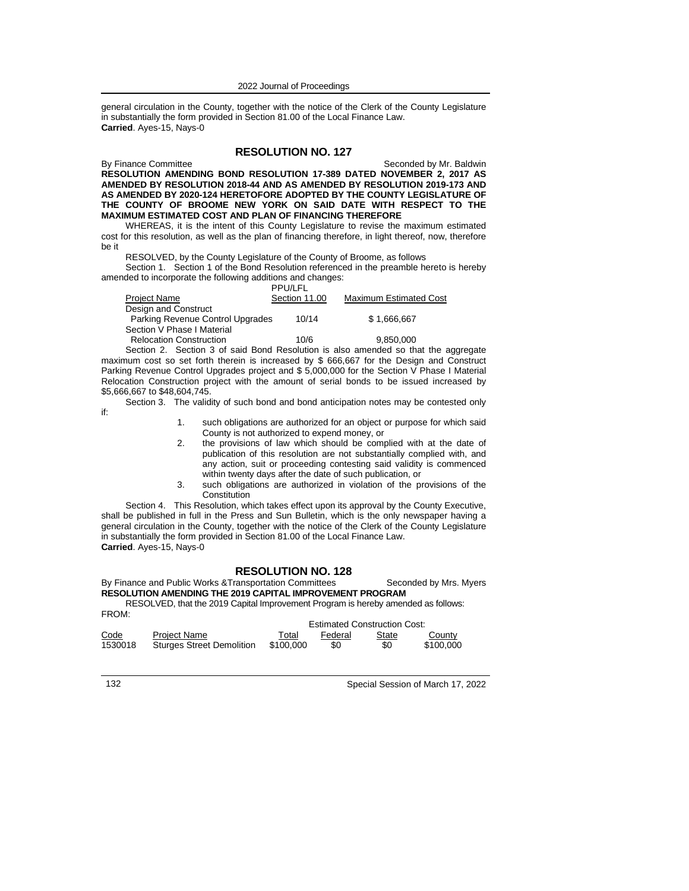general circulation in the County, together with the notice of the Clerk of the County Legislature in substantially the form provided in Section 81.00 of the Local Finance Law.
**Carried**. Ayes-15, Nays-0

## RESOLUTION NO. 127

By Finance Committee Seconded by Mr. Baldwin

**RESOLUTION AMENDING BOND RESOLUTION 17-389 DATED NOVEMBER 2, 2017 AS AMENDED BY RESOLUTION 2018-44 AND AS AMENDED BY RESOLUTION 2019-173 AND AS AMENDED BY 2020-124 HERETOFORE ADOPTED BY THE COUNTY LEGISLATURE OF THE COUNTY OF BROOME NEW YORK ON SAID DATE WITH RESPECT TO THE MAXIMUM ESTIMATED COST AND PLAN OF FINANCING THEREFORE**

WHEREAS, it is the intent of this County Legislature to revise the maximum estimated cost for this resolution, as well as the plan of financing therefore, in light thereof, now, therefore be it

RESOLVED, by the County Legislature of the County of Broome, as follows

Section 1. Section 1 of the Bond Resolution referenced in the preamble hereto is hereby amended to incorporate the following additions and changes:

| Project Name | PPU/LFL Section 11.00 | Maximum Estimated Cost |
|---|---|---|
| Design and Construct Parking Revenue Control Upgrades | 10/14 | $ 1,666,667 |
| Section V Phase I Material Relocation Construction | 10/6 | 9,850,000 |

Section 2. Section 3 of said Bond Resolution is also amended so that the aggregate maximum cost so set forth therein is increased by $ 666,667 for the Design and Construct Parking Revenue Control Upgrades project and $ 5,000,000 for the Section V Phase I Material Relocation Construction project with the amount of serial bonds to be issued increased by $5,666,667 to $48,604,745.

Section 3. The validity of such bond and bond anticipation notes may be contested only if:

1. such obligations are authorized for an object or purpose for which said County is not authorized to expend money, or
2. the provisions of law which should be complied with at the date of publication of this resolution are not substantially complied with, and any action, suit or proceeding contesting said validity is commenced within twenty days after the date of such publication, or
3. such obligations are authorized in violation of the provisions of the Constitution

Section 4. This Resolution, which takes effect upon its approval by the County Executive, shall be published in full in the Press and Sun Bulletin, which is the only newspaper having a general circulation in the County, together with the notice of the Clerk of the County Legislature in substantially the form provided in Section 81.00 of the Local Finance Law.
**Carried**. Ayes-15, Nays-0

## RESOLUTION NO. 128

By Finance and Public Works &Transportation Committees Seconded by Mrs. Myers

**RESOLUTION AMENDING THE 2019 CAPITAL IMPROVEMENT PROGRAM**

RESOLVED, that the 2019 Capital Improvement Program is hereby amended as follows:

FROM:

| | | Estimated Construction Cost: | | | |
|---|---|---|---|---|---|
| Code | Project Name | Total | Federal | State | County |
| 1530018 | Sturges Street Demolition | $100,000 | $0 | $0 | $100,000 |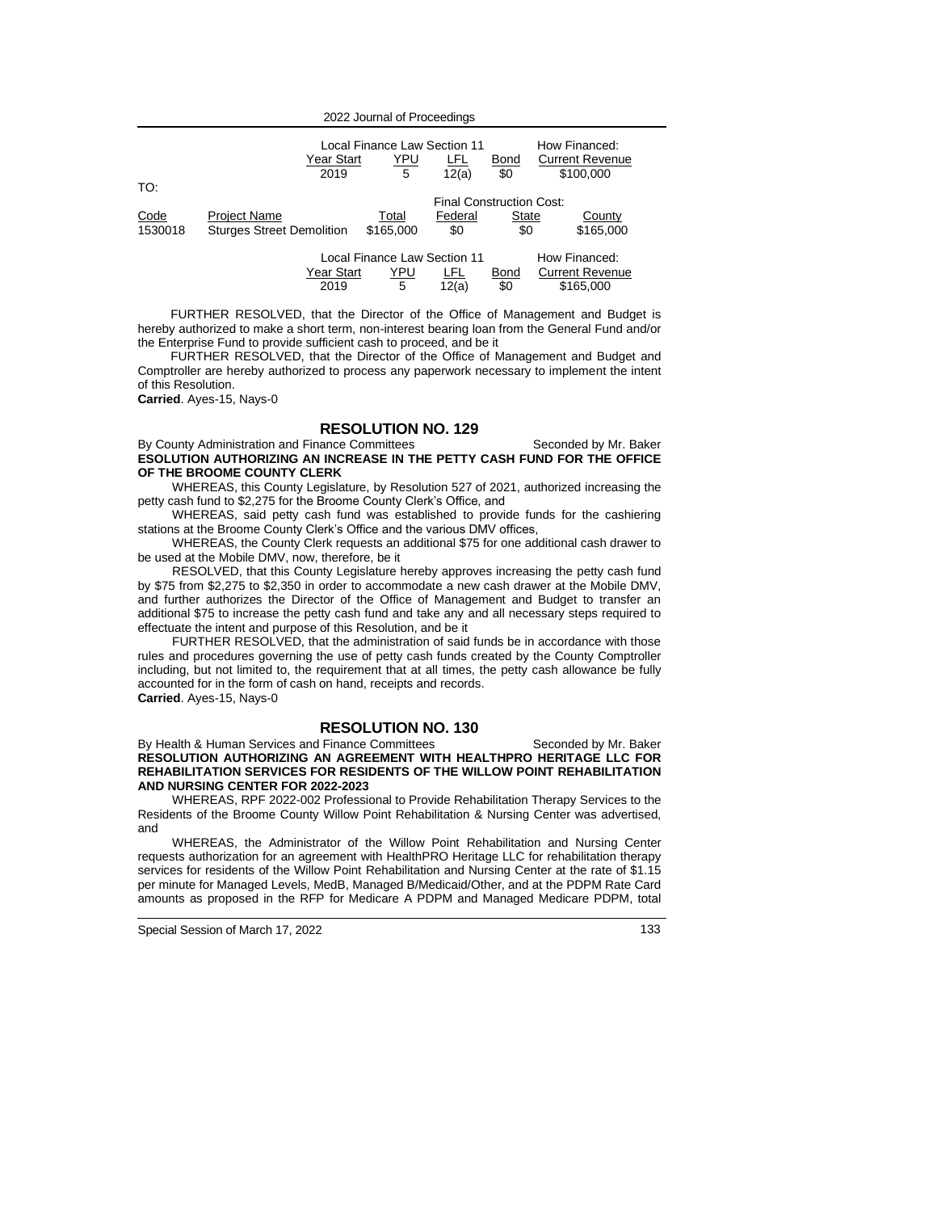| | | Local Finance Law Section 11 | | | | How Financed: |
|---|---|---|---|---|---|---|
| | | Year Start | YPU | LFL | Bond | Current Revenue |
| | | 2019 | 5 | 12(a) | $0 | $100,000 |

TO:

| | | | Final Construction Cost: | | |
|---|---|---|---|---|---|
| Code | Project Name | Total | Federal | State | County |
| 1530018 | Sturges Street Demolition | $165,000 | $0 | $0 | $165,000 |

| Local Finance Law Section 11 | | | | How Financed: |
|---|---|---|---|---|
| Year Start | YPU | LFL | Bond | Current Revenue |
| 2019 | 5 | 12(a) | $0 | $165,000 |

FURTHER RESOLVED, that the Director of the Office of Management and Budget is hereby authorized to make a short term, non-interest bearing loan from the General Fund and/or the Enterprise Fund to provide sufficient cash to proceed, and be it

FURTHER RESOLVED, that the Director of the Office of Management and Budget and Comptroller are hereby authorized to process any paperwork necessary to implement the intent of this Resolution.

**Carried**. Ayes-15, Nays-0

## RESOLUTION NO. 129

By County Administration and Finance Committees Seconded by Mr. Baker

**ESOLUTION AUTHORIZING AN INCREASE IN THE PETTY CASH FUND FOR THE OFFICE OF THE BROOME COUNTY CLERK**

WHEREAS, this County Legislature, by Resolution 527 of 2021, authorized increasing the petty cash fund to $2,275 for the Broome County Clerk's Office, and

WHEREAS, said petty cash fund was established to provide funds for the cashiering stations at the Broome County Clerk's Office and the various DMV offices,

WHEREAS, the County Clerk requests an additional $75 for one additional cash drawer to be used at the Mobile DMV, now, therefore, be it

RESOLVED, that this County Legislature hereby approves increasing the petty cash fund by $75 from $2,275 to $2,350 in order to accommodate a new cash drawer at the Mobile DMV, and further authorizes the Director of the Office of Management and Budget to transfer an additional $75 to increase the petty cash fund and take any and all necessary steps required to effectuate the intent and purpose of this Resolution, and be it

FURTHER RESOLVED, that the administration of said funds be in accordance with those rules and procedures governing the use of petty cash funds created by the County Comptroller including, but not limited to, the requirement that at all times, the petty cash allowance be fully accounted for in the form of cash on hand, receipts and records.

**Carried**. Ayes-15, Nays-0

## RESOLUTION NO. 130

By Health & Human Services and Finance Committees Seconded by Mr. Baker

**RESOLUTION AUTHORIZING AN AGREEMENT WITH HEALTHPRO HERITAGE LLC FOR REHABILITATION SERVICES FOR RESIDENTS OF THE WILLOW POINT REHABILITATION AND NURSING CENTER FOR 2022-2023**

WHEREAS, RPF 2022-002 Professional to Provide Rehabilitation Therapy Services to the Residents of the Broome County Willow Point Rehabilitation & Nursing Center was advertised, and

WHEREAS, the Administrator of the Willow Point Rehabilitation and Nursing Center requests authorization for an agreement with HealthPRO Heritage LLC for rehabilitation therapy services for residents of the Willow Point Rehabilitation and Nursing Center at the rate of $1.15 per minute for Managed Levels, MedB, Managed B/Medicaid/Other, and at the PDPM Rate Card amounts as proposed in the RFP for Medicare A PDPM and Managed Medicare PDPM, total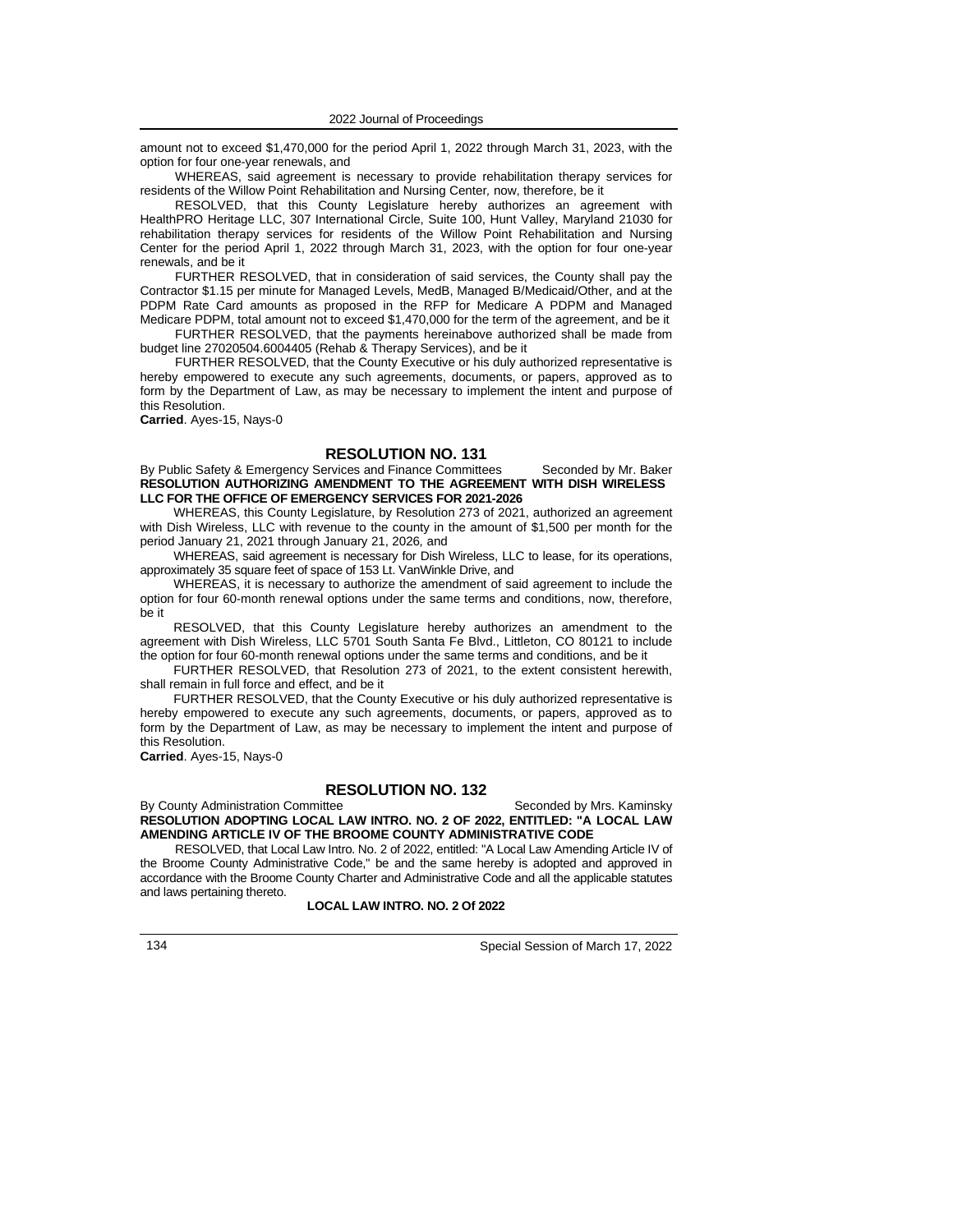amount not to exceed $1,470,000 for the period April 1, 2022 through March 31, 2023, with the option for four one-year renewals, and

WHEREAS, said agreement is necessary to provide rehabilitation therapy services for residents of the Willow Point Rehabilitation and Nursing Center, now, therefore, be it

RESOLVED, that this County Legislature hereby authorizes an agreement with HealthPRO Heritage LLC, 307 International Circle, Suite 100, Hunt Valley, Maryland 21030 for rehabilitation therapy services for residents of the Willow Point Rehabilitation and Nursing Center for the period April 1, 2022 through March 31, 2023, with the option for four one-year renewals, and be it

FURTHER RESOLVED, that in consideration of said services, the County shall pay the Contractor $1.15 per minute for Managed Levels, MedB, Managed B/Medicaid/Other, and at the PDPM Rate Card amounts as proposed in the RFP for Medicare A PDPM and Managed Medicare PDPM, total amount not to exceed $1,470,000 for the term of the agreement, and be it

FURTHER RESOLVED, that the payments hereinabove authorized shall be made from budget line 27020504.6004405 (Rehab & Therapy Services), and be it

FURTHER RESOLVED, that the County Executive or his duly authorized representative is hereby empowered to execute any such agreements, documents, or papers, approved as to form by the Department of Law, as may be necessary to implement the intent and purpose of this Resolution.

**Carried**. Ayes-15, Nays-0

## RESOLUTION NO. 131

By Public Safety & Emergency Services and Finance Committees Seconded by Mr. Baker

**RESOLUTION AUTHORIZING AMENDMENT TO THE AGREEMENT WITH DISH WIRELESS LLC FOR THE OFFICE OF EMERGENCY SERVICES FOR 2021-2026**

WHEREAS, this County Legislature, by Resolution 273 of 2021, authorized an agreement with Dish Wireless, LLC with revenue to the county in the amount of $1,500 per month for the period January 21, 2021 through January 21, 2026, and

WHEREAS, said agreement is necessary for Dish Wireless, LLC to lease, for its operations, approximately 35 square feet of space of 153 Lt. VanWinkle Drive, and

WHEREAS, it is necessary to authorize the amendment of said agreement to include the option for four 60-month renewal options under the same terms and conditions, now, therefore, be it

RESOLVED, that this County Legislature hereby authorizes an amendment to the agreement with Dish Wireless, LLC 5701 South Santa Fe Blvd., Littleton, CO 80121 to include the option for four 60-month renewal options under the same terms and conditions, and be it

FURTHER RESOLVED, that Resolution 273 of 2021, to the extent consistent herewith, shall remain in full force and effect, and be it

FURTHER RESOLVED, that the County Executive or his duly authorized representative is hereby empowered to execute any such agreements, documents, or papers, approved as to form by the Department of Law, as may be necessary to implement the intent and purpose of this Resolution.

**Carried**. Ayes-15, Nays-0

## RESOLUTION NO. 132

By County Administration Committee Seconded by Mrs. Kaminsky

**RESOLUTION ADOPTING LOCAL LAW INTRO. NO. 2 OF 2022, ENTITLED: "A LOCAL LAW AMENDING ARTICLE IV OF THE BROOME COUNTY ADMINISTRATIVE CODE**

RESOLVED, that Local Law Intro. No. 2 of 2022, entitled: "A Local Law Amending Article IV of the Broome County Administrative Code," be and the same hereby is adopted and approved in accordance with the Broome County Charter and Administrative Code and all the applicable statutes and laws pertaining thereto.

**LOCAL LAW INTRO. NO. 2 Of 2022**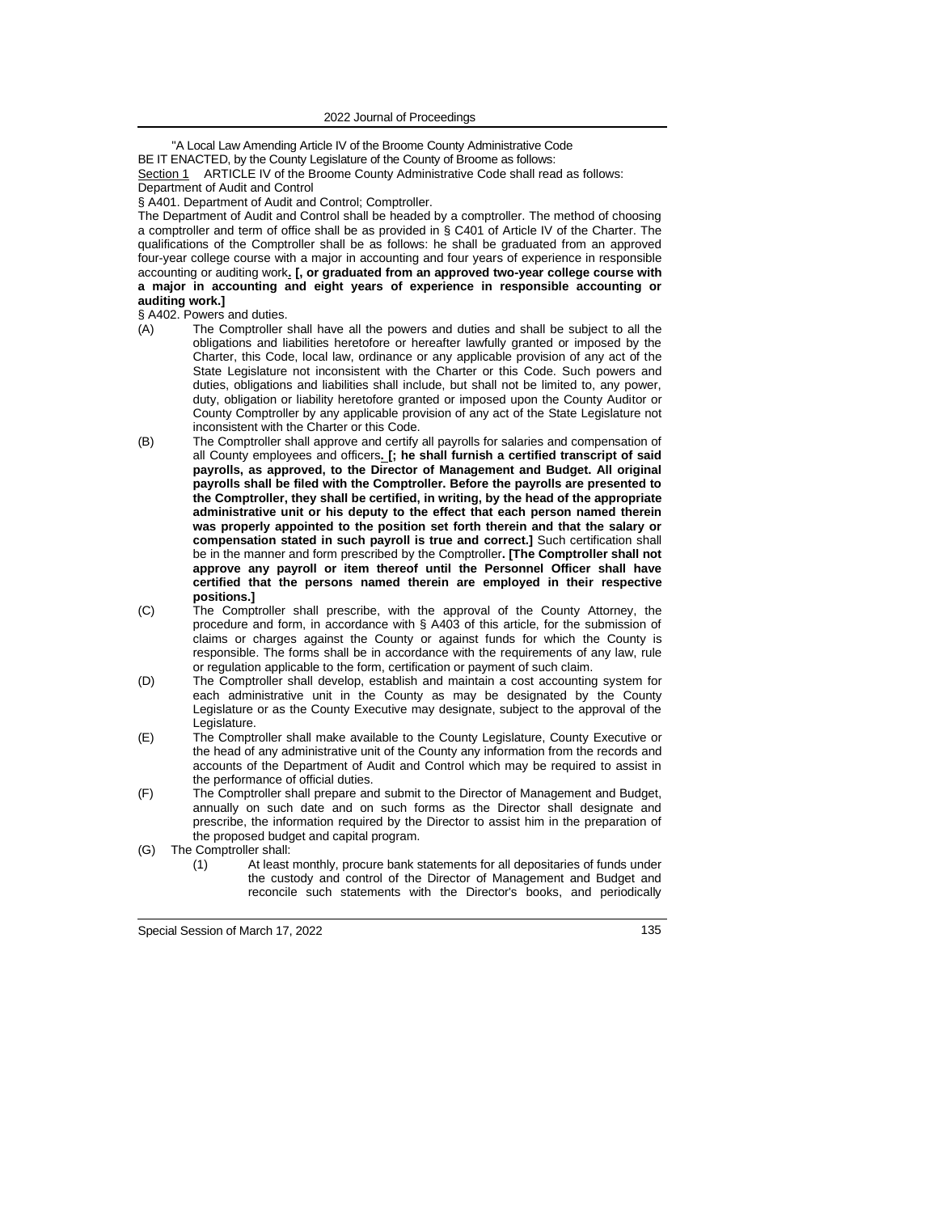"A Local Law Amending Article IV of the Broome County Administrative Code

BE IT ENACTED, by the County Legislature of the County of Broome as follows:

Section 1  ARTICLE IV of the Broome County Administrative Code shall read as follows:

Department of Audit and Control

§ A401. Department of Audit and Control; Comptroller.

The Department of Audit and Control shall be headed by a comptroller. The method of choosing a comptroller and term of office shall be as provided in § C401 of Article IV of the Charter. The qualifications of the Comptroller shall be as follows: he shall be graduated from an approved four-year college course with a major in accounting and four years of experience in responsible accounting or auditing work**. [, or graduated from an approved two-year college course with a major in accounting and eight years of experience in responsible accounting or auditing work.]**

§ A402. Powers and duties.

(A) The Comptroller shall have all the powers and duties and shall be subject to all the obligations and liabilities heretofore or hereafter lawfully granted or imposed by the Charter, this Code, local law, ordinance or any applicable provision of any act of the State Legislature not inconsistent with the Charter or this Code. Such powers and duties, obligations and liabilities shall include, but shall not be limited to, any power, duty, obligation or liability heretofore granted or imposed upon the County Auditor or County Comptroller by any applicable provision of any act of the State Legislature not inconsistent with the Charter or this Code.

(B) The Comptroller shall approve and certify all payrolls for salaries and compensation of all County employees and officers**. [; he shall furnish a certified transcript of said payrolls, as approved, to the Director of Management and Budget. All original payrolls shall be filed with the Comptroller. Before the payrolls are presented to the Comptroller, they shall be certified, in writing, by the head of the appropriate administrative unit or his deputy to the effect that each person named therein was properly appointed to the position set forth therein and that the salary or compensation stated in such payroll is true and correct.]** Such certification shall be in the manner and form prescribed by the Comptroller**. [The Comptroller shall not approve any payroll or item thereof until the Personnel Officer shall have certified that the persons named therein are employed in their respective positions.]**

(C) The Comptroller shall prescribe, with the approval of the County Attorney, the procedure and form, in accordance with § A403 of this article, for the submission of claims or charges against the County or against funds for which the County is responsible. The forms shall be in accordance with the requirements of any law, rule or regulation applicable to the form, certification or payment of such claim.

(D) The Comptroller shall develop, establish and maintain a cost accounting system for each administrative unit in the County as may be designated by the County Legislature or as the County Executive may designate, subject to the approval of the Legislature.

(E) The Comptroller shall make available to the County Legislature, County Executive or the head of any administrative unit of the County any information from the records and accounts of the Department of Audit and Control which may be required to assist in the performance of official duties.

(F) The Comptroller shall prepare and submit to the Director of Management and Budget, annually on such date and on such forms as the Director shall designate and prescribe, the information required by the Director to assist him in the preparation of the proposed budget and capital program.

(G) The Comptroller shall:

(1) At least monthly, procure bank statements for all depositaries of funds under the custody and control of the Director of Management and Budget and reconcile such statements with the Director's books, and periodically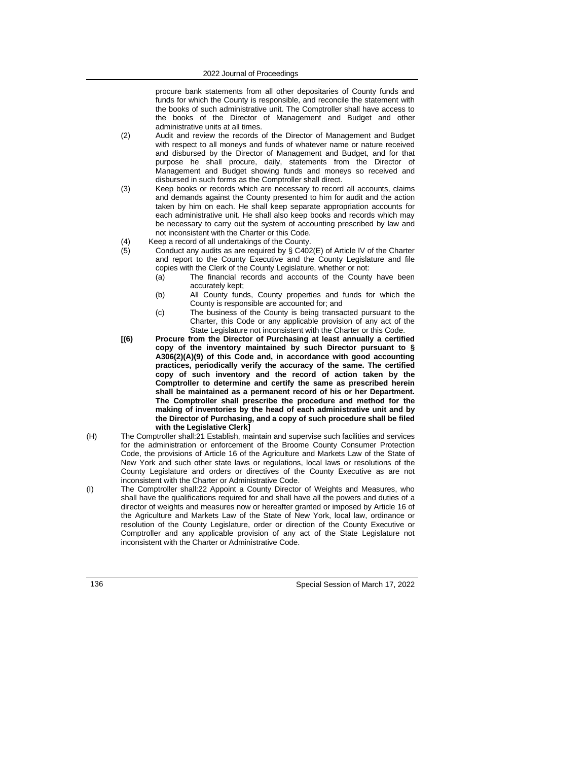procure bank statements from all other depositaries of County funds and funds for which the County is responsible, and reconcile the statement with the books of such administrative unit. The Comptroller shall have access to the books of the Director of Management and Budget and other administrative units at all times.

(2) Audit and review the records of the Director of Management and Budget with respect to all moneys and funds of whatever name or nature received and disbursed by the Director of Management and Budget, and for that purpose he shall procure, daily, statements from the Director of Management and Budget showing funds and moneys so received and disbursed in such forms as the Comptroller shall direct.

(3) Keep books or records which are necessary to record all accounts, claims and demands against the County presented to him for audit and the action taken by him on each. He shall keep separate appropriation accounts for each administrative unit. He shall also keep books and records which may be necessary to carry out the system of accounting prescribed by law and not inconsistent with the Charter or this Code.

(4) Keep a record of all undertakings of the County.

(5) Conduct any audits as are required by § C402(E) of Article IV of the Charter and report to the County Executive and the County Legislature and file copies with the Clerk of the County Legislature, whether or not:

   (a) The financial records and accounts of the County have been accurately kept;

   (b) All County funds, County properties and funds for which the County is responsible are accounted for; and

   (c) The business of the County is being transacted pursuant to the Charter, this Code or any applicable provision of any act of the State Legislature not inconsistent with the Charter or this Code.

**[(6) Procure from the Director of Purchasing at least annually a certified copy of the inventory maintained by such Director pursuant to § A306(2)(A)(9) of this Code and, in accordance with good accounting practices, periodically verify the accuracy of the same. The certified copy of such inventory and the record of action taken by the Comptroller to determine and certify the same as prescribed herein shall be maintained as a permanent record of his or her Department. The Comptroller shall prescribe the procedure and method for the making of inventories by the head of each administrative unit and by the Director of Purchasing, and a copy of such procedure shall be filed with the Legislative Clerk]**

(H) The Comptroller shall:21 Establish, maintain and supervise such facilities and services for the administration or enforcement of the Broome County Consumer Protection Code, the provisions of Article 16 of the Agriculture and Markets Law of the State of New York and such other state laws or regulations, local laws or resolutions of the County Legislature and orders or directives of the County Executive as are not inconsistent with the Charter or Administrative Code.

(I) The Comptroller shall:22 Appoint a County Director of Weights and Measures, who shall have the qualifications required for and shall have all the powers and duties of a director of weights and measures now or hereafter granted or imposed by Article 16 of the Agriculture and Markets Law of the State of New York, local law, ordinance or resolution of the County Legislature, order or direction of the County Executive or Comptroller and any applicable provision of any act of the State Legislature not inconsistent with the Charter or Administrative Code.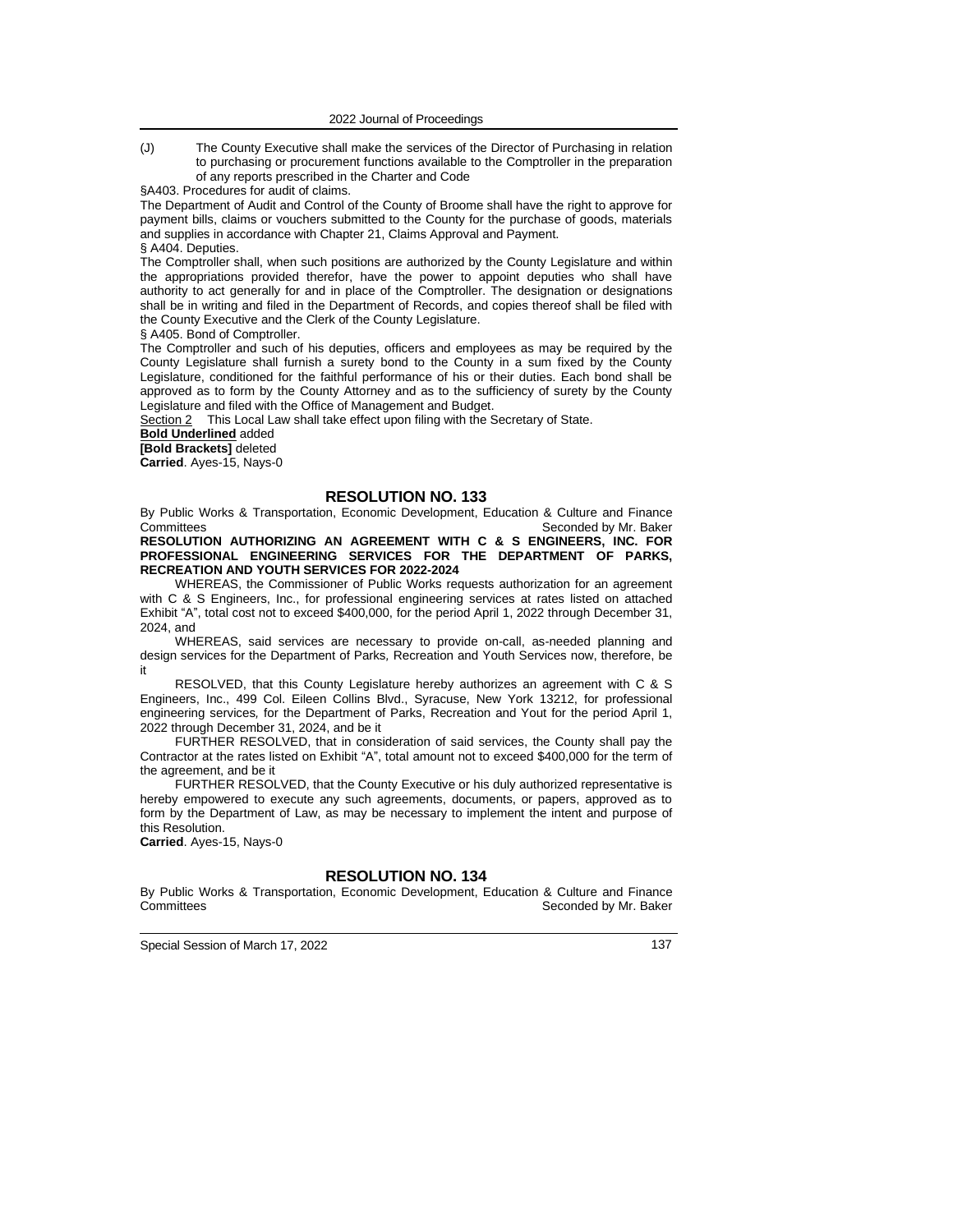(J) The County Executive shall make the services of the Director of Purchasing in relation to purchasing or procurement functions available to the Comptroller in the preparation of any reports prescribed in the Charter and Code

§A403. Procedures for audit of claims.

The Department of Audit and Control of the County of Broome shall have the right to approve for payment bills, claims or vouchers submitted to the County for the purchase of goods, materials and supplies in accordance with Chapter 21, Claims Approval and Payment.

§ A404. Deputies.

The Comptroller shall, when such positions are authorized by the County Legislature and within the appropriations provided therefor, have the power to appoint deputies who shall have authority to act generally for and in place of the Comptroller. The designation or designations shall be in writing and filed in the Department of Records, and copies thereof shall be filed with the County Executive and the Clerk of the County Legislature.

§ A405. Bond of Comptroller.

The Comptroller and such of his deputies, officers and employees as may be required by the County Legislature shall furnish a surety bond to the County in a sum fixed by the County Legislature, conditioned for the faithful performance of his or their duties. Each bond shall be approved as to form by the County Attorney and as to the sufficiency of surety by the County Legislature and filed with the Office of Management and Budget.

<u>Section 2</u> This Local Law shall take effect upon filing with the Secretary of State.

<u>**Bold Underlined**</u> added

**[Bold Brackets]** deleted

**Carried**. Ayes-15, Nays-0

## RESOLUTION NO. 133

By Public Works & Transportation, Economic Development, Education & Culture and Finance Committees Seconded by Mr. Baker

**RESOLUTION AUTHORIZING AN AGREEMENT WITH C & S ENGINEERS, INC. FOR PROFESSIONAL ENGINEERING SERVICES FOR THE DEPARTMENT OF PARKS, RECREATION AND YOUTH SERVICES FOR 2022-2024**

WHEREAS, the Commissioner of Public Works requests authorization for an agreement with C & S Engineers, Inc., for professional engineering services at rates listed on attached Exhibit "A", total cost not to exceed $400,000, for the period April 1, 2022 through December 31, 2024, and

WHEREAS, said services are necessary to provide on-call, as-needed planning and design services for the Department of Parks, Recreation and Youth Services now, therefore, be it

RESOLVED, that this County Legislature hereby authorizes an agreement with C & S Engineers, Inc., 499 Col. Eileen Collins Blvd., Syracuse, New York 13212, for professional engineering services, for the Department of Parks, Recreation and Yout for the period April 1, 2022 through December 31, 2024, and be it

FURTHER RESOLVED, that in consideration of said services, the County shall pay the Contractor at the rates listed on Exhibit "A", total amount not to exceed $400,000 for the term of the agreement, and be it

FURTHER RESOLVED, that the County Executive or his duly authorized representative is hereby empowered to execute any such agreements, documents, or papers, approved as to form by the Department of Law, as may be necessary to implement the intent and purpose of this Resolution.

**Carried**. Ayes-15, Nays-0

## RESOLUTION NO. 134

By Public Works & Transportation, Economic Development, Education & Culture and Finance Committees Seconded by Mr. Baker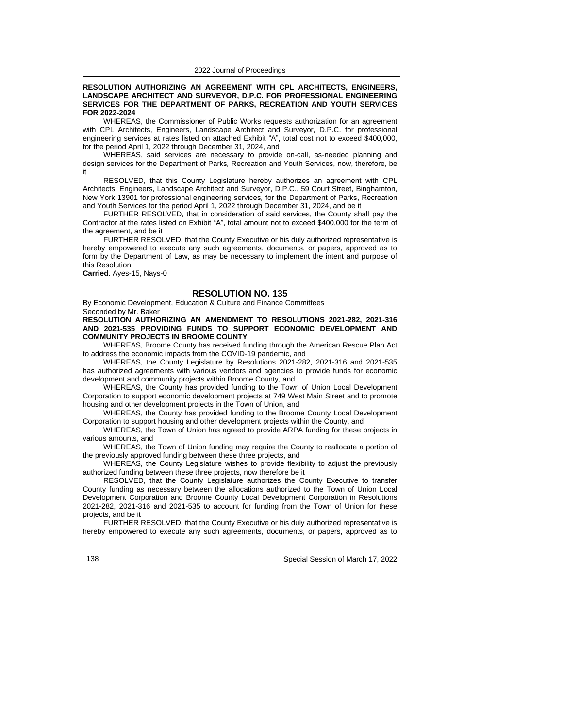**RESOLUTION AUTHORIZING AN AGREEMENT WITH CPL ARCHITECTS, ENGINEERS, LANDSCAPE ARCHITECT AND SURVEYOR, D.P.C. FOR PROFESSIONAL ENGINEERING SERVICES FOR THE DEPARTMENT OF PARKS, RECREATION AND YOUTH SERVICES FOR 2022-2024**

WHEREAS, the Commissioner of Public Works requests authorization for an agreement with CPL Architects, Engineers, Landscape Architect and Surveyor, D.P.C. for professional engineering services at rates listed on attached Exhibit "A", total cost not to exceed $400,000, for the period April 1, 2022 through December 31, 2024, and

WHEREAS, said services are necessary to provide on-call, as-needed planning and design services for the Department of Parks, Recreation and Youth Services, now, therefore, be it

RESOLVED, that this County Legislature hereby authorizes an agreement with CPL Architects, Engineers, Landscape Architect and Surveyor, D.P.C., 59 Court Street, Binghamton, New York 13901 for professional engineering services, for the Department of Parks, Recreation and Youth Services for the period April 1, 2022 through December 31, 2024, and be it

FURTHER RESOLVED, that in consideration of said services, the County shall pay the Contractor at the rates listed on Exhibit "A", total amount not to exceed $400,000 for the term of the agreement, and be it

FURTHER RESOLVED, that the County Executive or his duly authorized representative is hereby empowered to execute any such agreements, documents, or papers, approved as to form by the Department of Law, as may be necessary to implement the intent and purpose of this Resolution.

**Carried**. Ayes-15, Nays-0

## RESOLUTION NO. 135

By Economic Development, Education & Culture and Finance Committees
Seconded by Mr. Baker

**RESOLUTION AUTHORIZING AN AMENDMENT TO RESOLUTIONS 2021-282, 2021-316 AND 2021-535 PROVIDING FUNDS TO SUPPORT ECONOMIC DEVELOPMENT AND COMMUNITY PROJECTS IN BROOME COUNTY**

WHEREAS, Broome County has received funding through the American Rescue Plan Act to address the economic impacts from the COVID-19 pandemic, and

WHEREAS, the County Legislature by Resolutions 2021-282, 2021-316 and 2021-535 has authorized agreements with various vendors and agencies to provide funds for economic development and community projects within Broome County, and

WHEREAS, the County has provided funding to the Town of Union Local Development Corporation to support economic development projects at 749 West Main Street and to promote housing and other development projects in the Town of Union, and

WHEREAS, the County has provided funding to the Broome County Local Development Corporation to support housing and other development projects within the County, and

WHEREAS, the Town of Union has agreed to provide ARPA funding for these projects in various amounts, and

WHEREAS, the Town of Union funding may require the County to reallocate a portion of the previously approved funding between these three projects, and

WHEREAS, the County Legislature wishes to provide flexibility to adjust the previously authorized funding between these three projects, now therefore be it

RESOLVED, that the County Legislature authorizes the County Executive to transfer County funding as necessary between the allocations authorized to the Town of Union Local Development Corporation and Broome County Local Development Corporation in Resolutions 2021-282, 2021-316 and 2021-535 to account for funding from the Town of Union for these projects, and be it

FURTHER RESOLVED, that the County Executive or his duly authorized representative is hereby empowered to execute any such agreements, documents, or papers, approved as to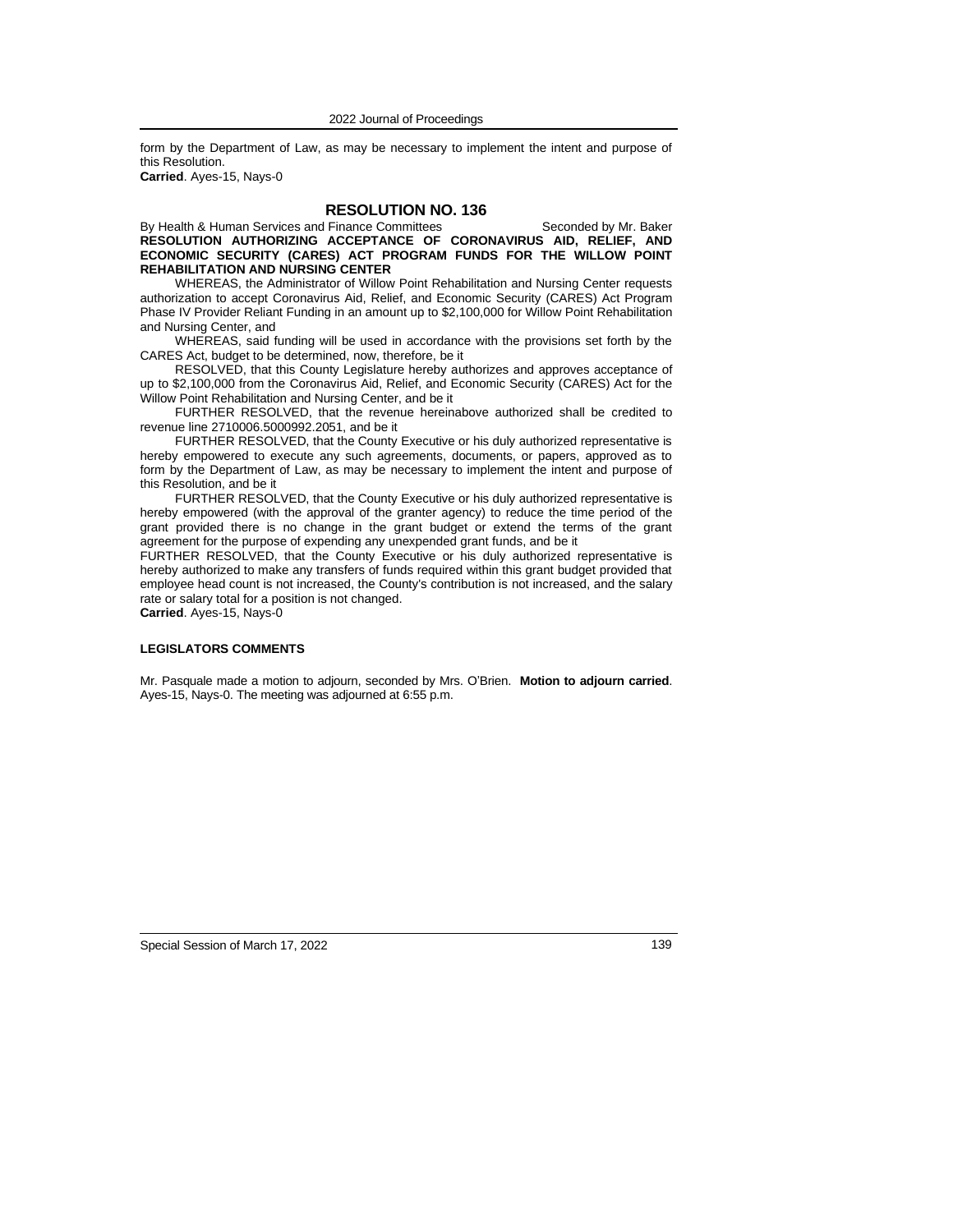form by the Department of Law, as may be necessary to implement the intent and purpose of this Resolution.
**Carried**. Ayes-15, Nays-0

## RESOLUTION NO. 136

By Health & Human Services and Finance Committees Seconded by Mr. Baker

**RESOLUTION AUTHORIZING ACCEPTANCE OF CORONAVIRUS AID, RELIEF, AND ECONOMIC SECURITY (CARES) ACT PROGRAM FUNDS FOR THE WILLOW POINT REHABILITATION AND NURSING CENTER**

WHEREAS, the Administrator of Willow Point Rehabilitation and Nursing Center requests authorization to accept Coronavirus Aid, Relief, and Economic Security (CARES) Act Program Phase IV Provider Reliant Funding in an amount up to $2,100,000 for Willow Point Rehabilitation and Nursing Center, and

WHEREAS, said funding will be used in accordance with the provisions set forth by the CARES Act, budget to be determined, now, therefore, be it

RESOLVED, that this County Legislature hereby authorizes and approves acceptance of up to $2,100,000 from the Coronavirus Aid, Relief, and Economic Security (CARES) Act for the Willow Point Rehabilitation and Nursing Center, and be it

FURTHER RESOLVED, that the revenue hereinabove authorized shall be credited to revenue line 2710006.5000992.2051, and be it

FURTHER RESOLVED, that the County Executive or his duly authorized representative is hereby empowered to execute any such agreements, documents, or papers, approved as to form by the Department of Law, as may be necessary to implement the intent and purpose of this Resolution, and be it

FURTHER RESOLVED, that the County Executive or his duly authorized representative is hereby empowered (with the approval of the granter agency) to reduce the time period of the grant provided there is no change in the grant budget or extend the terms of the grant agreement for the purpose of expending any unexpended grant funds, and be it

FURTHER RESOLVED, that the County Executive or his duly authorized representative is hereby authorized to make any transfers of funds required within this grant budget provided that employee head count is not increased, the County's contribution is not increased, and the salary rate or salary total for a position is not changed.
**Carried**. Ayes-15, Nays-0

**LEGISLATORS COMMENTS**

Mr. Pasquale made a motion to adjourn, seconded by Mrs. O'Brien. **Motion to adjourn carried**. Ayes-15, Nays-0. The meeting was adjourned at 6:55 p.m.